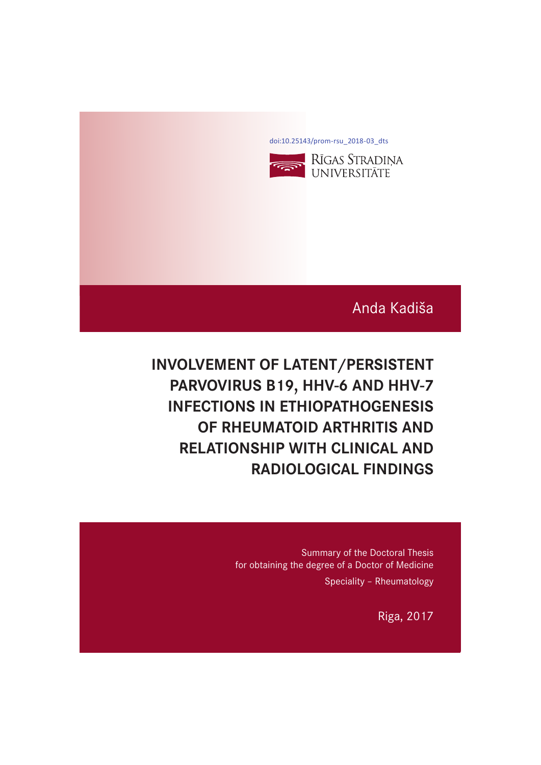doi:10.25143/prom-rsu_2018-03_dts

RĪGAS STRADIŅA UNIVERSITĀTE

Anda Kadiša

# INVOLVEMENT OF LATENT/PERSISTENT PARVOVIRUS B19, HHV-6 AND HHV-7 INFECTIONS IN ETHIOPATHOGENESIS OF RHEUMATOID ARTHRITIS AND RELATIONSHIP WITH CLINICAL AND RADIOLOGICAL FINDINGS

Summary of the Doctoral Thesis
for obtaining the degree of a Doctor of Medicine

Speciality – Rheumatology

Riga, 2017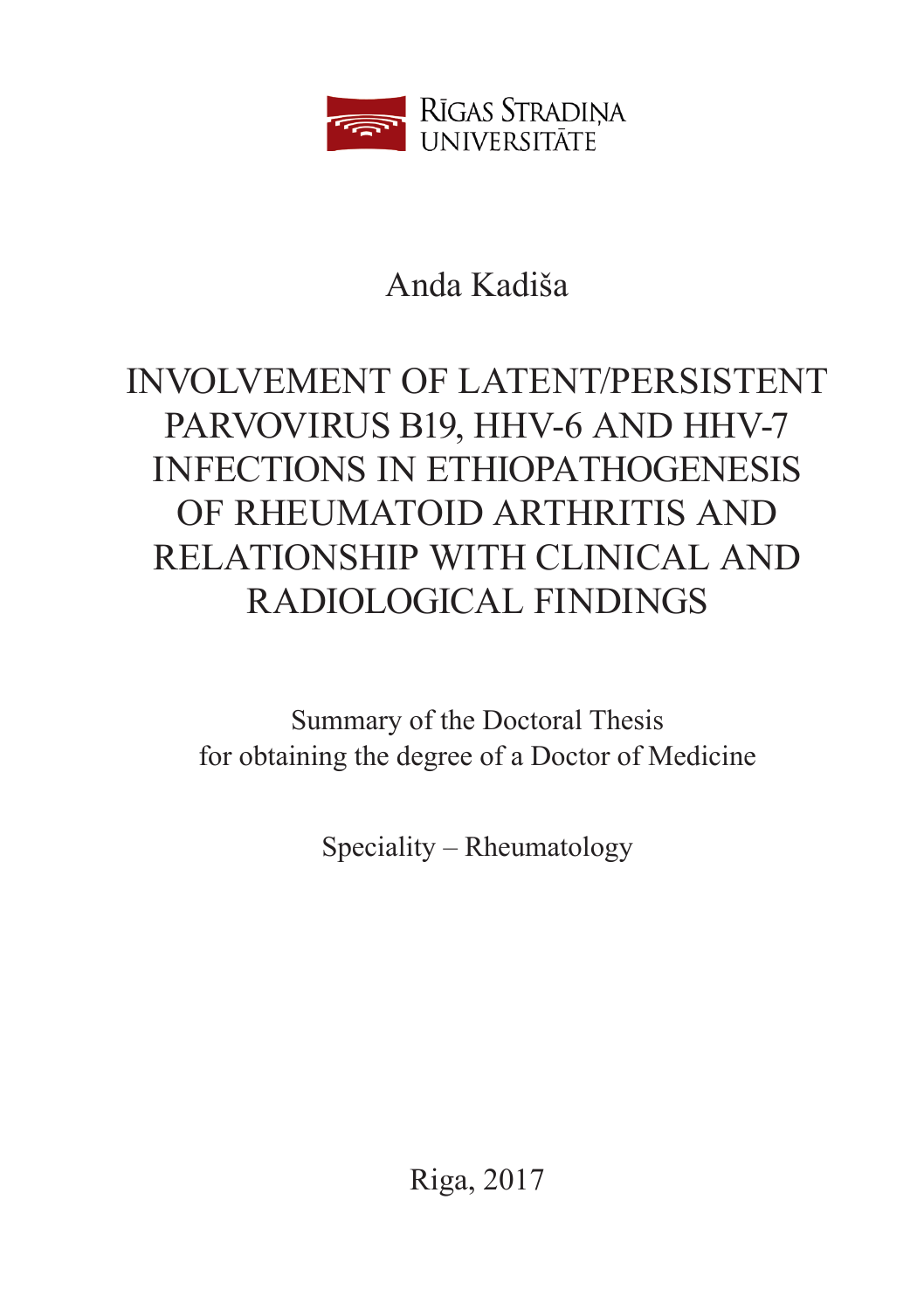RĪGAS STRADIŅA UNIVERSITĀTE

Anda Kadiša

# INVOLVEMENT OF LATENT/PERSISTENT PARVOVIRUS B19, HHV-6 AND HHV-7 INFECTIONS IN ETHIOPATHOGENESIS OF RHEUMATOID ARTHRITIS AND RELATIONSHIP WITH CLINICAL AND RADIOLOGICAL FINDINGS

Summary of the Doctoral Thesis
for obtaining the degree of a Doctor of Medicine

Speciality – Rheumatology

Riga, 2017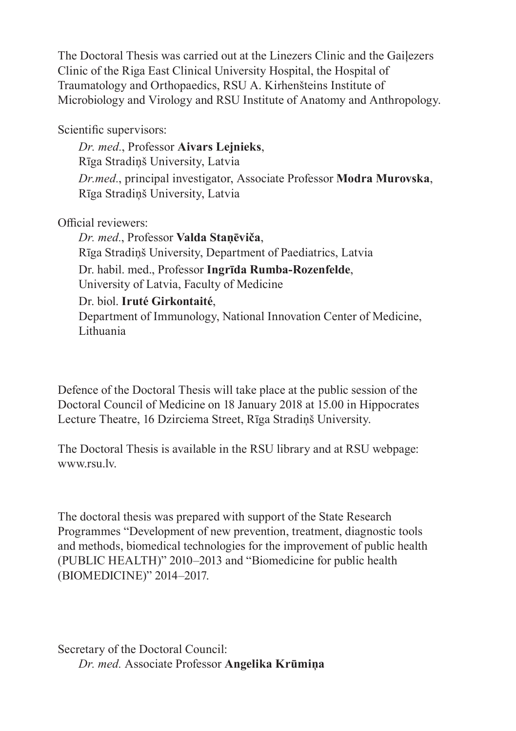The Doctoral Thesis was carried out at the Linezers Clinic and the Gaiļezers Clinic of the Riga East Clinical University Hospital, the Hospital of Traumatology and Orthopaedics, RSU A. Kirhenšteins Institute of Microbiology and Virology and RSU Institute of Anatomy and Anthropology.

Scientific supervisors:

*Dr. med.*, Professor **Aivars Lejnieks**,
Rīga Stradiņš University, Latvia

*Dr.med.*, principal investigator, Associate Professor **Modra Murovska**,
Rīga Stradiņš University, Latvia

Official reviewers:

*Dr. med.*, Professor **Valda Staņēviča**,
Rīga Stradiņš University, Department of Paediatrics, Latvia

Dr. habil. med., Professor **Ingrīda Rumba-Rozenfelde**,
University of Latvia, Faculty of Medicine

Dr. biol. **Iruté Girkontaité**,
Department of Immunology, National Innovation Center of Medicine, Lithuania

Defence of the Doctoral Thesis will take place at the public session of the Doctoral Council of Medicine on 18 January 2018 at 15.00 in Hippocrates Lecture Theatre, 16 Dzirciema Street, Rīga Stradiņš University.

The Doctoral Thesis is available in the RSU library and at RSU webpage: www.rsu.lv.

The doctoral thesis was prepared with support of the State Research Programmes "Development of new prevention, treatment, diagnostic tools and methods, biomedical technologies for the improvement of public health (PUBLIC HEALTH)" 2010–2013 and "Biomedicine for public health (BIOMEDICINE)" 2014–2017.

Secretary of the Doctoral Council:

*Dr. med.* Associate Professor **Angelika Krūmiņa**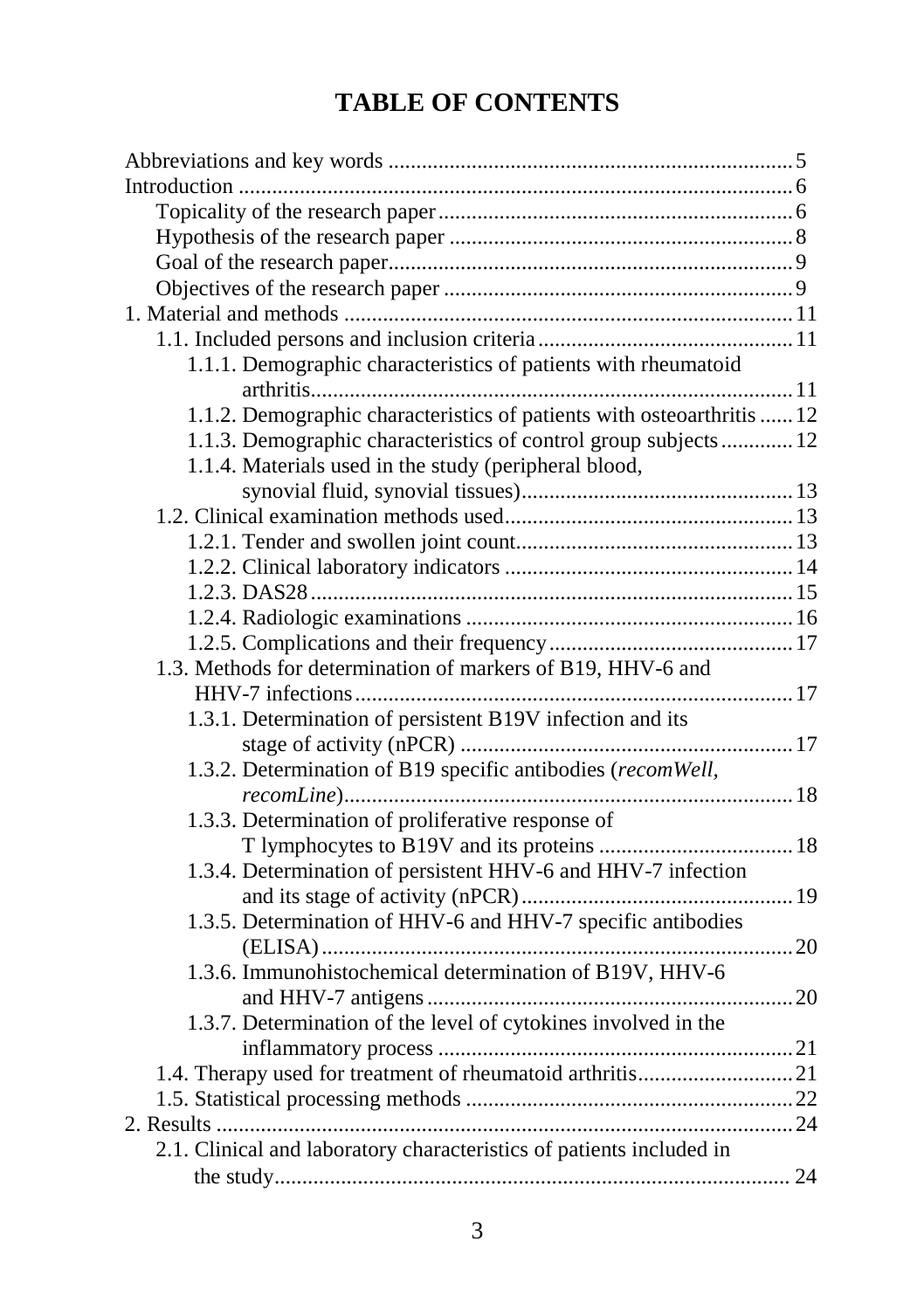# TABLE OF CONTENTS

Abbreviations and key words ........................................................................ 5
Introduction .................................................................................................. 6
  Topicality of the research paper ............................................................... 6
  Hypothesis of the research paper ............................................................. 8
  Goal of the research paper ........................................................................ 9
  Objectives of the research paper .............................................................. 9
1. Material and methods ............................................................................... 11
  1.1. Included persons and inclusion criteria ............................................. 11
    1.1.1. Demographic characteristics of patients with rheumatoid arthritis ....................................................................................... 11
    1.1.2. Demographic characteristics of patients with osteoarthritis ...... 12
    1.1.3. Demographic characteristics of control group subjects ............. 12
    1.1.4. Materials used in the study (peripheral blood, synovial fluid, synovial tissues) ................................................. 13
  1.2. Clinical examination methods used ................................................... 13
    1.2.1. Tender and swollen joint count ................................................. 13
    1.2.2. Clinical laboratory indicators .................................................... 14
    1.2.3. DAS28 ....................................................................................... 15
    1.2.4. Radiologic examinations ........................................................... 16
    1.2.5. Complications and their frequency ............................................ 17
  1.3. Methods for determination of markers of B19, HHV-6 and HHV-7 infections .............................................................................. 17
    1.3.1. Determination of persistent B19V infection and its stage of activity (nPCR) ........................................................... 17
    1.3.2. Determination of B19 specific antibodies (*recomWell*, *recomLine*) ................................................................................ 18
    1.3.3. Determination of proliferative response of T lymphocytes to B19V and its proteins .................................. 18
    1.3.4. Determination of persistent HHV-6 and HHV-7 infection and its stage of activity (nPCR) ................................................ 19
    1.3.5. Determination of HHV-6 and HHV-7 specific antibodies (ELISA) .................................................................................... 20
    1.3.6. Immunohistochemical determination of B19V, HHV-6 and HHV-7 antigens ................................................................. 20
    1.3.7. Determination of the level of cytokines involved in the inflammatory process ................................................................ 21
  1.4. Therapy used for treatment of rheumatoid arthritis ............................ 21
  1.5. Statistical processing methods ........................................................... 22
2. Results ...................................................................................................... 24
  2.1. Clinical and laboratory characteristics of patients included in the study ............................................................................................. 24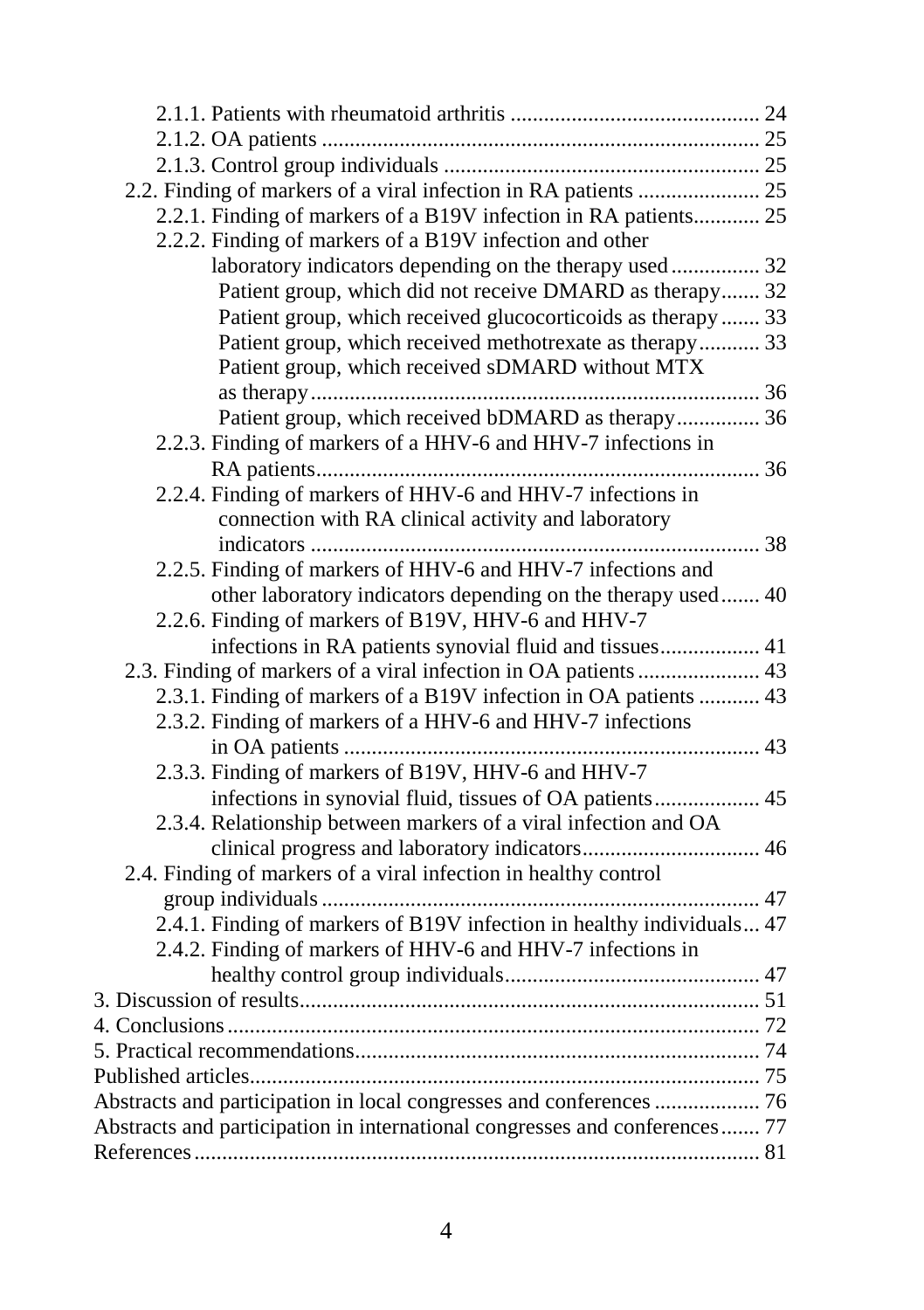- 2.1.1. Patients with rheumatoid arthritis ............................................ 24
- 2.1.2. OA patients .............................................................................. 25
- 2.1.3. Control group individuals ......................................................... 25

2.2. Finding of markers of a viral infection in RA patients ...................... 25

- 2.2.1. Finding of markers of a B19V infection in RA patients............ 25
- 2.2.2. Finding of markers of a B19V infection and other laboratory indicators depending on the therapy used ................ 32
  - Patient group, which did not receive DMARD as therapy....... 32
  - Patient group, which received glucocorticoids as therapy ....... 33
  - Patient group, which received methotrexate as therapy........... 33
  - Patient group, which received sDMARD without MTX as therapy................................................................................ 36
  - Patient group, which received bDMARD as therapy............... 36
- 2.2.3. Finding of markers of a HHV-6 and HHV-7 infections in RA patients............................................................................... 36
- 2.2.4. Finding of markers of HHV-6 and HHV-7 infections in connection with RA clinical activity and laboratory indicators ................................................................................ 38
- 2.2.5. Finding of markers of HHV-6 and HHV-7 infections and other laboratory indicators depending on the therapy used....... 40
- 2.2.6. Finding of markers of B19V, HHV-6 and HHV-7 infections in RA patients synovial fluid and tissues.................. 41

2.3. Finding of markers of a viral infection in OA patients ...................... 43

- 2.3.1. Finding of markers of a B19V infection in OA patients ........... 43
- 2.3.2. Finding of markers of a HHV-6 and HHV-7 infections in OA patients .......................................................................... 43
- 2.3.3. Finding of markers of B19V, HHV-6 and HHV-7 infections in synovial fluid, tissues of OA patients.................. 45
- 2.3.4. Relationship between markers of a viral infection and OA clinical progress and laboratory indicators................................ 46

2.4. Finding of markers of a viral infection in healthy control group individuals .............................................................................. 47

- 2.4.1. Finding of markers of B19V infection in healthy individuals... 47
- 2.4.2. Finding of markers of HHV-6 and HHV-7 infections in healthy control group individuals............................................. 47

3. Discussion of results.................................................................................. 51
4. Conclusions............................................................................................... 72
5. Practical recommendations........................................................................ 74

Published articles........................................................................................... 75

Abstracts and participation in local congresses and conferences ................... 76

Abstracts and participation in international congresses and conferences....... 77

References...................................................................................................... 81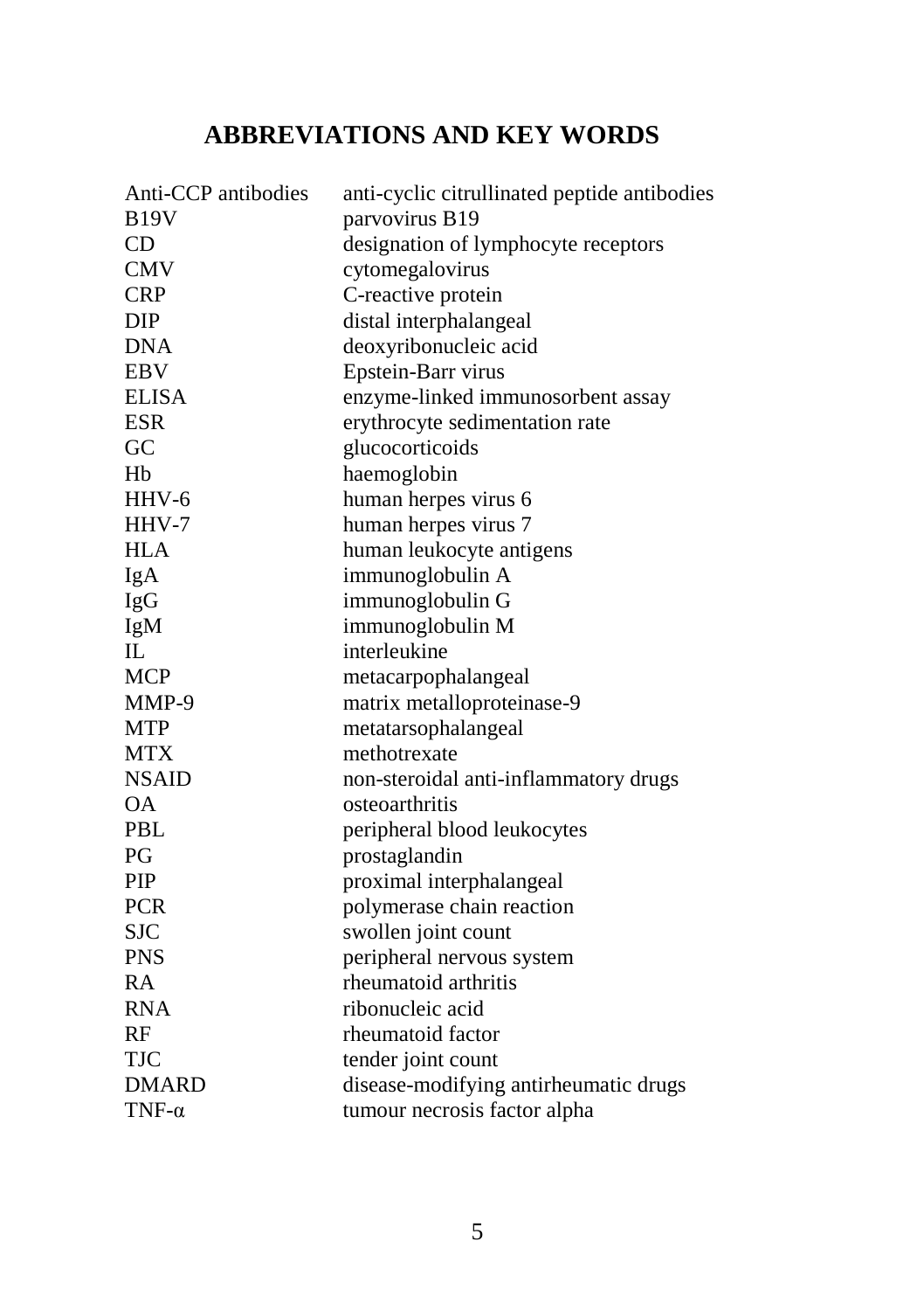# ABBREVIATIONS AND KEY WORDS

| | |
|---|---|
| Anti-CCP antibodies | anti-cyclic citrullinated peptide antibodies |
| B19V | parvovirus B19 |
| CD | designation of lymphocyte receptors |
| CMV | cytomegalovirus |
| CRP | C-reactive protein |
| DIP | distal interphalangeal |
| DNA | deoxyribonucleic acid |
| EBV | Epstein-Barr virus |
| ELISA | enzyme-linked immunosorbent assay |
| ESR | erythrocyte sedimentation rate |
| GC | glucocorticoids |
| Hb | haemoglobin |
| HHV-6 | human herpes virus 6 |
| HHV-7 | human herpes virus 7 |
| HLA | human leukocyte antigens |
| IgA | immunoglobulin A |
| IgG | immunoglobulin G |
| IgM | immunoglobulin M |
| IL | interleukine |
| MCP | metacarpophalangeal |
| MMP-9 | matrix metalloproteinase-9 |
| MTP | metatarsophalangeal |
| MTX | methotrexate |
| NSAID | non-steroidal anti-inflammatory drugs |
| OA | osteoarthritis |
| PBL | peripheral blood leukocytes |
| PG | prostaglandin |
| PIP | proximal interphalangeal |
| PCR | polymerase chain reaction |
| SJC | swollen joint count |
| PNS | peripheral nervous system |
| RA | rheumatoid arthritis |
| RNA | ribonucleic acid |
| RF | rheumatoid factor |
| TJC | tender joint count |
| DMARD | disease-modifying antirheumatic drugs |
| TNF-α | tumour necrosis factor alpha |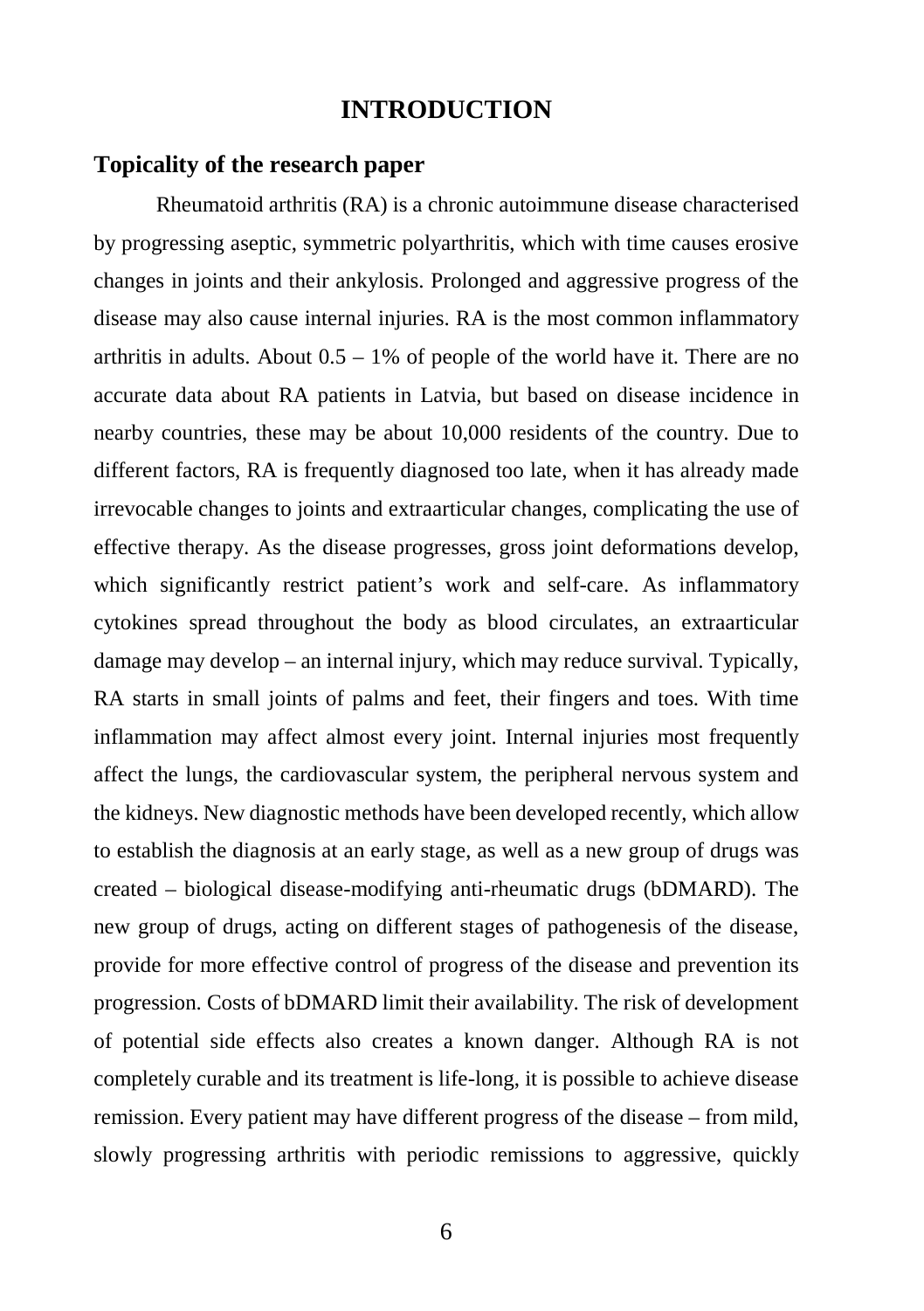# INTRODUCTION

## Topicality of the research paper

Rheumatoid arthritis (RA) is a chronic autoimmune disease characterised by progressing aseptic, symmetric polyarthritis, which with time causes erosive changes in joints and their ankylosis. Prolonged and aggressive progress of the disease may also cause internal injuries. RA is the most common inflammatory arthritis in adults. About 0.5 – 1% of people of the world have it. There are no accurate data about RA patients in Latvia, but based on disease incidence in nearby countries, these may be about 10,000 residents of the country. Due to different factors, RA is frequently diagnosed too late, when it has already made irrevocable changes to joints and extraarticular changes, complicating the use of effective therapy. As the disease progresses, gross joint deformations develop, which significantly restrict patient's work and self-care. As inflammatory cytokines spread throughout the body as blood circulates, an extraarticular damage may develop – an internal injury, which may reduce survival. Typically, RA starts in small joints of palms and feet, their fingers and toes. With time inflammation may affect almost every joint. Internal injuries most frequently affect the lungs, the cardiovascular system, the peripheral nervous system and the kidneys. New diagnostic methods have been developed recently, which allow to establish the diagnosis at an early stage, as well as a new group of drugs was created – biological disease-modifying anti-rheumatic drugs (bDMARD). The new group of drugs, acting on different stages of pathogenesis of the disease, provide for more effective control of progress of the disease and prevention its progression. Costs of bDMARD limit their availability. The risk of development of potential side effects also creates a known danger. Although RA is not completely curable and its treatment is life-long, it is possible to achieve disease remission. Every patient may have different progress of the disease – from mild, slowly progressing arthritis with periodic remissions to aggressive, quickly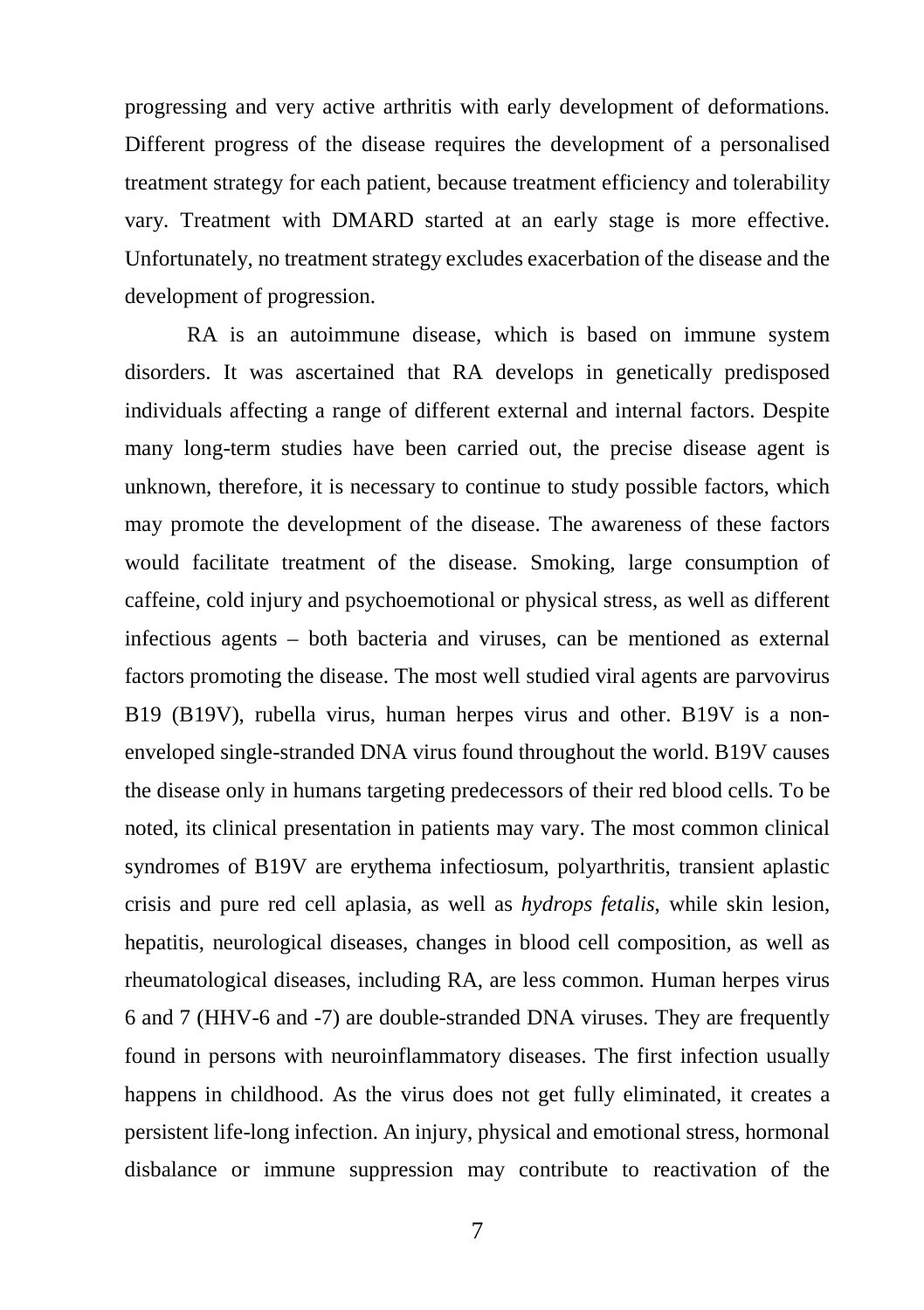progressing and very active arthritis with early development of deformations. Different progress of the disease requires the development of a personalised treatment strategy for each patient, because treatment efficiency and tolerability vary. Treatment with DMARD started at an early stage is more effective. Unfortunately, no treatment strategy excludes exacerbation of the disease and the development of progression.

RA is an autoimmune disease, which is based on immune system disorders. It was ascertained that RA develops in genetically predisposed individuals affecting a range of different external and internal factors. Despite many long-term studies have been carried out, the precise disease agent is unknown, therefore, it is necessary to continue to study possible factors, which may promote the development of the disease. The awareness of these factors would facilitate treatment of the disease. Smoking, large consumption of caffeine, cold injury and psychoemotional or physical stress, as well as different infectious agents – both bacteria and viruses, can be mentioned as external factors promoting the disease. The most well studied viral agents are parvovirus B19 (B19V), rubella virus, human herpes virus and other. B19V is a non-enveloped single-stranded DNA virus found throughout the world. B19V causes the disease only in humans targeting predecessors of their red blood cells. To be noted, its clinical presentation in patients may vary. The most common clinical syndromes of B19V are erythema infectiosum, polyarthritis, transient aplastic crisis and pure red cell aplasia, as well as *hydrops fetalis*, while skin lesion, hepatitis, neurological diseases, changes in blood cell composition, as well as rheumatological diseases, including RA, are less common. Human herpes virus 6 and 7 (HHV-6 and -7) are double-stranded DNA viruses. They are frequently found in persons with neuroinflammatory diseases. The first infection usually happens in childhood. As the virus does not get fully eliminated, it creates a persistent life-long infection. An injury, physical and emotional stress, hormonal disbalance or immune suppression may contribute to reactivation of the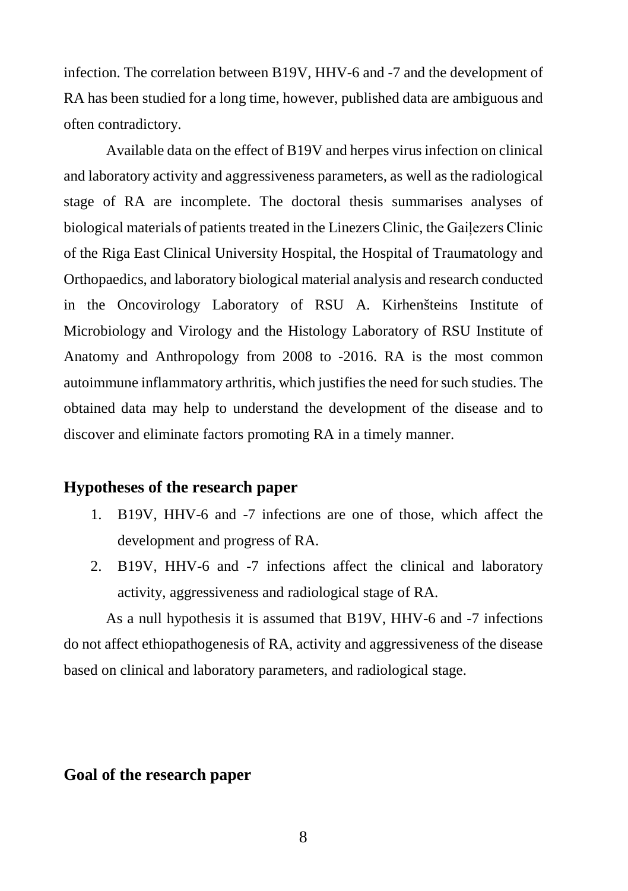infection. The correlation between B19V, HHV-6 and -7 and the development of RA has been studied for a long time, however, published data are ambiguous and often contradictory.

Available data on the effect of B19V and herpes virus infection on clinical and laboratory activity and aggressiveness parameters, as well as the radiological stage of RA are incomplete. The doctoral thesis summarises analyses of biological materials of patients treated in the Linezers Clinic, the Gaiļezers Clinic of the Riga East Clinical University Hospital, the Hospital of Traumatology and Orthopaedics, and laboratory biological material analysis and research conducted in the Oncovirology Laboratory of RSU A. Kirhenšteins Institute of Microbiology and Virology and the Histology Laboratory of RSU Institute of Anatomy and Anthropology from 2008 to -2016. RA is the most common autoimmune inflammatory arthritis, which justifies the need for such studies. The obtained data may help to understand the development of the disease and to discover and eliminate factors promoting RA in a timely manner.

## Hypotheses of the research paper

1. B19V, HHV-6 and -7 infections are one of those, which affect the development and progress of RA.
2. B19V, HHV-6 and -7 infections affect the clinical and laboratory activity, aggressiveness and radiological stage of RA.

As a null hypothesis it is assumed that B19V, HHV-6 and -7 infections do not affect ethiopathogenesis of RA, activity and aggressiveness of the disease based on clinical and laboratory parameters, and radiological stage.

## Goal of the research paper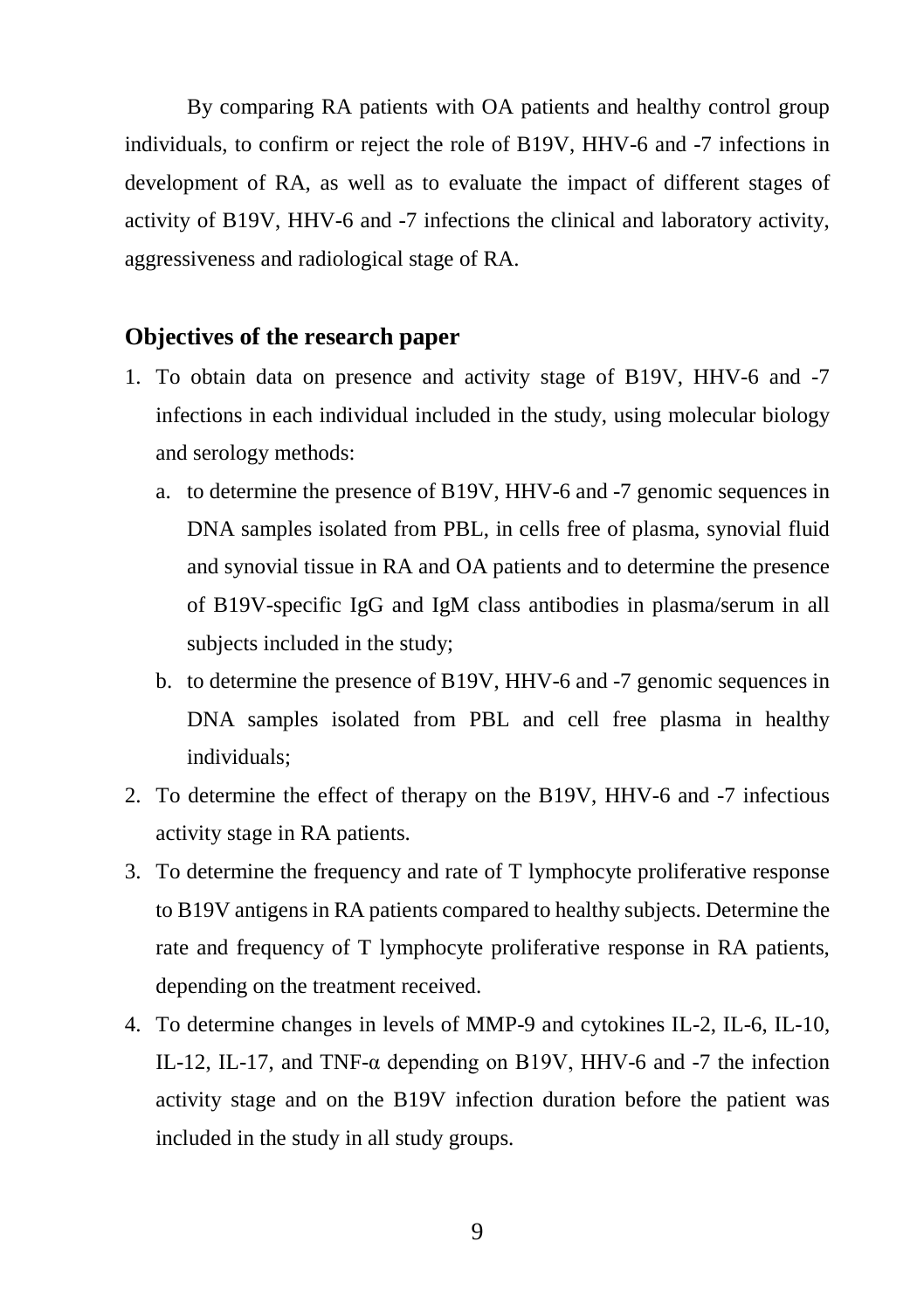By comparing RA patients with OA patients and healthy control group individuals, to confirm or reject the role of B19V, HHV-6 and -7 infections in development of RA, as well as to evaluate the impact of different stages of activity of B19V, HHV-6 and -7 infections the clinical and laboratory activity, aggressiveness and radiological stage of RA.

## Objectives of the research paper

1. To obtain data on presence and activity stage of B19V, HHV-6 and -7 infections in each individual included in the study, using molecular biology and serology methods:
   a. to determine the presence of B19V, HHV-6 and -7 genomic sequences in DNA samples isolated from PBL, in cells free of plasma, synovial fluid and synovial tissue in RA and OA patients and to determine the presence of B19V-specific IgG and IgM class antibodies in plasma/serum in all subjects included in the study;
   b. to determine the presence of B19V, HHV-6 and -7 genomic sequences in DNA samples isolated from PBL and cell free plasma in healthy individuals;
2. To determine the effect of therapy on the B19V, HHV-6 and -7 infectious activity stage in RA patients.
3. To determine the frequency and rate of T lymphocyte proliferative response to B19V antigens in RA patients compared to healthy subjects. Determine the rate and frequency of T lymphocyte proliferative response in RA patients, depending on the treatment received.
4. To determine changes in levels of MMP-9 and cytokines IL-2, IL-6, IL-10, IL-12, IL-17, and TNF-α depending on B19V, HHV-6 and -7 the infection activity stage and on the B19V infection duration before the patient was included in the study in all study groups.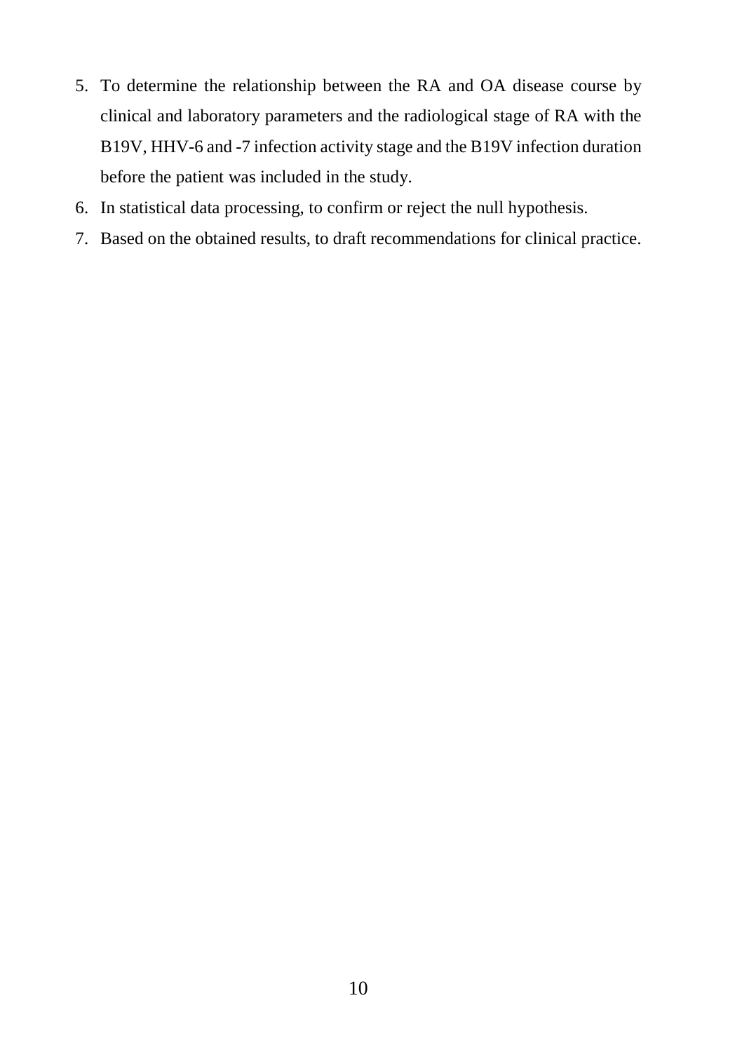5. To determine the relationship between the RA and OA disease course by clinical and laboratory parameters and the radiological stage of RA with the B19V, HHV-6 and -7 infection activity stage and the B19V infection duration before the patient was included in the study.
6. In statistical data processing, to confirm or reject the null hypothesis.
7. Based on the obtained results, to draft recommendations for clinical practice.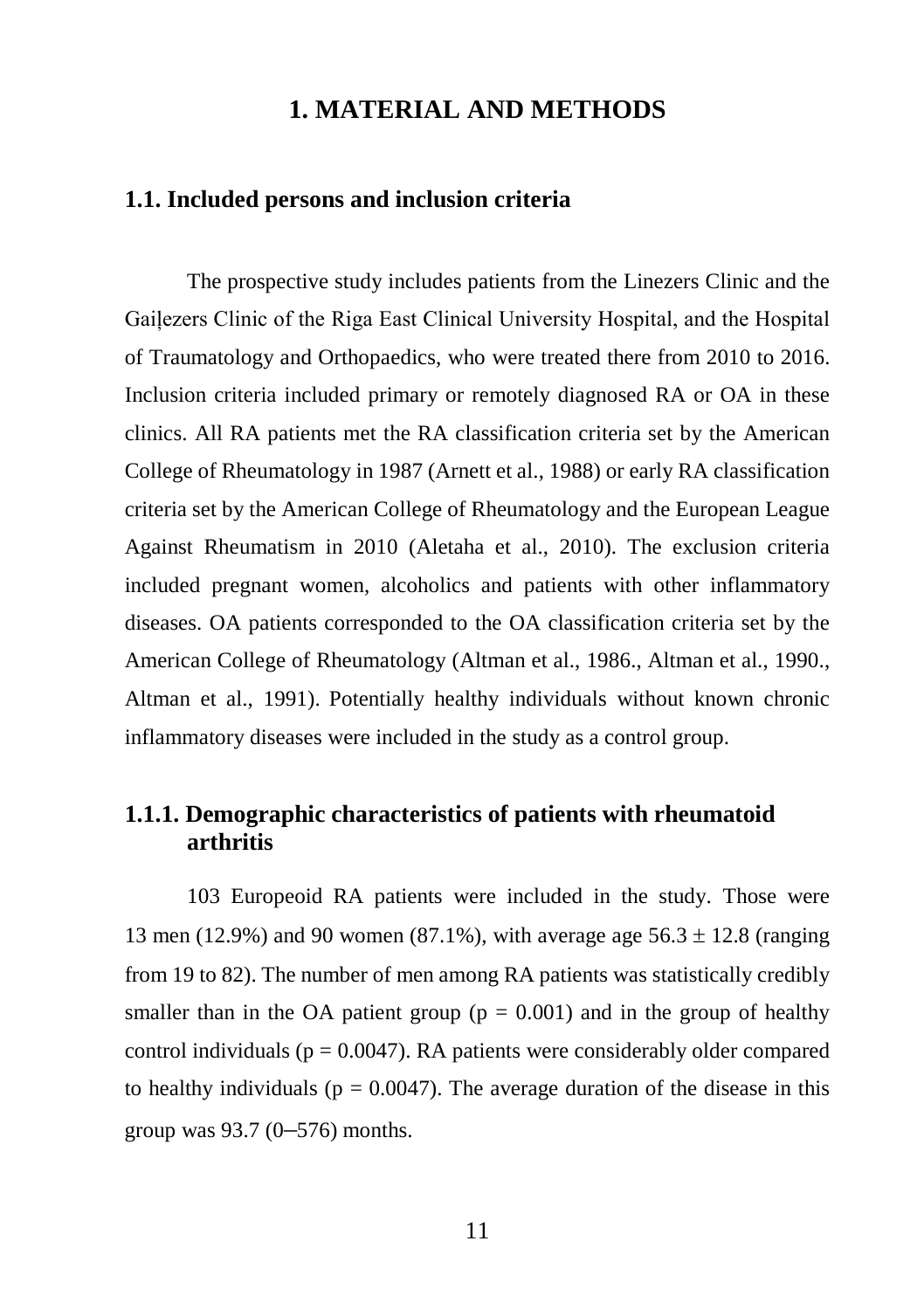# 1. MATERIAL AND METHODS

## 1.1. Included persons and inclusion criteria

The prospective study includes patients from the Linezers Clinic and the Gaiļezers Clinic of the Riga East Clinical University Hospital, and the Hospital of Traumatology and Orthopaedics, who were treated there from 2010 to 2016. Inclusion criteria included primary or remotely diagnosed RA or OA in these clinics. All RA patients met the RA classification criteria set by the American College of Rheumatology in 1987 (Arnett et al., 1988) or early RA classification criteria set by the American College of Rheumatology and the European League Against Rheumatism in 2010 (Aletaha et al., 2010). The exclusion criteria included pregnant women, alcoholics and patients with other inflammatory diseases. OA patients corresponded to the OA classification criteria set by the American College of Rheumatology (Altman et al., 1986., Altman et al., 1990., Altman et al., 1991). Potentially healthy individuals without known chronic inflammatory diseases were included in the study as a control group.

### 1.1.1. Demographic characteristics of patients with rheumatoid arthritis

103 Europeoid RA patients were included in the study. Those were 13 men (12.9%) and 90 women (87.1%), with average age $56.3 \pm 12.8$ (ranging from 19 to 82). The number of men among RA patients was statistically credibly smaller than in the OA patient group ($p = 0.001$) and in the group of healthy control individuals ($p = 0.0047$). RA patients were considerably older compared to healthy individuals ($p = 0.0047$). The average duration of the disease in this group was 93.7 (0–576) months.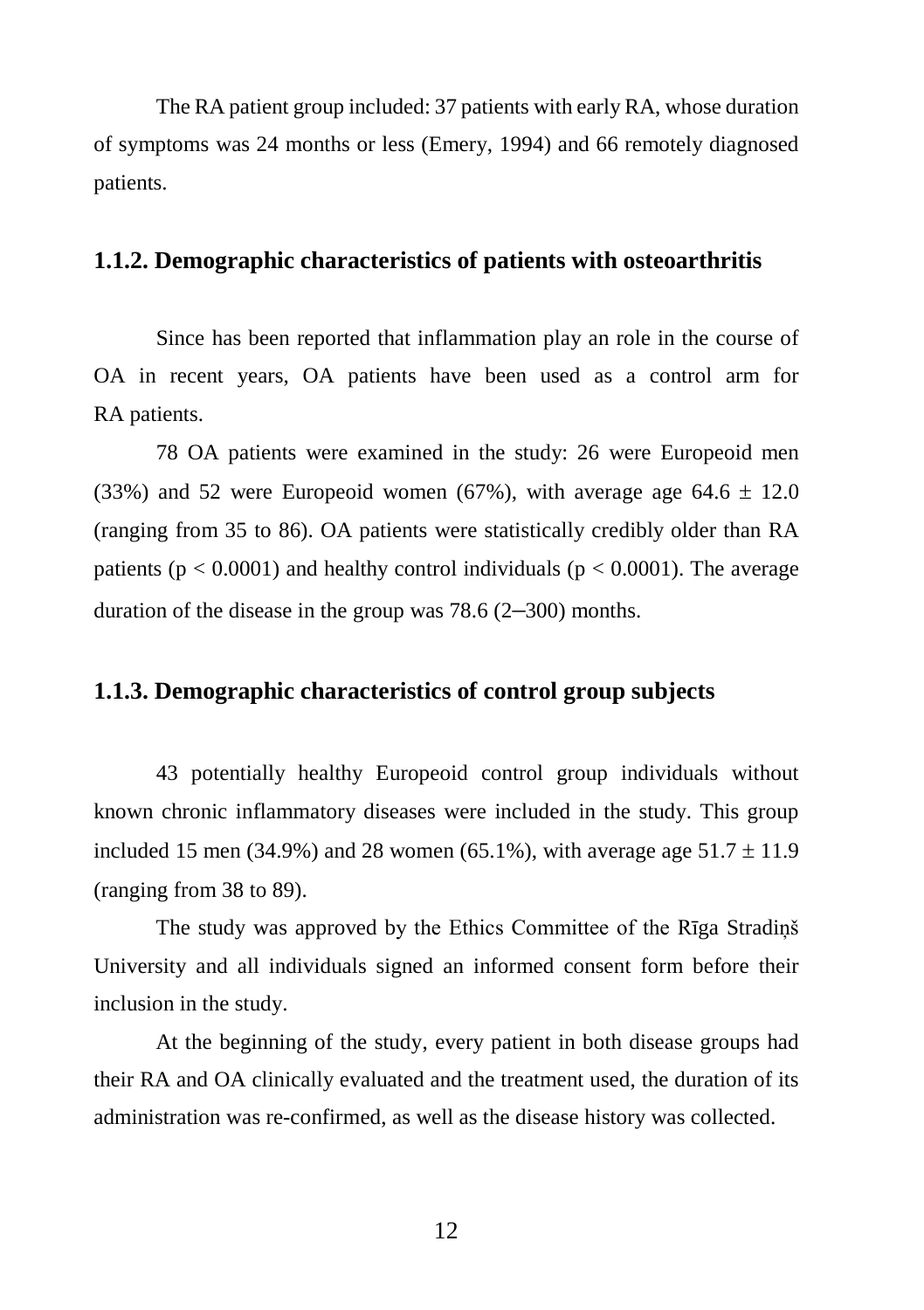The RA patient group included: 37 patients with early RA, whose duration of symptoms was 24 months or less (Emery, 1994) and 66 remotely diagnosed patients.

### 1.1.2. Demographic characteristics of patients with osteoarthritis

Since has been reported that inflammation play an role in the course of OA in recent years, OA patients have been used as a control arm for RA patients.

78 OA patients were examined in the study: 26 were Europeoid men (33%) and 52 were Europeoid women (67%), with average age $64.6 \pm 12.0$ (ranging from 35 to 86). OA patients were statistically credibly older than RA patients ($p < 0.0001$) and healthy control individuals ($p < 0.0001$). The average duration of the disease in the group was 78.6 (2–300) months.

### 1.1.3. Demographic characteristics of control group subjects

43 potentially healthy Europeoid control group individuals without known chronic inflammatory diseases were included in the study. This group included 15 men (34.9%) and 28 women (65.1%), with average age $51.7 \pm 11.9$ (ranging from 38 to 89).

The study was approved by the Ethics Committee of the Rīga Stradiņš University and all individuals signed an informed consent form before their inclusion in the study.

At the beginning of the study, every patient in both disease groups had their RA and OA clinically evaluated and the treatment used, the duration of its administration was re-confirmed, as well as the disease history was collected.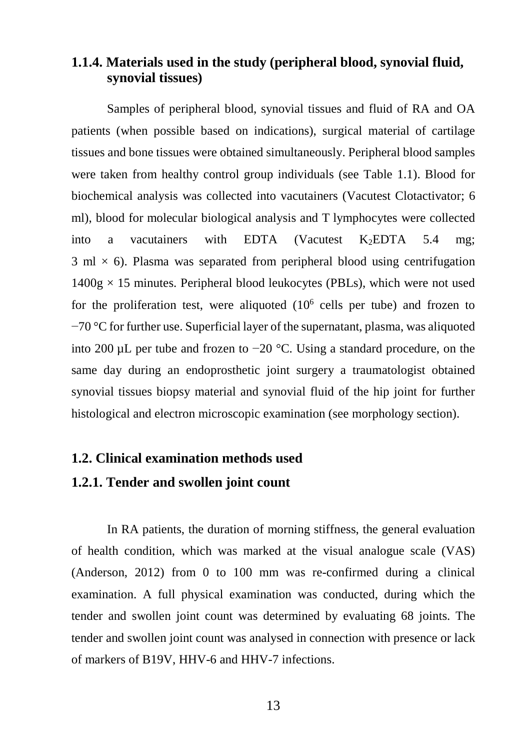### 1.1.4. Materials used in the study (peripheral blood, synovial fluid, synovial tissues)

Samples of peripheral blood, synovial tissues and fluid of RA and OA patients (when possible based on indications), surgical material of cartilage tissues and bone tissues were obtained simultaneously. Peripheral blood samples were taken from healthy control group individuals (see Table 1.1). Blood for biochemical analysis was collected into vacutainers (Vacutest Clotactivator; 6 ml), blood for molecular biological analysis and T lymphocytes were collected into a vacutainers with EDTA (Vacutest $K_2EDTA$ 5.4 mg; 3 ml $\times$ 6). Plasma was separated from peripheral blood using centrifugation 1400g $\times$ 15 minutes. Peripheral blood leukocytes (PBLs), which were not used for the proliferation test, were aliquoted ($10^6$ cells per tube) and frozen to −70 °C for further use. Superficial layer of the supernatant, plasma, was aliquoted into 200 µL per tube and frozen to −20 °C. Using a standard procedure, on the same day during an endoprosthetic joint surgery a traumatologist obtained synovial tissues biopsy material and synovial fluid of the hip joint for further histological and electron microscopic examination (see morphology section).

## 1.2. Clinical examination methods used

### 1.2.1. Tender and swollen joint count

In RA patients, the duration of morning stiffness, the general evaluation of health condition, which was marked at the visual analogue scale (VAS) (Anderson, 2012) from 0 to 100 mm was re-confirmed during a clinical examination. A full physical examination was conducted, during which the tender and swollen joint count was determined by evaluating 68 joints. The tender and swollen joint count was analysed in connection with presence or lack of markers of B19V, HHV-6 and HHV-7 infections.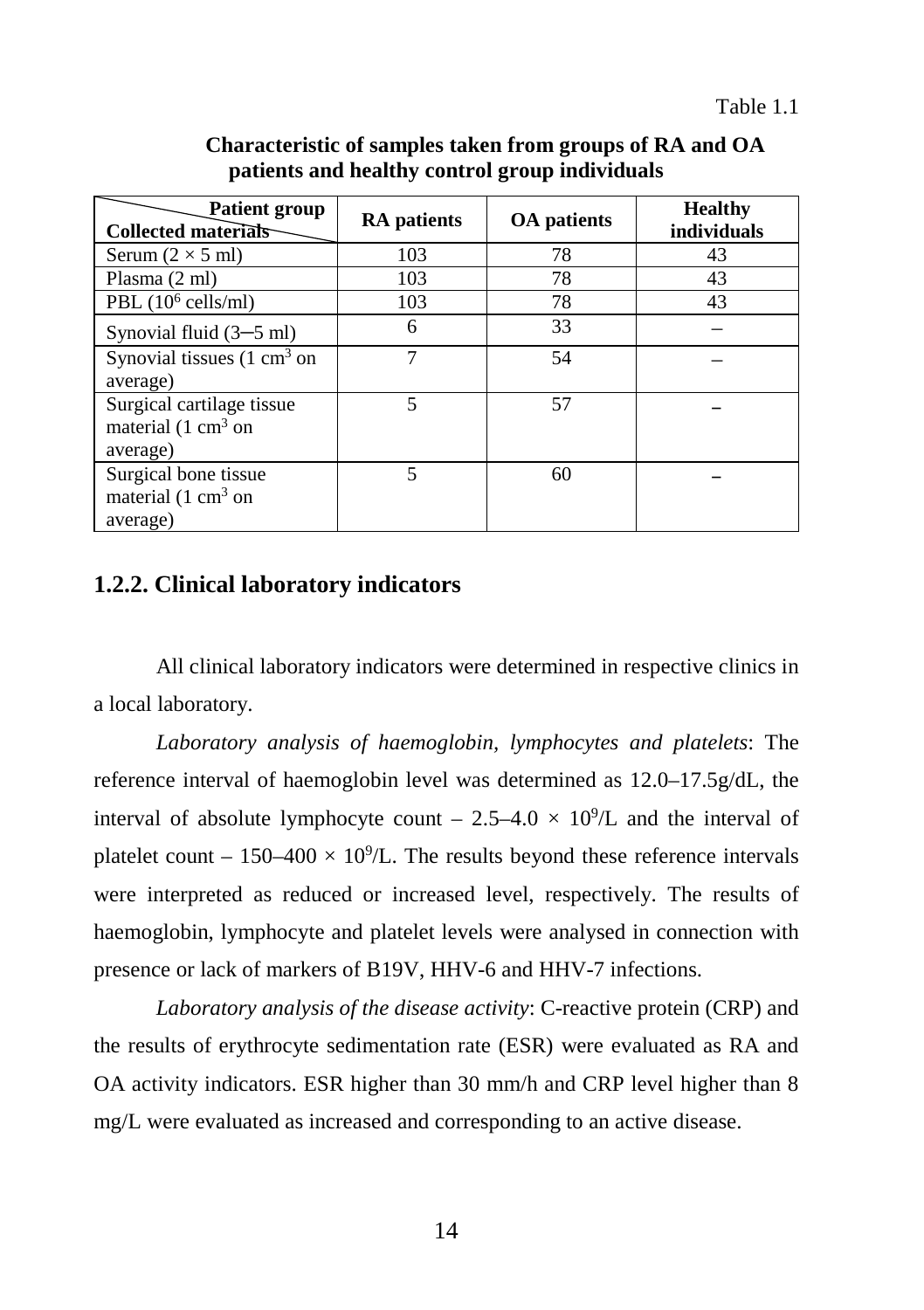Table 1.1

**Characteristic of samples taken from groups of RA and OA patients and healthy control group individuals**

| Patient group / Collected materials | RA patients | OA patients | Healthy individuals |
|---|---|---|---|
| Serum (2 × 5 ml) | 103 | 78 | 43 |
| Plasma (2 ml) | 103 | 78 | 43 |
| PBL ($10^6$ cells/ml) | 103 | 78 | 43 |
| Synovial fluid (3–5 ml) | 6 | 33 | – |
| Synovial tissues (1 $cm^3$ on average) | 7 | 54 | – |
| Surgical cartilage tissue material (1 $cm^3$ on average) | 5 | 57 | – |
| Surgical bone tissue material (1 $cm^3$ on average) | 5 | 60 | – |

## 1.2.2. Clinical laboratory indicators

All clinical laboratory indicators were determined in respective clinics in a local laboratory.

*Laboratory analysis of haemoglobin, lymphocytes and platelets*: The reference interval of haemoglobin level was determined as 12.0–17.5g/dL, the interval of absolute lymphocyte count – 2.5–4.0 × $10^9$/L and the interval of platelet count – 150–400 × $10^9$/L. The results beyond these reference intervals were interpreted as reduced or increased level, respectively. The results of haemoglobin, lymphocyte and platelet levels were analysed in connection with presence or lack of markers of B19V, HHV-6 and HHV-7 infections.

*Laboratory analysis of the disease activity*: C-reactive protein (CRP) and the results of erythrocyte sedimentation rate (ESR) were evaluated as RA and OA activity indicators. ESR higher than 30 mm/h and CRP level higher than 8 mg/L were evaluated as increased and corresponding to an active disease.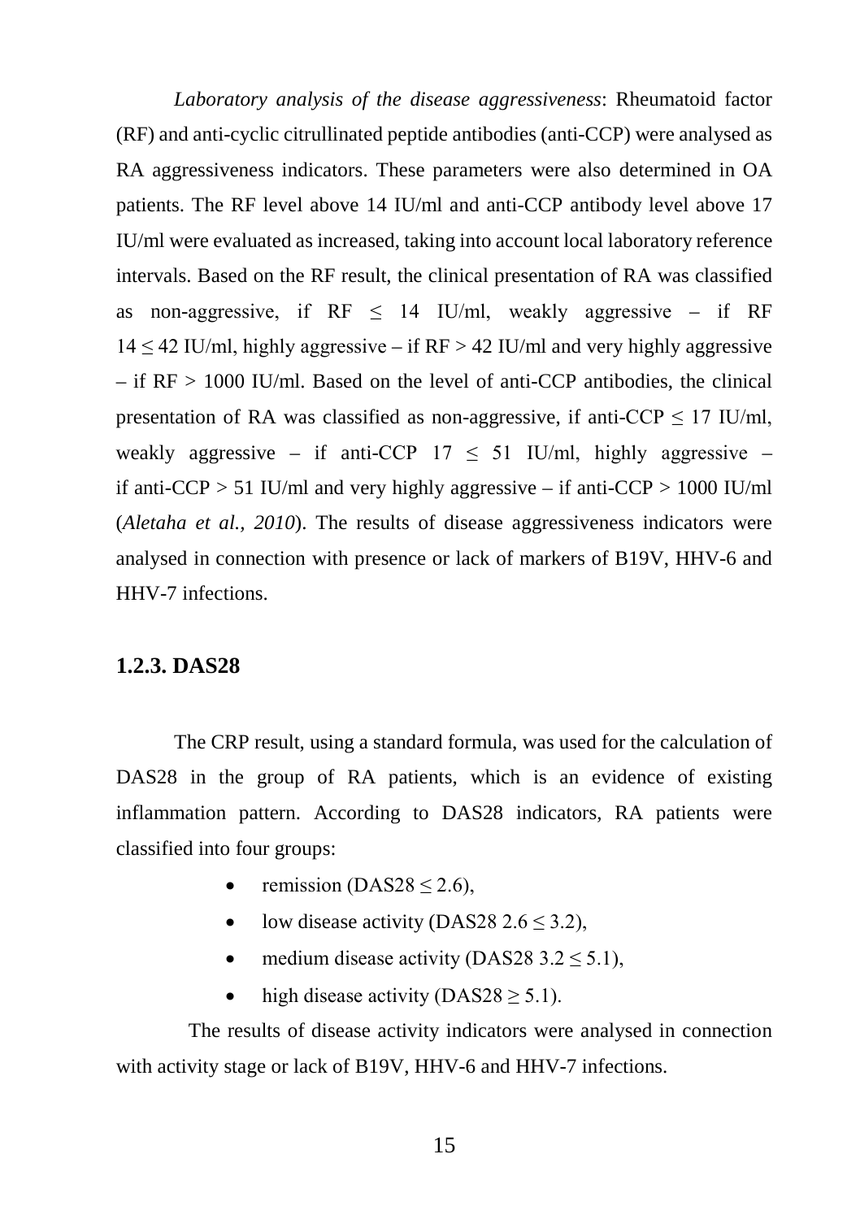*Laboratory analysis of the disease aggressiveness*: Rheumatoid factor (RF) and anti-cyclic citrullinated peptide antibodies (anti-CCP) were analysed as RA aggressiveness indicators. These parameters were also determined in OA patients. The RF level above 14 IU/ml and anti-CCP antibody level above 17 IU/ml were evaluated as increased, taking into account local laboratory reference intervals. Based on the RF result, the clinical presentation of RA was classified as non-aggressive, if RF $\leq$ 14 IU/ml, weakly aggressive – if RF 14 $\leq$ 42 IU/ml, highly aggressive – if RF > 42 IU/ml and very highly aggressive – if RF > 1000 IU/ml. Based on the level of anti-CCP antibodies, the clinical presentation of RA was classified as non-aggressive, if anti-CCP $\leq$ 17 IU/ml, weakly aggressive – if anti-CCP 17 $\leq$ 51 IU/ml, highly aggressive – if anti-CCP > 51 IU/ml and very highly aggressive – if anti-CCP > 1000 IU/ml (*Aletaha et al., 2010*). The results of disease aggressiveness indicators were analysed in connection with presence or lack of markers of B19V, HHV-6 and HHV-7 infections.

### 1.2.3. DAS28

The CRP result, using a standard formula, was used for the calculation of DAS28 in the group of RA patients, which is an evidence of existing inflammation pattern. According to DAS28 indicators, RA patients were classified into four groups:

- remission (DAS28 $\leq$ 2.6),
- low disease activity (DAS28 2.6 $\leq$ 3.2),
- medium disease activity (DAS28 3.2 $\leq$ 5.1),
- high disease activity (DAS28 $\geq$ 5.1).

The results of disease activity indicators were analysed in connection with activity stage or lack of B19V, HHV-6 and HHV-7 infections.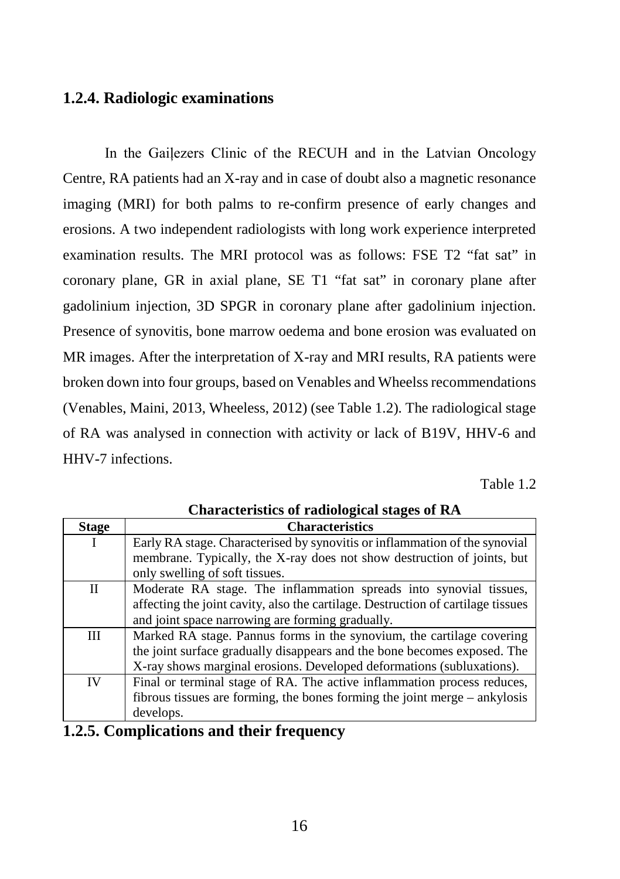### 1.2.4. Radiologic examinations

In the Gaiļezers Clinic of the RECUH and in the Latvian Oncology Centre, RA patients had an X-ray and in case of doubt also a magnetic resonance imaging (MRI) for both palms to re-confirm presence of early changes and erosions. A two independent radiologists with long work experience interpreted examination results. The MRI protocol was as follows: FSE T2 "fat sat" in coronary plane, GR in axial plane, SE T1 "fat sat" in coronary plane after gadolinium injection, 3D SPGR in coronary plane after gadolinium injection. Presence of synovitis, bone marrow oedema and bone erosion was evaluated on MR images. After the interpretation of X-ray and MRI results, RA patients were broken down into four groups, based on Venables and Wheelss recommendations (Venables, Maini, 2013, Wheeless, 2012) (see Table 1.2). The radiological stage of RA was analysed in connection with activity or lack of B19V, HHV-6 and HHV-7 infections.

Table 1.2

**Characteristics of radiological stages of RA**

| Stage | Characteristics |
|---|---|
| I | Early RA stage. Characterised by synovitis or inflammation of the synovial membrane. Typically, the X-ray does not show destruction of joints, but only swelling of soft tissues. |
| II | Moderate RA stage. The inflammation spreads into synovial tissues, affecting the joint cavity, also the cartilage. Destruction of cartilage tissues and joint space narrowing are forming gradually. |
| III | Marked RA stage. Pannus forms in the synovium, the cartilage covering the joint surface gradually disappears and the bone becomes exposed. The X-ray shows marginal erosions. Developed deformations (subluxations). |
| IV | Final or terminal stage of RA. The active inflammation process reduces, fibrous tissues are forming, the bones forming the joint merge – ankylosis develops. |

### 1.2.5. Complications and their frequency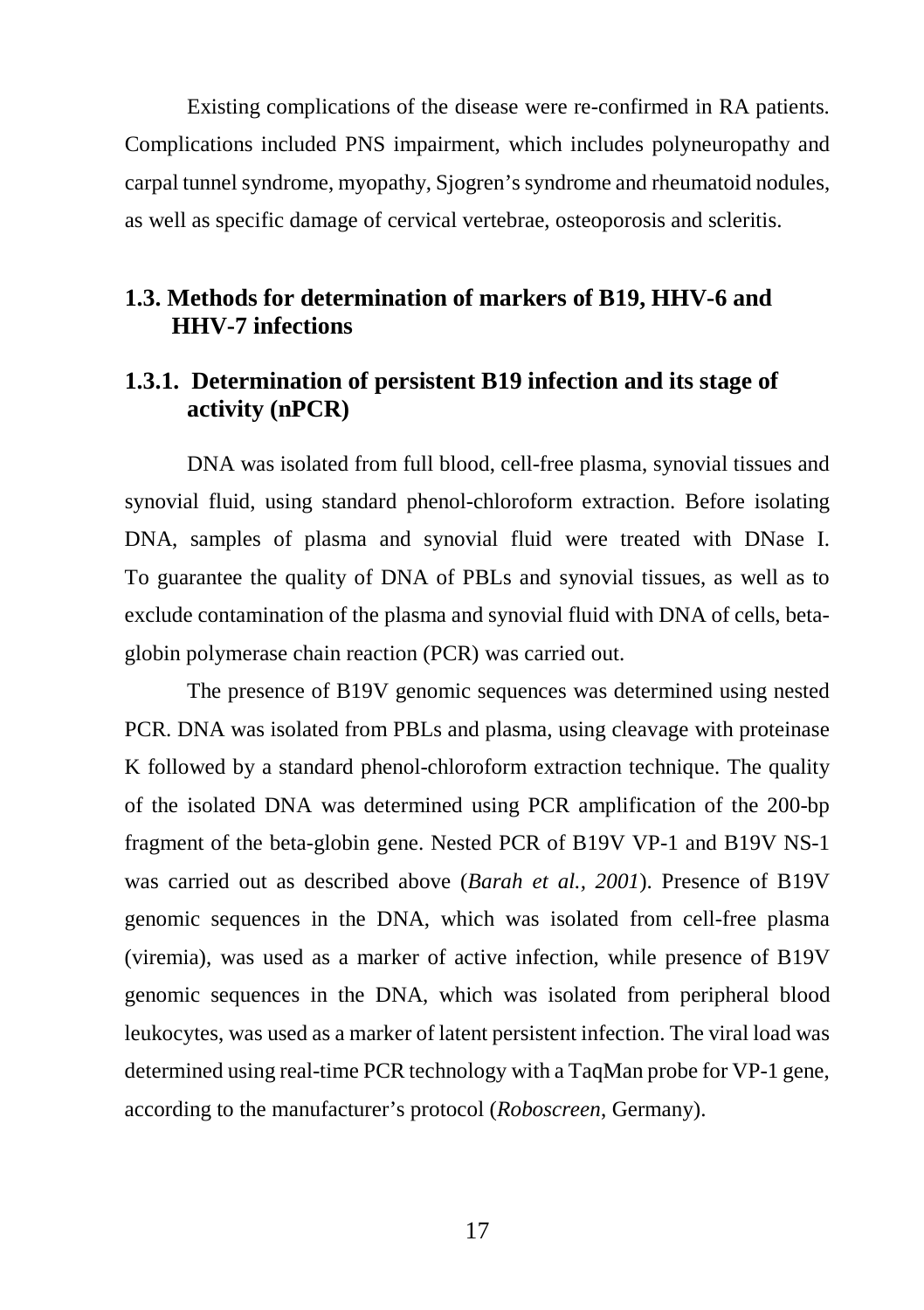Existing complications of the disease were re-confirmed in RA patients. Complications included PNS impairment, which includes polyneuropathy and carpal tunnel syndrome, myopathy, Sjogren's syndrome and rheumatoid nodules, as well as specific damage of cervical vertebrae, osteoporosis and scleritis.

## 1.3. Methods for determination of markers of B19, HHV-6 and HHV-7 infections

### 1.3.1. Determination of persistent B19 infection and its stage of activity (nPCR)

DNA was isolated from full blood, cell-free plasma, synovial tissues and synovial fluid, using standard phenol-chloroform extraction. Before isolating DNA, samples of plasma and synovial fluid were treated with DNase I. To guarantee the quality of DNA of PBLs and synovial tissues, as well as to exclude contamination of the plasma and synovial fluid with DNA of cells, beta-globin polymerase chain reaction (PCR) was carried out.

The presence of B19V genomic sequences was determined using nested PCR. DNA was isolated from PBLs and plasma, using cleavage with proteinase K followed by a standard phenol-chloroform extraction technique. The quality of the isolated DNA was determined using PCR amplification of the 200-bp fragment of the beta-globin gene. Nested PCR of B19V VP-1 and B19V NS-1 was carried out as described above (*Barah et al., 2001*). Presence of B19V genomic sequences in the DNA, which was isolated from cell-free plasma (viremia), was used as a marker of active infection, while presence of B19V genomic sequences in the DNA, which was isolated from peripheral blood leukocytes, was used as a marker of latent persistent infection. The viral load was determined using real-time PCR technology with a TaqMan probe for VP-1 gene, according to the manufacturer's protocol (*Roboscreen*, Germany).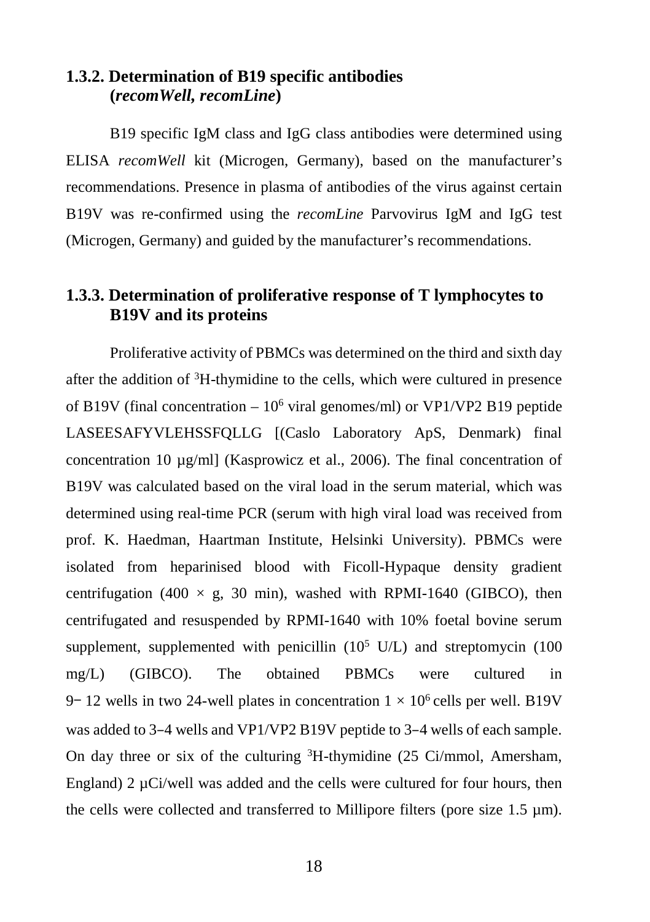### 1.3.2. Determination of B19 specific antibodies (*recomWell, recomLine*)

B19 specific IgM class and IgG class antibodies were determined using ELISA *recomWell* kit (Microgen, Germany), based on the manufacturer's recommendations. Presence in plasma of antibodies of the virus against certain B19V was re-confirmed using the *recomLine* Parvovirus IgM and IgG test (Microgen, Germany) and guided by the manufacturer's recommendations.

### 1.3.3. Determination of proliferative response of T lymphocytes to B19V and its proteins

Proliferative activity of PBMCs was determined on the third and sixth day after the addition of $^{3}$H-thymidine to the cells, which were cultured in presence of B19V (final concentration – $10^6$ viral genomes/ml) or VP1/VP2 B19 peptide LASEESAFYVLEHSSFQLLG [(Caslo Laboratory ApS, Denmark) final concentration 10 µg/ml] (Kasprowicz et al., 2006). The final concentration of B19V was calculated based on the viral load in the serum material, which was determined using real-time PCR (serum with high viral load was received from prof. K. Haedman, Haartman Institute, Helsinki University). PBMCs were isolated from heparinised blood with Ficoll-Hypaque density gradient centrifugation ($400 \times g$, 30 min), washed with RPMI-1640 (GIBCO), then centrifugated and resuspended by RPMI-1640 with 10% foetal bovine serum supplement, supplemented with penicillin ($10^5$ U/L) and streptomycin (100 mg/L) (GIBCO). The obtained PBMCs were cultured in 9− 12 wells in two 24-well plates in concentration $1 \times 10^6$ cells per well. B19V was added to 3–4 wells and VP1/VP2 B19V peptide to 3–4 wells of each sample. On day three or six of the culturing $^{3}$H-thymidine (25 Ci/mmol, Amersham, England) 2 µCi/well was added and the cells were cultured for four hours, then the cells were collected and transferred to Millipore filters (pore size 1.5 µm).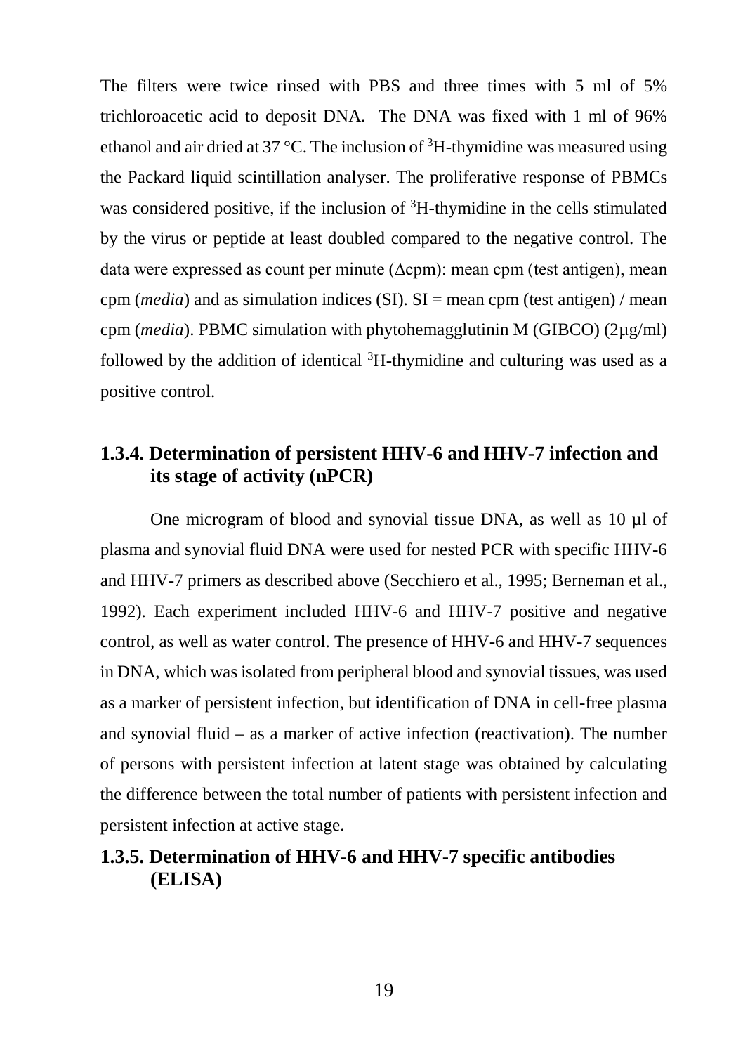The filters were twice rinsed with PBS and three times with 5 ml of 5% trichloroacetic acid to deposit DNA. The DNA was fixed with 1 ml of 96% ethanol and air dried at 37 °C. The inclusion of $^3$H-thymidine was measured using the Packard liquid scintillation analyser. The proliferative response of PBMCs was considered positive, if the inclusion of $^3$H-thymidine in the cells stimulated by the virus or peptide at least doubled compared to the negative control. The data were expressed as count per minute (Δcpm): mean cpm (test antigen), mean cpm (*media*) and as simulation indices (SI). SI = mean cpm (test antigen) / mean cpm (*media*). PBMC simulation with phytohemagglutinin M (GIBCO) (2µg/ml) followed by the addition of identical $^3$H-thymidine and culturing was used as a positive control.

### 1.3.4. Determination of persistent HHV-6 and HHV-7 infection and its stage of activity (nPCR)

One microgram of blood and synovial tissue DNA, as well as 10 µl of plasma and synovial fluid DNA were used for nested PCR with specific HHV-6 and HHV-7 primers as described above (Secchiero et al., 1995; Berneman et al., 1992). Each experiment included HHV-6 and HHV-7 positive and negative control, as well as water control. The presence of HHV-6 and HHV-7 sequences in DNA, which was isolated from peripheral blood and synovial tissues, was used as a marker of persistent infection, but identification of DNA in cell-free plasma and synovial fluid – as a marker of active infection (reactivation). The number of persons with persistent infection at latent stage was obtained by calculating the difference between the total number of patients with persistent infection and persistent infection at active stage.

### 1.3.5. Determination of HHV-6 and HHV-7 specific antibodies (ELISA)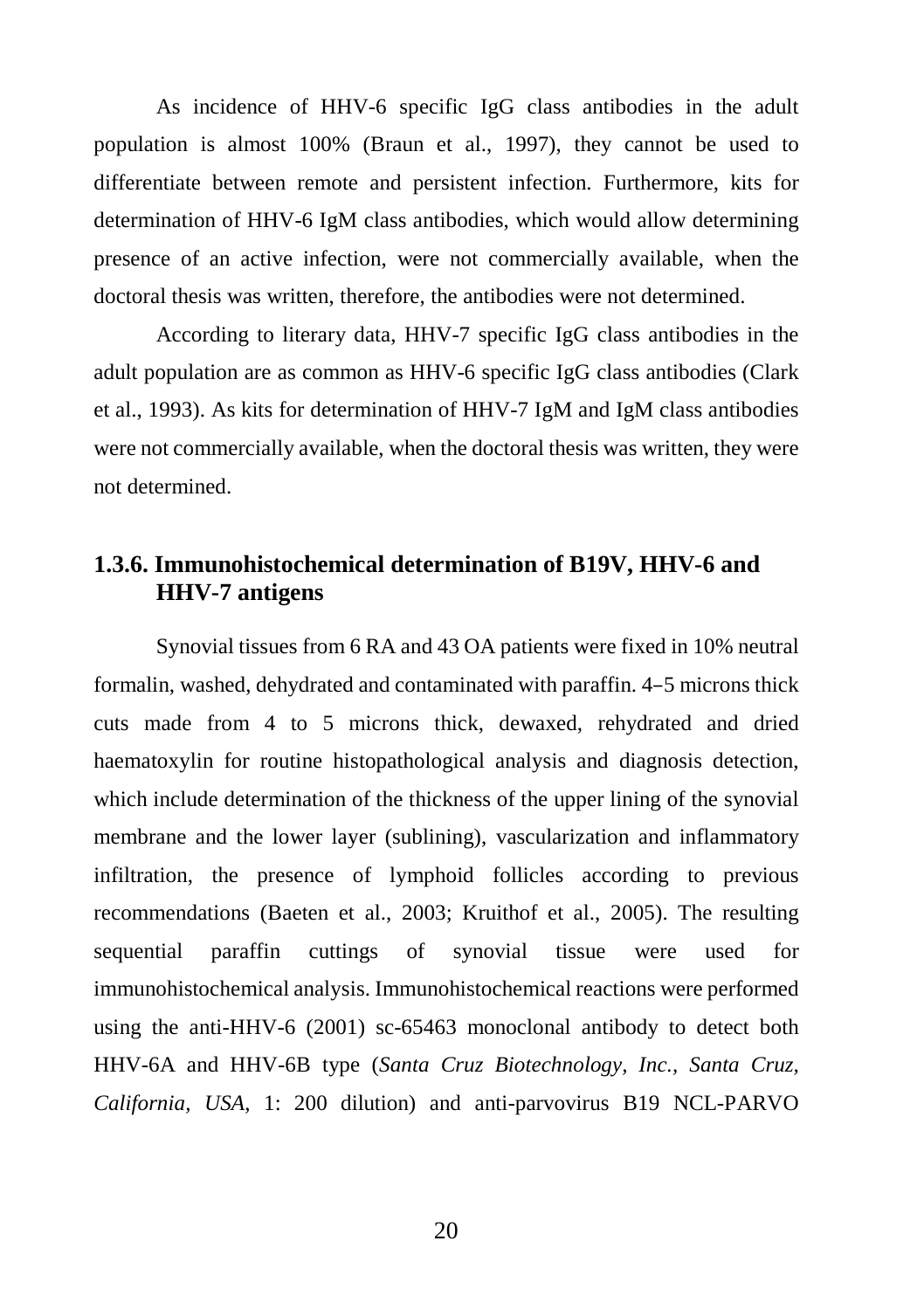As incidence of HHV-6 specific IgG class antibodies in the adult population is almost 100% (Braun et al., 1997), they cannot be used to differentiate between remote and persistent infection. Furthermore, kits for determination of HHV-6 IgM class antibodies, which would allow determining presence of an active infection, were not commercially available, when the doctoral thesis was written, therefore, the antibodies were not determined.

According to literary data, HHV-7 specific IgG class antibodies in the adult population are as common as HHV-6 specific IgG class antibodies (Clark et al., 1993). As kits for determination of HHV-7 IgM and IgM class antibodies were not commercially available, when the doctoral thesis was written, they were not determined.

### 1.3.6. Immunohistochemical determination of B19V, HHV-6 and HHV-7 antigens

Synovial tissues from 6 RA and 43 OA patients were fixed in 10% neutral formalin, washed, dehydrated and contaminated with paraffin. 4–5 microns thick cuts made from 4 to 5 microns thick, dewaxed, rehydrated and dried haematoxylin for routine histopathological analysis and diagnosis detection, which include determination of the thickness of the upper lining of the synovial membrane and the lower layer (sublining), vascularization and inflammatory infiltration, the presence of lymphoid follicles according to previous recommendations (Baeten et al., 2003; Kruithof et al., 2005). The resulting sequential paraffin cuttings of synovial tissue were used for immunohistochemical analysis. Immunohistochemical reactions were performed using the anti-HHV-6 (2001) sc-65463 monoclonal antibody to detect both HHV-6A and HHV-6B type (*Santa Cruz Biotechnology, Inc., Santa Cruz, California, USA*, 1: 200 dilution) and anti-parvovirus B19 NCL-PARVO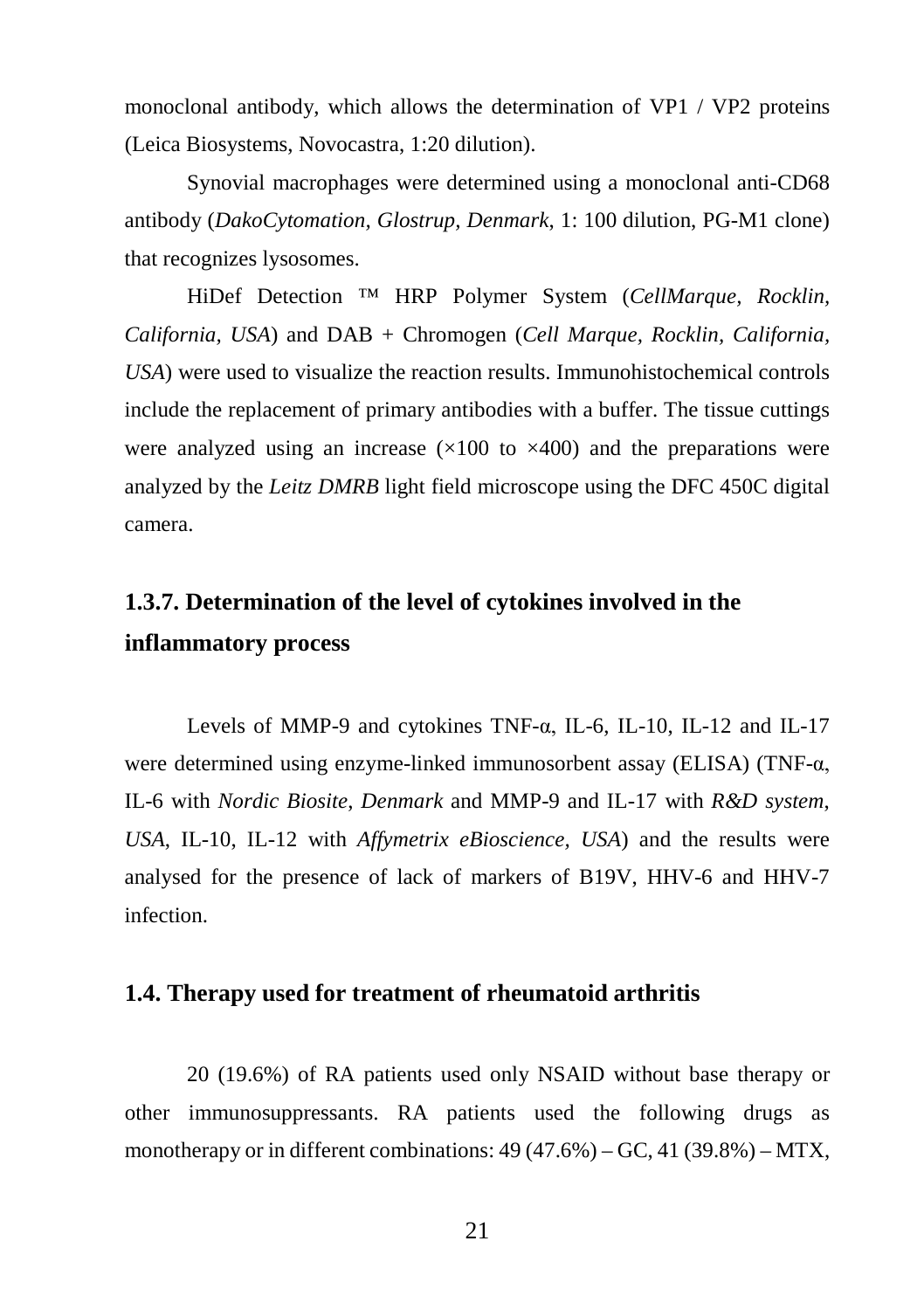monoclonal antibody, which allows the determination of VP1 / VP2 proteins (Leica Biosystems, Novocastra, 1:20 dilution).

Synovial macrophages were determined using a monoclonal anti-CD68 antibody (*DakoCytomation, Glostrup, Denmark*, 1: 100 dilution, PG-M1 clone) that recognizes lysosomes.

HiDef Detection ™ HRP Polymer System (*CellMarque, Rocklin, California, USA*) and DAB + Chromogen (*Cell Marque, Rocklin, California, USA*) were used to visualize the reaction results. Immunohistochemical controls include the replacement of primary antibodies with a buffer. The tissue cuttings were analyzed using an increase (×100 to ×400) and the preparations were analyzed by the *Leitz DMRB* light field microscope using the DFC 450C digital camera.

### 1.3.7. Determination of the level of cytokines involved in the inflammatory process

Levels of MMP-9 and cytokines TNF-α, IL-6, IL-10, IL-12 and IL-17 were determined using enzyme-linked immunosorbent assay (ELISA) (TNF-α, IL-6 with *Nordic Biosite, Denmark* and MMP-9 and IL-17 with *R&D system, USA*, IL-10, IL-12 with *Affymetrix eBioscience, USA*) and the results were analysed for the presence of lack of markers of B19V, HHV-6 and HHV-7 infection.

## 1.4. Therapy used for treatment of rheumatoid arthritis

20 (19.6%) of RA patients used only NSAID without base therapy or other immunosuppressants. RA patients used the following drugs as monotherapy or in different combinations: 49 (47.6%) – GC, 41 (39.8%) – MTX,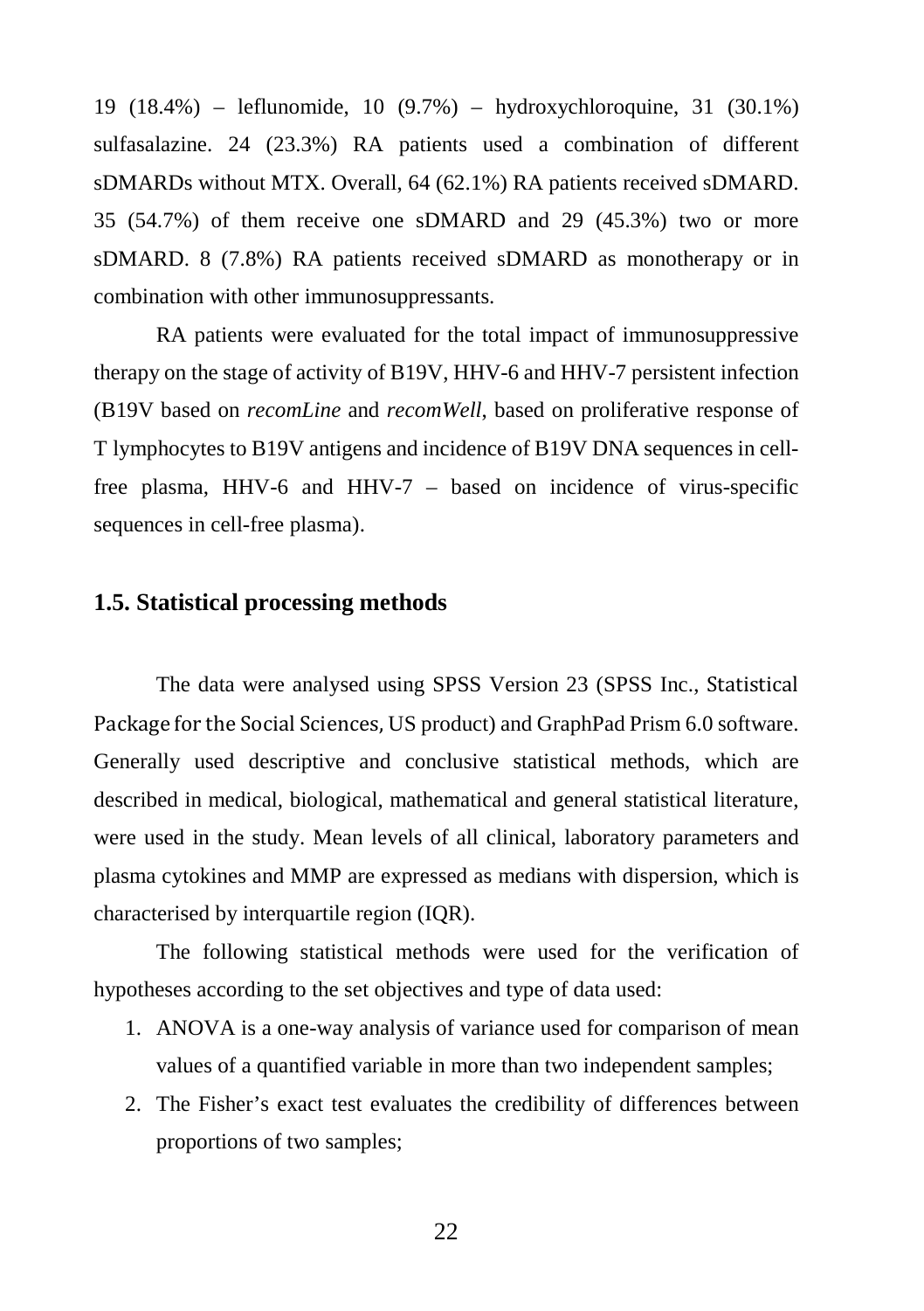19 (18.4%) – leflunomide, 10 (9.7%) – hydroxychloroquine, 31 (30.1%) sulfasalazine. 24 (23.3%) RA patients used a combination of different sDMARDs without MTX. Overall, 64 (62.1%) RA patients received sDMARD. 35 (54.7%) of them receive one sDMARD and 29 (45.3%) two or more sDMARD. 8 (7.8%) RA patients received sDMARD as monotherapy or in combination with other immunosuppressants.

RA patients were evaluated for the total impact of immunosuppressive therapy on the stage of activity of B19V, HHV-6 and HHV-7 persistent infection (B19V based on *recomLine* and *recomWell*, based on proliferative response of T lymphocytes to B19V antigens and incidence of B19V DNA sequences in cell-free plasma, HHV-6 and HHV-7 – based on incidence of virus-specific sequences in cell-free plasma).

### 1.5. Statistical processing methods

The data were analysed using SPSS Version 23 (SPSS Inc., Statistical Package for the Social Sciences, US product) and GraphPad Prism 6.0 software. Generally used descriptive and conclusive statistical methods, which are described in medical, biological, mathematical and general statistical literature, were used in the study. Mean levels of all clinical, laboratory parameters and plasma cytokines and MMP are expressed as medians with dispersion, which is characterised by interquartile region (IQR).

The following statistical methods were used for the verification of hypotheses according to the set objectives and type of data used:

1. ANOVA is a one-way analysis of variance used for comparison of mean values of a quantified variable in more than two independent samples;
2. The Fisher's exact test evaluates the credibility of differences between proportions of two samples;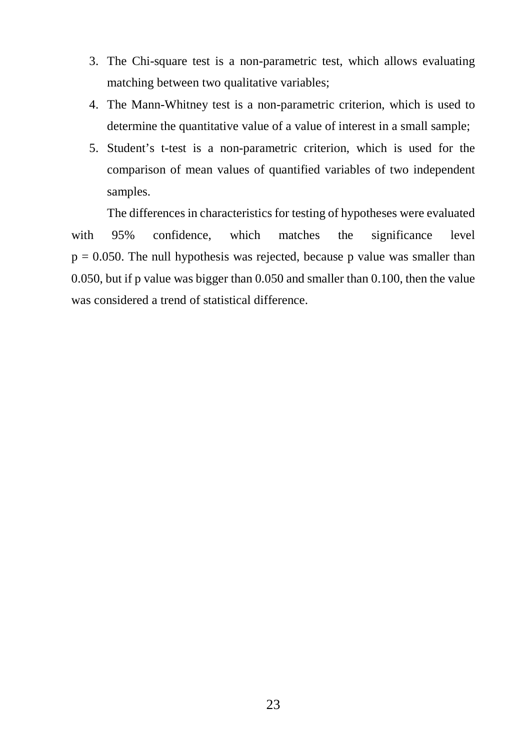3. The Chi-square test is a non-parametric test, which allows evaluating matching between two qualitative variables;
4. The Mann-Whitney test is a non-parametric criterion, which is used to determine the quantitative value of a value of interest in a small sample;
5. Student's t-test is a non-parametric criterion, which is used for the comparison of mean values of quantified variables of two independent samples.

The differences in characteristics for testing of hypotheses were evaluated with 95% confidence, which matches the significance level $p = 0.050$. The null hypothesis was rejected, because p value was smaller than 0.050, but if p value was bigger than 0.050 and smaller than 0.100, then the value was considered a trend of statistical difference.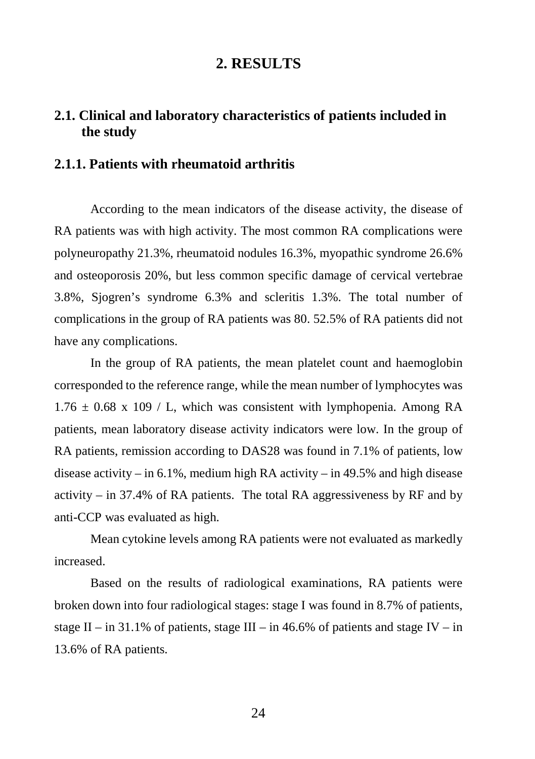# 2. RESULTS

## 2.1. Clinical and laboratory characteristics of patients included in the study

### 2.1.1. Patients with rheumatoid arthritis

According to the mean indicators of the disease activity, the disease of RA patients was with high activity. The most common RA complications were polyneuropathy 21.3%, rheumatoid nodules 16.3%, myopathic syndrome 26.6% and osteoporosis 20%, but less common specific damage of cervical vertebrae 3.8%, Sjogren's syndrome 6.3% and scleritis 1.3%. The total number of complications in the group of RA patients was 80. 52.5% of RA patients did not have any complications.

In the group of RA patients, the mean platelet count and haemoglobin corresponded to the reference range, while the mean number of lymphocytes was $1.76 \pm 0.68$ x 109 / L, which was consistent with lymphopenia. Among RA patients, mean laboratory disease activity indicators were low. In the group of RA patients, remission according to DAS28 was found in 7.1% of patients, low disease activity – in 6.1%, medium high RA activity – in 49.5% and high disease activity – in 37.4% of RA patients. The total RA aggressiveness by RF and by anti-CCP was evaluated as high.

Mean cytokine levels among RA patients were not evaluated as markedly increased.

Based on the results of radiological examinations, RA patients were broken down into four radiological stages: stage I was found in 8.7% of patients, stage II – in 31.1% of patients, stage III – in 46.6% of patients and stage IV – in 13.6% of RA patients.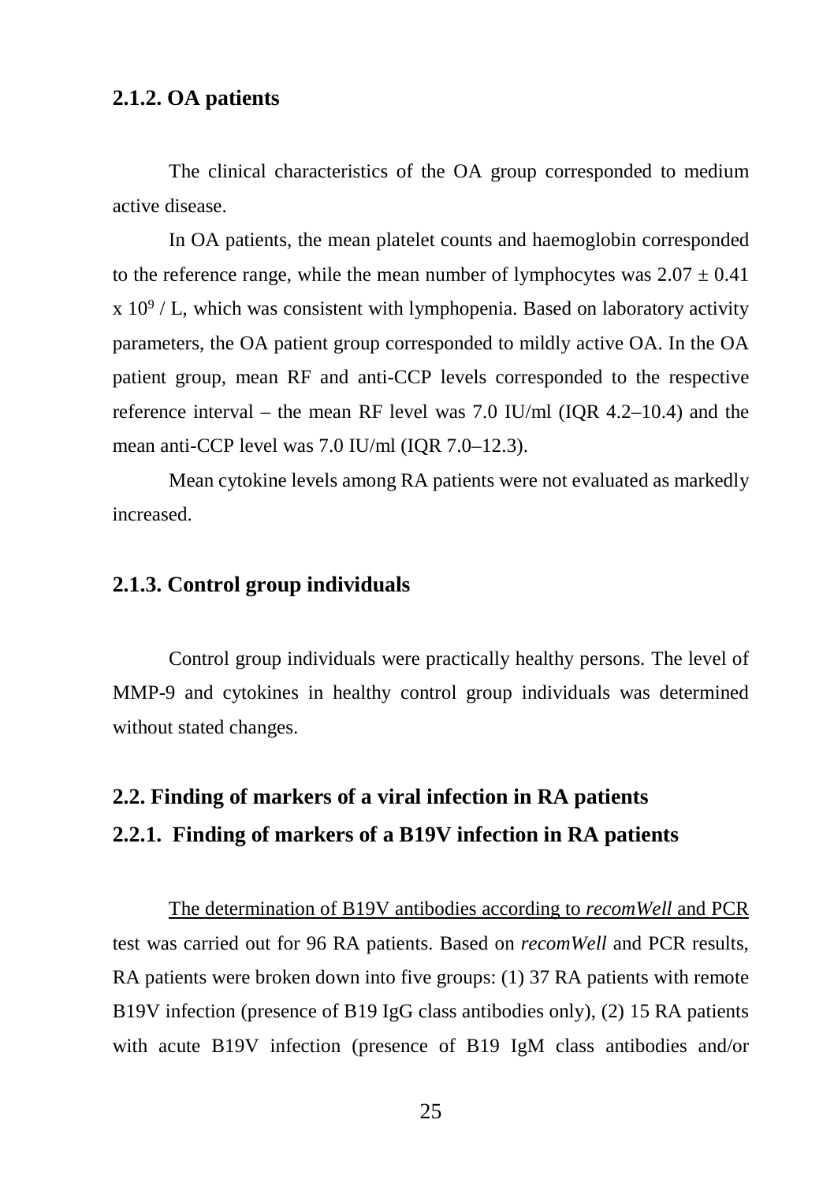### 2.1.2. OA patients

The clinical characteristics of the OA group corresponded to medium active disease.

In OA patients, the mean platelet counts and haemoglobin corresponded to the reference range, while the mean number of lymphocytes was $2.07 \pm 0.41 \times 10^9$ / L, which was consistent with lymphopenia. Based on laboratory activity parameters, the OA patient group corresponded to mildly active OA. In the OA patient group, mean RF and anti-CCP levels corresponded to the respective reference interval – the mean RF level was 7.0 IU/ml (IQR 4.2–10.4) and the mean anti-CCP level was 7.0 IU/ml (IQR 7.0–12.3).

Mean cytokine levels among RA patients were not evaluated as markedly increased.

### 2.1.3. Control group individuals

Control group individuals were practically healthy persons. The level of MMP-9 and cytokines in healthy control group individuals was determined without stated changes.

## 2.2. Finding of markers of a viral infection in RA patients

### 2.2.1. Finding of markers of a B19V infection in RA patients

The determination of B19V antibodies according to *recomWell* and PCR test was carried out for 96 RA patients. Based on *recomWell* and PCR results, RA patients were broken down into five groups: (1) 37 RA patients with remote B19V infection (presence of B19 IgG class antibodies only), (2) 15 RA patients with acute B19V infection (presence of B19 IgM class antibodies and/or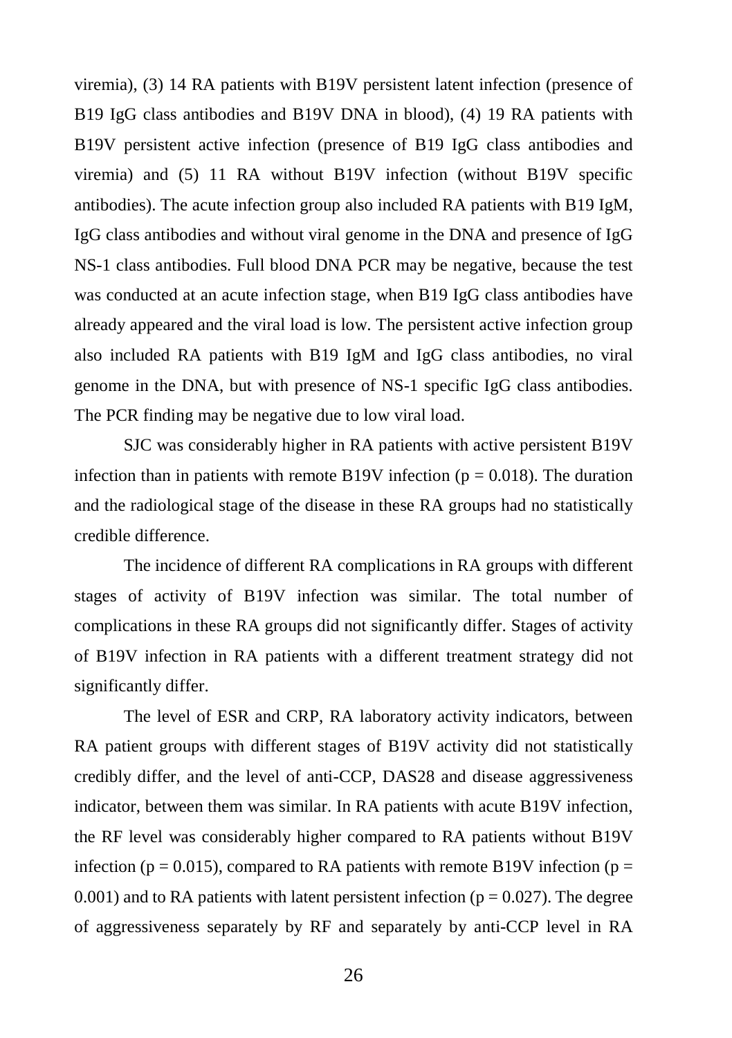viremia), (3) 14 RA patients with B19V persistent latent infection (presence of B19 IgG class antibodies and B19V DNA in blood), (4) 19 RA patients with B19V persistent active infection (presence of B19 IgG class antibodies and viremia) and (5) 11 RA without B19V infection (without B19V specific antibodies). The acute infection group also included RA patients with B19 IgM, IgG class antibodies and without viral genome in the DNA and presence of IgG NS-1 class antibodies. Full blood DNA PCR may be negative, because the test was conducted at an acute infection stage, when B19 IgG class antibodies have already appeared and the viral load is low. The persistent active infection group also included RA patients with B19 IgM and IgG class antibodies, no viral genome in the DNA, but with presence of NS-1 specific IgG class antibodies. The PCR finding may be negative due to low viral load.

SJC was considerably higher in RA patients with active persistent B19V infection than in patients with remote B19V infection ($p = 0.018$). The duration and the radiological stage of the disease in these RA groups had no statistically credible difference.

The incidence of different RA complications in RA groups with different stages of activity of B19V infection was similar. The total number of complications in these RA groups did not significantly differ. Stages of activity of B19V infection in RA patients with a different treatment strategy did not significantly differ.

The level of ESR and CRP, RA laboratory activity indicators, between RA patient groups with different stages of B19V activity did not statistically credibly differ, and the level of anti-CCP, DAS28 and disease aggressiveness indicator, between them was similar. In RA patients with acute B19V infection, the RF level was considerably higher compared to RA patients without B19V infection ($p = 0.015$), compared to RA patients with remote B19V infection ($p = 0.001$) and to RA patients with latent persistent infection ($p = 0.027$). The degree of aggressiveness separately by RF and separately by anti-CCP level in RA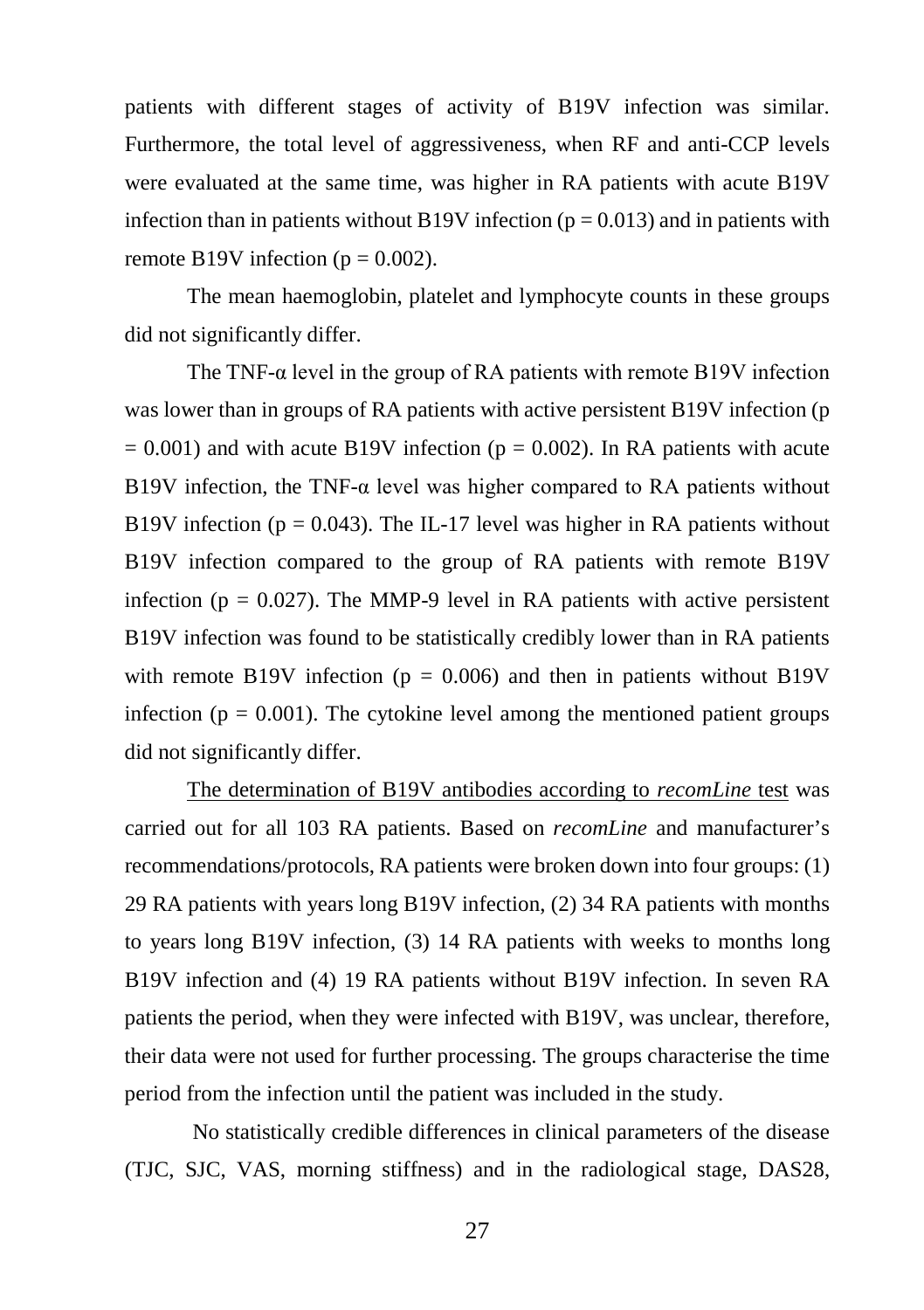patients with different stages of activity of B19V infection was similar. Furthermore, the total level of aggressiveness, when RF and anti-CCP levels were evaluated at the same time, was higher in RA patients with acute B19V infection than in patients without B19V infection ($p = 0.013$) and in patients with remote B19V infection ($p = 0.002$).

The mean haemoglobin, platelet and lymphocyte counts in these groups did not significantly differ.

The TNF-α level in the group of RA patients with remote B19V infection was lower than in groups of RA patients with active persistent B19V infection ($p = 0.001$) and with acute B19V infection ($p = 0.002$). In RA patients with acute B19V infection, the TNF-α level was higher compared to RA patients without B19V infection ($p = 0.043$). The IL-17 level was higher in RA patients without B19V infection compared to the group of RA patients with remote B19V infection ($p = 0.027$). The MMP-9 level in RA patients with active persistent B19V infection was found to be statistically credibly lower than in RA patients with remote B19V infection ($p = 0.006$) and then in patients without B19V infection ($p = 0.001$). The cytokine level among the mentioned patient groups did not significantly differ.

<u>The determination of B19V antibodies according to *recomLine* test</u> was carried out for all 103 RA patients. Based on *recomLine* and manufacturer's recommendations/protocols, RA patients were broken down into four groups: (1) 29 RA patients with years long B19V infection, (2) 34 RA patients with months to years long B19V infection, (3) 14 RA patients with weeks to months long B19V infection and (4) 19 RA patients without B19V infection. In seven RA patients the period, when they were infected with B19V, was unclear, therefore, their data were not used for further processing. The groups characterise the time period from the infection until the patient was included in the study.

No statistically credible differences in clinical parameters of the disease (TJC, SJC, VAS, morning stiffness) and in the radiological stage, DAS28,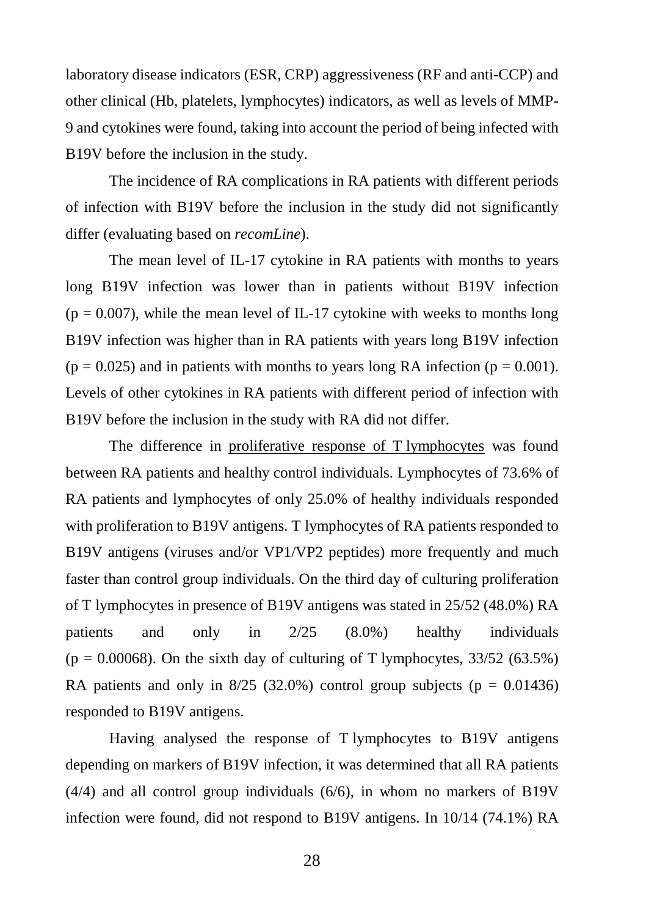laboratory disease indicators (ESR, CRP) aggressiveness (RF and anti-CCP) and other clinical (Hb, platelets, lymphocytes) indicators, as well as levels of MMP-9 and cytokines were found, taking into account the period of being infected with B19V before the inclusion in the study.

The incidence of RA complications in RA patients with different periods of infection with B19V before the inclusion in the study did not significantly differ (evaluating based on *recomLine*).

The mean level of IL-17 cytokine in RA patients with months to years long B19V infection was lower than in patients without B19V infection ($p = 0.007$), while the mean level of IL-17 cytokine with weeks to months long B19V infection was higher than in RA patients with years long B19V infection ($p = 0.025$) and in patients with months to years long RA infection ($p = 0.001$). Levels of other cytokines in RA patients with different period of infection with B19V before the inclusion in the study with RA did not differ.

The difference in <u>proliferative response of T lymphocytes</u> was found between RA patients and healthy control individuals. Lymphocytes of 73.6% of RA patients and lymphocytes of only 25.0% of healthy individuals responded with proliferation to B19V antigens. T lymphocytes of RA patients responded to B19V antigens (viruses and/or VP1/VP2 peptides) more frequently and much faster than control group individuals. On the third day of culturing proliferation of T lymphocytes in presence of B19V antigens was stated in 25/52 (48.0%) RA patients and only in 2/25 (8.0%) healthy individuals ($p = 0.00068$). On the sixth day of culturing of T lymphocytes, 33/52 (63.5%) RA patients and only in 8/25 (32.0%) control group subjects ($p = 0.01436$) responded to B19V antigens.

Having analysed the response of T lymphocytes to B19V antigens depending on markers of B19V infection, it was determined that all RA patients (4/4) and all control group individuals (6/6), in whom no markers of B19V infection were found, did not respond to B19V antigens. In 10/14 (74.1%) RA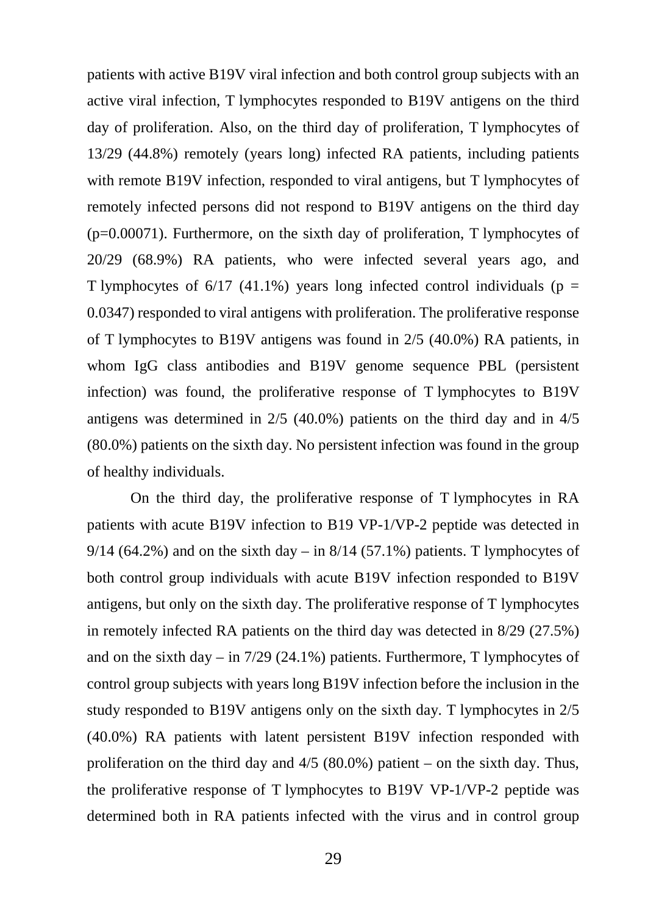patients with active B19V viral infection and both control group subjects with an active viral infection, T lymphocytes responded to B19V antigens on the third day of proliferation. Also, on the third day of proliferation, T lymphocytes of 13/29 (44.8%) remotely (years long) infected RA patients, including patients with remote B19V infection, responded to viral antigens, but T lymphocytes of remotely infected persons did not respond to B19V antigens on the third day ($p=0.00071$). Furthermore, on the sixth day of proliferation, T lymphocytes of 20/29 (68.9%) RA patients, who were infected several years ago, and T lymphocytes of 6/17 (41.1%) years long infected control individuals ($p = 0.0347$) responded to viral antigens with proliferation. The proliferative response of T lymphocytes to B19V antigens was found in 2/5 (40.0%) RA patients, in whom IgG class antibodies and B19V genome sequence PBL (persistent infection) was found, the proliferative response of T lymphocytes to B19V antigens was determined in 2/5 (40.0%) patients on the third day and in 4/5 (80.0%) patients on the sixth day. No persistent infection was found in the group of healthy individuals.

On the third day, the proliferative response of T lymphocytes in RA patients with acute B19V infection to B19 VP-1/VP-2 peptide was detected in 9/14 (64.2%) and on the sixth day – in 8/14 (57.1%) patients. T lymphocytes of both control group individuals with acute B19V infection responded to B19V antigens, but only on the sixth day. The proliferative response of T lymphocytes in remotely infected RA patients on the third day was detected in 8/29 (27.5%) and on the sixth day – in 7/29 (24.1%) patients. Furthermore, T lymphocytes of control group subjects with years long B19V infection before the inclusion in the study responded to B19V antigens only on the sixth day. T lymphocytes in 2/5 (40.0%) RA patients with latent persistent B19V infection responded with proliferation on the third day and 4/5 (80.0%) patient – on the sixth day. Thus, the proliferative response of T lymphocytes to B19V VP-1/VP-2 peptide was determined both in RA patients infected with the virus and in control group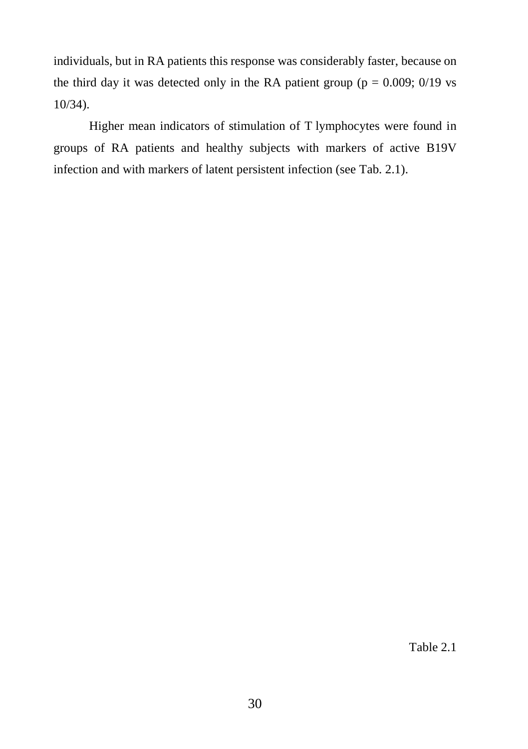individuals, but in RA patients this response was considerably faster, because on the third day it was detected only in the RA patient group ($p = 0.009$; 0/19 vs 10/34).

Higher mean indicators of stimulation of T lymphocytes were found in groups of RA patients and healthy subjects with markers of active B19V infection and with markers of latent persistent infection (see Tab. 2.1).

Table 2.1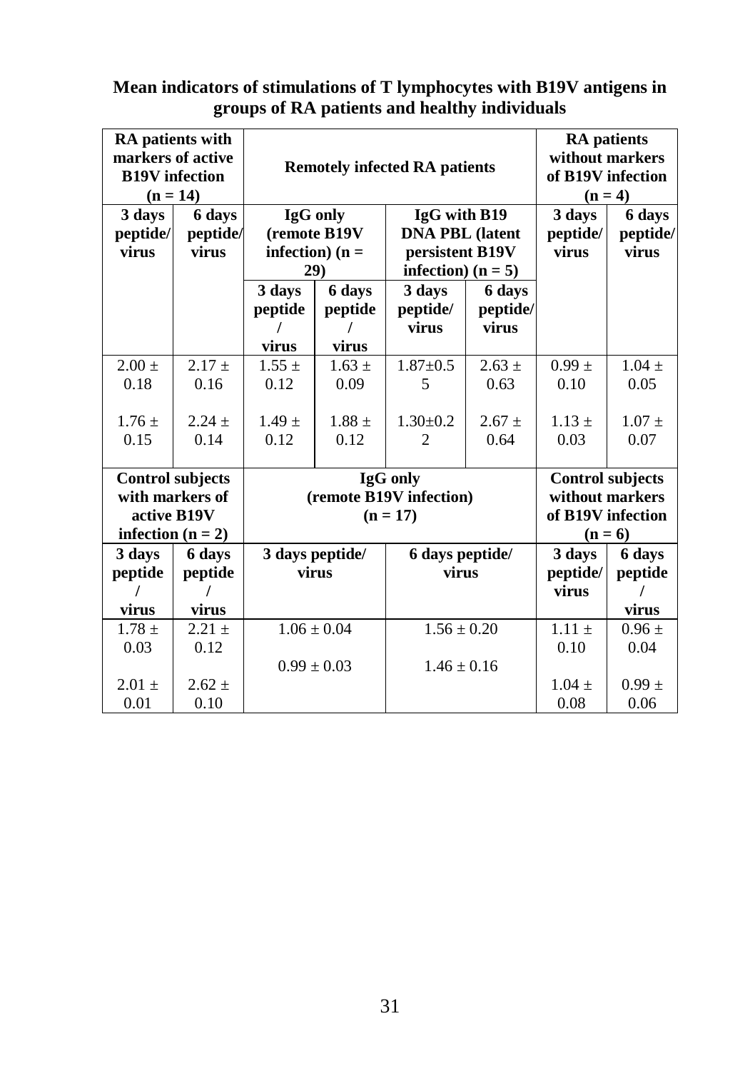**Mean indicators of stimulations of T lymphocytes with B19V antigens in groups of RA patients and healthy individuals**

| RA patients with markers of active B19V infection (n = 14) | | Remotely infected RA patients | | | | RA patients without markers of B19V infection (n = 4) | |
|---|---|---|---|---|---|---|---|
| 3 days peptide/ virus | 6 days peptide/ virus | IgG only (remote B19V infection) (n = 29) | | IgG with B19 DNA PBL (latent persistent B19V infection) (n = 5) | | 3 days peptide/ virus | 6 days peptide/ virus |
| | | 3 days peptide / virus | 6 days peptide / virus | 3 days peptide/ virus | 6 days peptide/ virus | | |
| 2.00 ± 0.18 | 2.17 ± 0.16 | 1.55 ± 0.12 | 1.63 ± 0.09 | 1.87±0.55 | 2.63 ± 0.63 | 0.99 ± 0.10 | 1.04 ± 0.05 |
| 1.76 ± 0.15 | 2.24 ± 0.14 | 1.49 ± 0.12 | 1.88 ± 0.12 | 1.30±0.22 | 2.67 ± 0.64 | 1.13 ± 0.03 | 1.07 ± 0.07 |
| **Control subjects with markers of active B19V infection (n = 2)** | | **IgG only (remote B19V infection) (n = 17)** | | | | **Control subjects without markers of B19V infection (n = 6)** | |
| **3 days peptide / virus** | **6 days peptide / virus** | **3 days peptide/ virus** | | **6 days peptide/ virus** | | **3 days peptide/ virus** | **6 days peptide / virus** |
| 1.78 ± 0.03 | 2.21 ± 0.12 | 1.06 ± 0.04 | | 1.56 ± 0.20 | | 1.11 ± 0.10 | 0.96 ± 0.04 |
| 2.01 ± 0.01 | 2.62 ± 0.10 | 0.99 ± 0.03 | | 1.46 ± 0.16 | | 1.04 ± 0.08 | 0.99 ± 0.06 |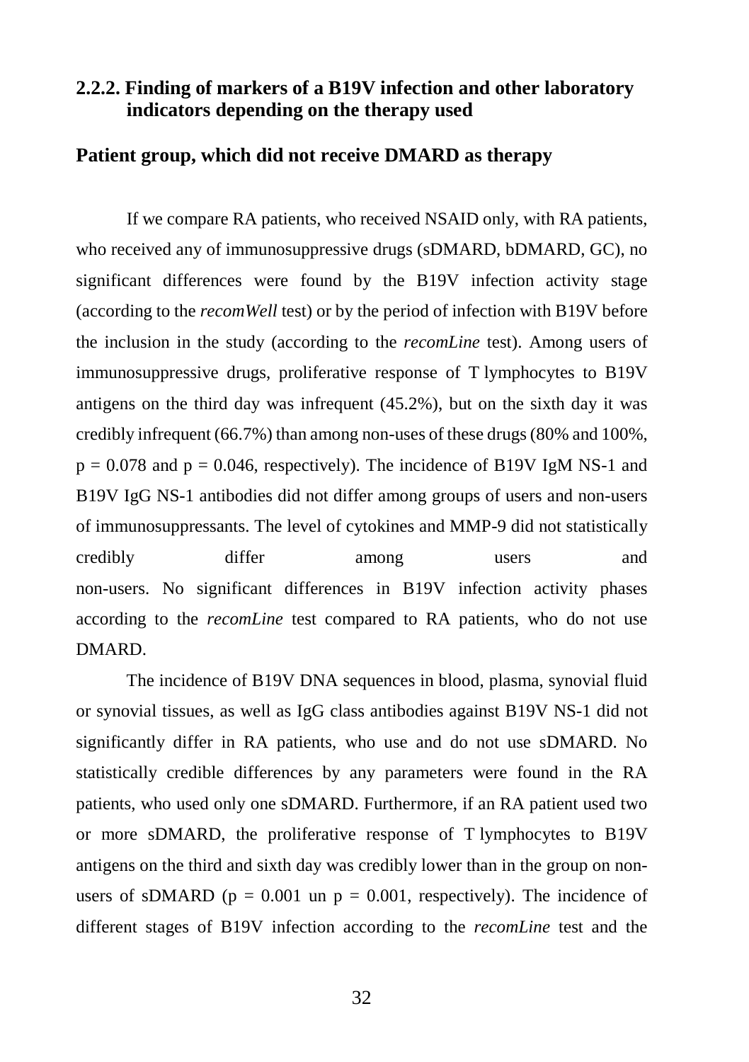### 2.2.2. Finding of markers of a B19V infection and other laboratory indicators depending on the therapy used

**Patient group, which did not receive DMARD as therapy**

If we compare RA patients, who received NSAID only, with RA patients, who received any of immunosuppressive drugs (sDMARD, bDMARD, GC), no significant differences were found by the B19V infection activity stage (according to the *recomWell* test) or by the period of infection with B19V before the inclusion in the study (according to the *recomLine* test). Among users of immunosuppressive drugs, proliferative response of T lymphocytes to B19V antigens on the third day was infrequent (45.2%), but on the sixth day it was credibly infrequent (66.7%) than among non-uses of these drugs (80% and 100%, $p = 0.078$ and $p = 0.046$, respectively). The incidence of B19V IgM NS-1 and B19V IgG NS-1 antibodies did not differ among groups of users and non-users of immunosuppressants. The level of cytokines and MMP-9 did not statistically credibly differ among users and non-users. No significant differences in B19V infection activity phases according to the *recomLine* test compared to RA patients, who do not use DMARD.

The incidence of B19V DNA sequences in blood, plasma, synovial fluid or synovial tissues, as well as IgG class antibodies against B19V NS-1 did not significantly differ in RA patients, who use and do not use sDMARD. No statistically credible differences by any parameters were found in the RA patients, who used only one sDMARD. Furthermore, if an RA patient used two or more sDMARD, the proliferative response of T lymphocytes to B19V antigens on the third and sixth day was credibly lower than in the group on non-users of sDMARD ($p = 0.001$ un $p = 0.001$, respectively). The incidence of different stages of B19V infection according to the *recomLine* test and the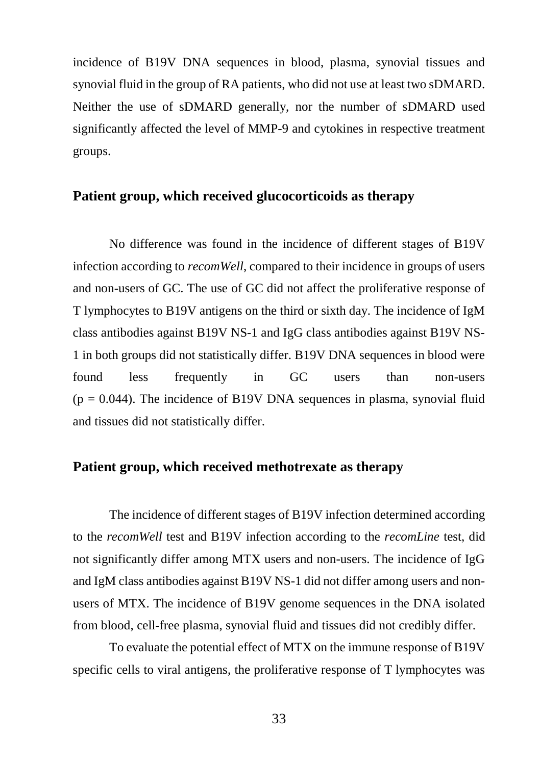incidence of B19V DNA sequences in blood, plasma, synovial tissues and synovial fluid in the group of RA patients, who did not use at least two sDMARD. Neither the use of sDMARD generally, nor the number of sDMARD used significantly affected the level of MMP-9 and cytokines in respective treatment groups.

### Patient group, which received glucocorticoids as therapy

No difference was found in the incidence of different stages of B19V infection according to *recomWell*, compared to their incidence in groups of users and non-users of GC. The use of GC did not affect the proliferative response of T lymphocytes to B19V antigens on the third or sixth day. The incidence of IgM class antibodies against B19V NS-1 and IgG class antibodies against B19V NS-1 in both groups did not statistically differ. B19V DNA sequences in blood were found less frequently in GC users than non-users ($p = 0.044$). The incidence of B19V DNA sequences in plasma, synovial fluid and tissues did not statistically differ.

### Patient group, which received methotrexate as therapy

The incidence of different stages of B19V infection determined according to the *recomWell* test and B19V infection according to the *recomLine* test, did not significantly differ among MTX users and non-users. The incidence of IgG and IgM class antibodies against B19V NS-1 did not differ among users and non-users of MTX. The incidence of B19V genome sequences in the DNA isolated from blood, cell-free plasma, synovial fluid and tissues did not credibly differ.

To evaluate the potential effect of MTX on the immune response of B19V specific cells to viral antigens, the proliferative response of T lymphocytes was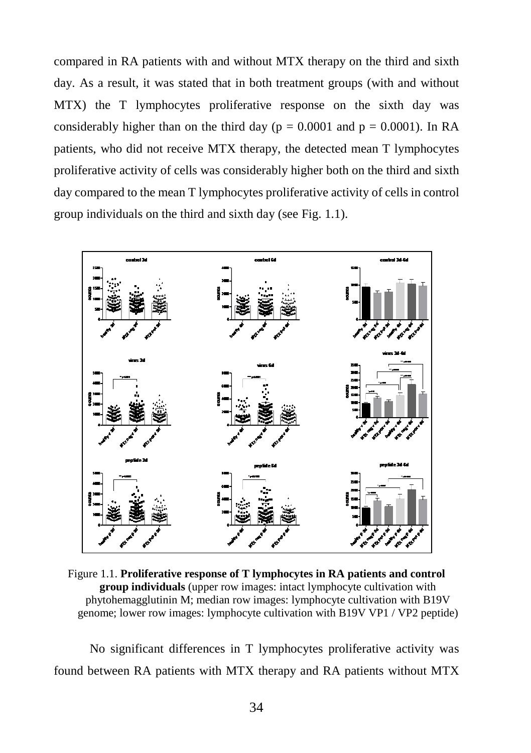compared in RA patients with and without MTX therapy on the third and sixth day. As a result, it was stated that in both treatment groups (with and without MTX) the T lymphocytes proliferative response on the sixth day was considerably higher than on the third day ($p = 0.0001$ and $p = 0.0001$). In RA patients, who did not receive MTX therapy, the detected mean T lymphocytes proliferative activity of cells was considerably higher both on the third and sixth day compared to the mean T lymphocytes proliferative activity of cells in control group individuals on the third and sixth day (see Fig. 1.1).

Figure 1.1. **Proliferative response of T lymphocytes in RA patients and control group individuals** (upper row images: intact lymphocyte cultivation with phytohemagglutinin M; median row images: lymphocyte cultivation with B19V genome; lower row images: lymphocyte cultivation with B19V VP1 / VP2 peptide)

No significant differences in T lymphocytes proliferative activity was found between RA patients with MTX therapy and RA patients without MTX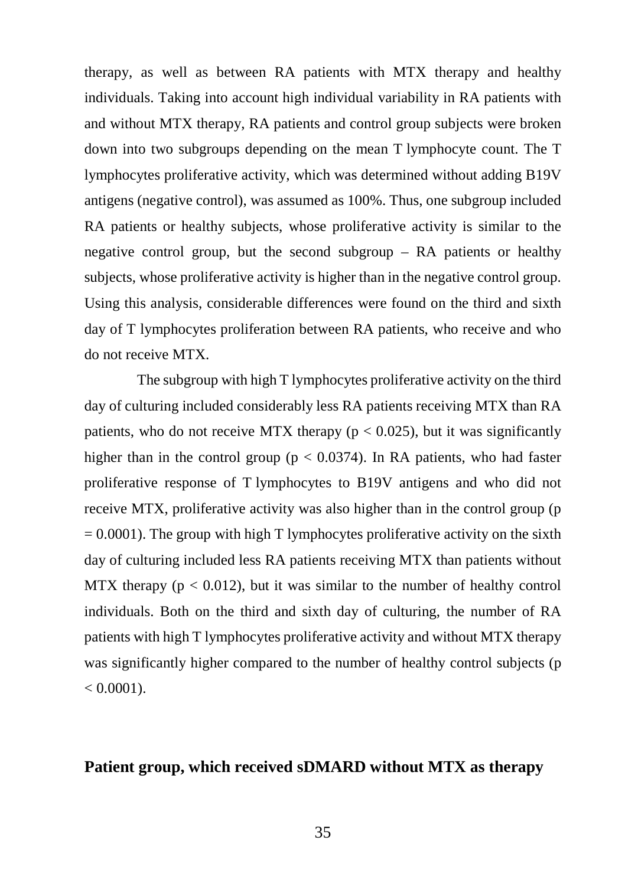therapy, as well as between RA patients with MTX therapy and healthy individuals. Taking into account high individual variability in RA patients with and without MTX therapy, RA patients and control group subjects were broken down into two subgroups depending on the mean T lymphocyte count. The T lymphocytes proliferative activity, which was determined without adding B19V antigens (negative control), was assumed as 100%. Thus, one subgroup included RA patients or healthy subjects, whose proliferative activity is similar to the negative control group, but the second subgroup – RA patients or healthy subjects, whose proliferative activity is higher than in the negative control group. Using this analysis, considerable differences were found on the third and sixth day of T lymphocytes proliferation between RA patients, who receive and who do not receive MTX.

The subgroup with high T lymphocytes proliferative activity on the third day of culturing included considerably less RA patients receiving MTX than RA patients, who do not receive MTX therapy ($p < 0.025$), but it was significantly higher than in the control group ($p < 0.0374$). In RA patients, who had faster proliferative response of T lymphocytes to B19V antigens and who did not receive MTX, proliferative activity was also higher than in the control group ($p = 0.0001$). The group with high T lymphocytes proliferative activity on the sixth day of culturing included less RA patients receiving MTX than patients without MTX therapy ($p < 0.012$), but it was similar to the number of healthy control individuals. Both on the third and sixth day of culturing, the number of RA patients with high T lymphocytes proliferative activity and without MTX therapy was significantly higher compared to the number of healthy control subjects ($p < 0.0001$).

**Patient group, which received sDMARD without MTX as therapy**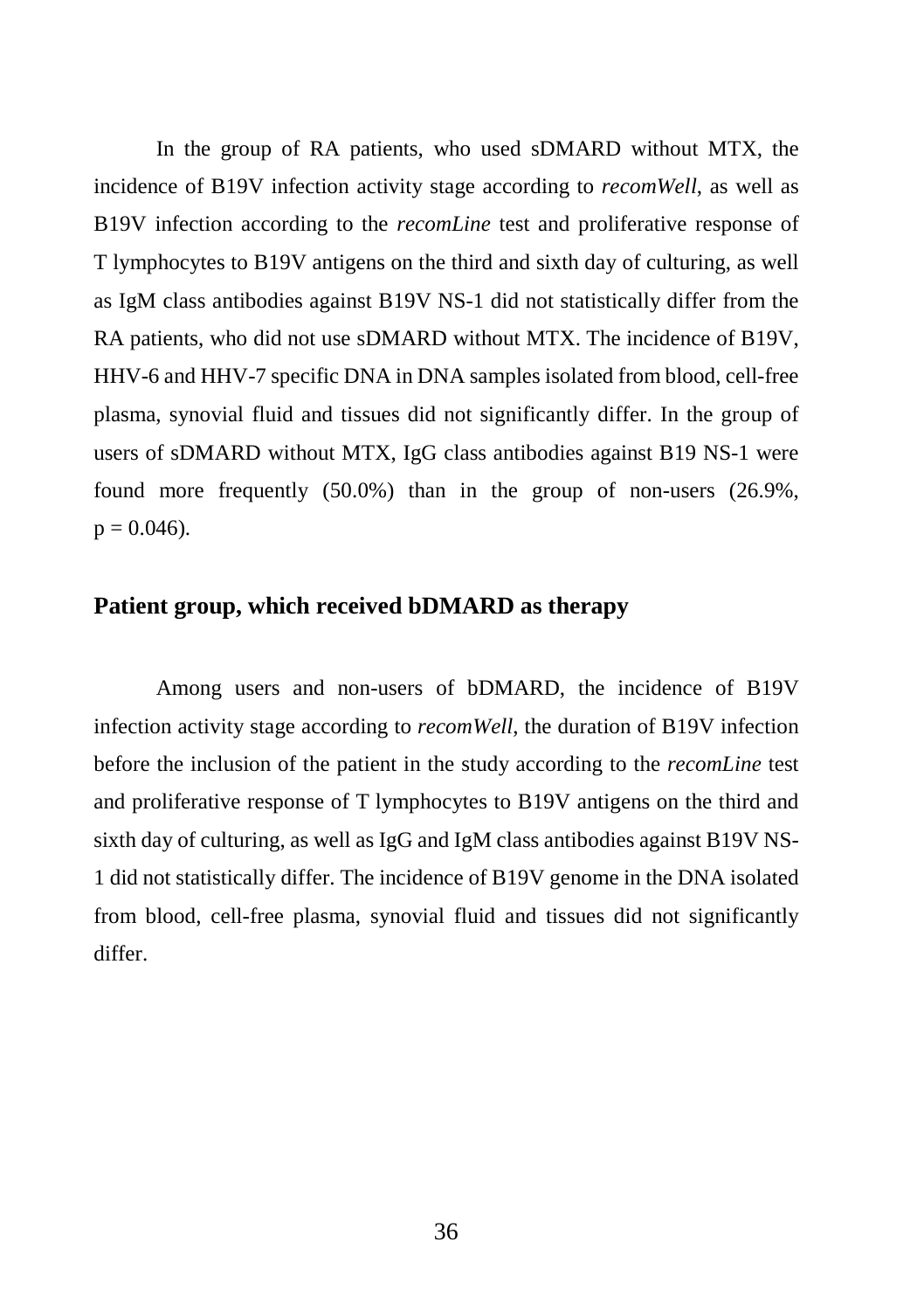In the group of RA patients, who used sDMARD without MTX, the incidence of B19V infection activity stage according to *recomWell*, as well as B19V infection according to the *recomLine* test and proliferative response of T lymphocytes to B19V antigens on the third and sixth day of culturing, as well as IgM class antibodies against B19V NS-1 did not statistically differ from the RA patients, who did not use sDMARD without MTX. The incidence of B19V, HHV-6 and HHV-7 specific DNA in DNA samples isolated from blood, cell-free plasma, synovial fluid and tissues did not significantly differ. In the group of users of sDMARD without MTX, IgG class antibodies against B19 NS-1 were found more frequently (50.0%) than in the group of non-users (26.9%, $p = 0.046$).

## Patient group, which received bDMARD as therapy

Among users and non-users of bDMARD, the incidence of B19V infection activity stage according to *recomWell*, the duration of B19V infection before the inclusion of the patient in the study according to the *recomLine* test and proliferative response of T lymphocytes to B19V antigens on the third and sixth day of culturing, as well as IgG and IgM class antibodies against B19V NS-1 did not statistically differ. The incidence of B19V genome in the DNA isolated from blood, cell-free plasma, synovial fluid and tissues did not significantly differ.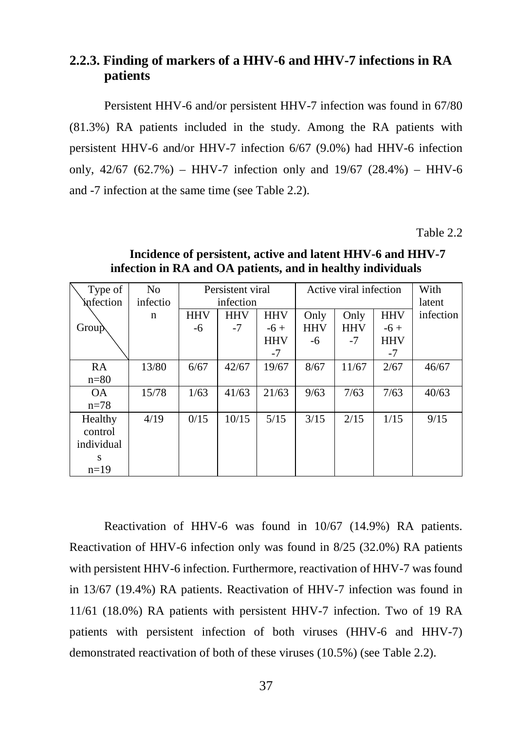### 2.2.3. Finding of markers of a HHV-6 and HHV-7 infections in RA patients

Persistent HHV-6 and/or persistent HHV-7 infection was found in 67/80 (81.3%) RA patients included in the study. Among the RA patients with persistent HHV-6 and/or HHV-7 infection 6/67 (9.0%) had HHV-6 infection only, 42/67 (62.7%) – HHV-7 infection only and 19/67 (28.4%) – HHV-6 and -7 infection at the same time (see Table 2.2).

Table 2.2

**Incidence of persistent, active and latent HHV-6 and HHV-7 infection in RA and OA patients, and in healthy individuals**

| Type of infection / Group | No infection | Persistent viral infection | | | Active viral infection | | | With latent infection |
|---|---|---|---|---|---|---|---|---|
| | | HHV-6 | HHV-7 | HHV-6 + HHV-7 | Only HHV-6 | Only HHV-7 | HHV-6 + HHV-7 | |
| RA n=80 | 13/80 | 6/67 | 42/67 | 19/67 | 8/67 | 11/67 | 2/67 | 46/67 |
| OA n=78 | 15/78 | 1/63 | 41/63 | 21/63 | 9/63 | 7/63 | 7/63 | 40/63 |
| Healthy control individuals n=19 | 4/19 | 0/15 | 10/15 | 5/15 | 3/15 | 2/15 | 1/15 | 9/15 |

Reactivation of HHV-6 was found in 10/67 (14.9%) RA patients. Reactivation of HHV-6 infection only was found in 8/25 (32.0%) RA patients with persistent HHV-6 infection. Furthermore, reactivation of HHV-7 was found in 13/67 (19.4%) RA patients. Reactivation of HHV-7 infection was found in 11/61 (18.0%) RA patients with persistent HHV-7 infection. Two of 19 RA patients with persistent infection of both viruses (HHV-6 and HHV-7) demonstrated reactivation of both of these viruses (10.5%) (see Table 2.2).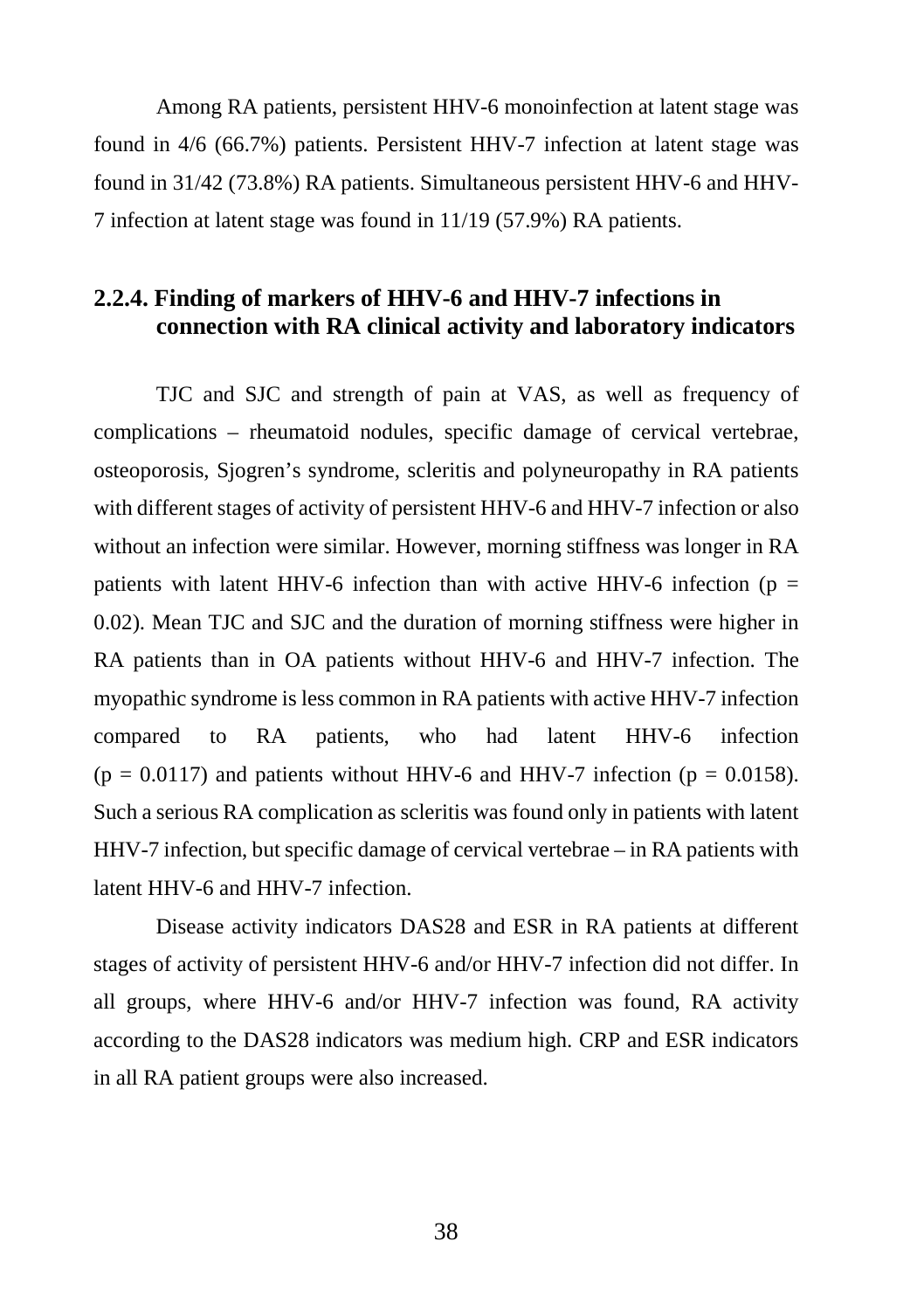Among RA patients, persistent HHV-6 monoinfection at latent stage was found in 4/6 (66.7%) patients. Persistent HHV-7 infection at latent stage was found in 31/42 (73.8%) RA patients. Simultaneous persistent HHV-6 and HHV-7 infection at latent stage was found in 11/19 (57.9%) RA patients.

### 2.2.4. Finding of markers of HHV-6 and HHV-7 infections in connection with RA clinical activity and laboratory indicators

TJC and SJC and strength of pain at VAS, as well as frequency of complications – rheumatoid nodules, specific damage of cervical vertebrae, osteoporosis, Sjogren's syndrome, scleritis and polyneuropathy in RA patients with different stages of activity of persistent HHV-6 and HHV-7 infection or also without an infection were similar. However, morning stiffness was longer in RA patients with latent HHV-6 infection than with active HHV-6 infection ($p = 0.02$). Mean TJC and SJC and the duration of morning stiffness were higher in RA patients than in OA patients without HHV-6 and HHV-7 infection. The myopathic syndrome is less common in RA patients with active HHV-7 infection compared to RA patients, who had latent HHV-6 infection ($p = 0.0117$) and patients without HHV-6 and HHV-7 infection ($p = 0.0158$). Such a serious RA complication as scleritis was found only in patients with latent HHV-7 infection, but specific damage of cervical vertebrae – in RA patients with latent HHV-6 and HHV-7 infection.

Disease activity indicators DAS28 and ESR in RA patients at different stages of activity of persistent HHV-6 and/or HHV-7 infection did not differ. In all groups, where HHV-6 and/or HHV-7 infection was found, RA activity according to the DAS28 indicators was medium high. CRP and ESR indicators in all RA patient groups were also increased.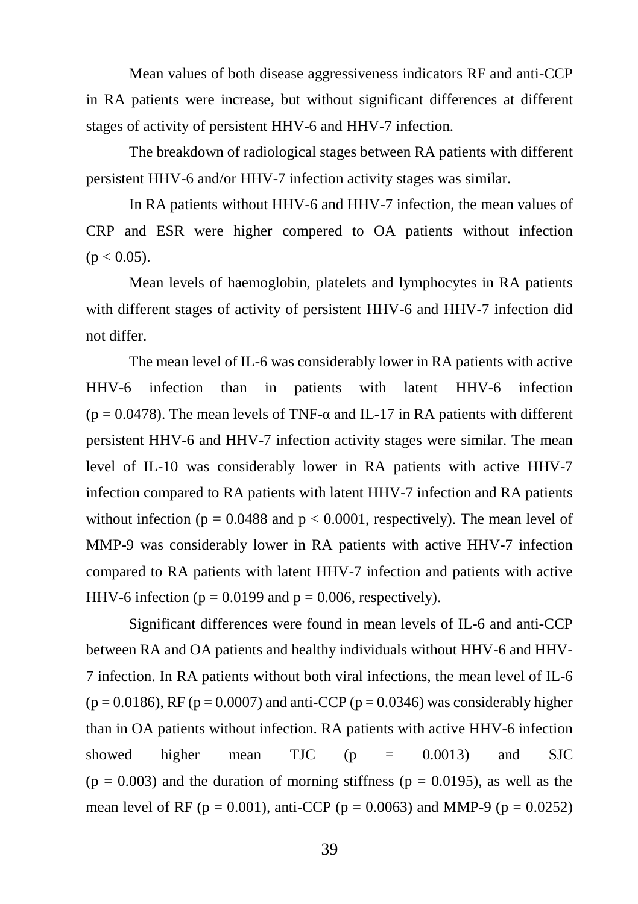Mean values of both disease aggressiveness indicators RF and anti-CCP in RA patients were increase, but without significant differences at different stages of activity of persistent HHV-6 and HHV-7 infection.

The breakdown of radiological stages between RA patients with different persistent HHV-6 and/or HHV-7 infection activity stages was similar.

In RA patients without HHV-6 and HHV-7 infection, the mean values of CRP and ESR were higher compered to OA patients without infection ($p < 0.05$).

Mean levels of haemoglobin, platelets and lymphocytes in RA patients with different stages of activity of persistent HHV-6 and HHV-7 infection did not differ.

The mean level of IL-6 was considerably lower in RA patients with active HHV-6 infection than in patients with latent HHV-6 infection ($p = 0.0478$). The mean levels of TNF-α and IL-17 in RA patients with different persistent HHV-6 and HHV-7 infection activity stages were similar. The mean level of IL-10 was considerably lower in RA patients with active HHV-7 infection compared to RA patients with latent HHV-7 infection and RA patients without infection ($p = 0.0488$ and $p < 0.0001$, respectively). The mean level of MMP-9 was considerably lower in RA patients with active HHV-7 infection compared to RA patients with latent HHV-7 infection and patients with active HHV-6 infection ($p = 0.0199$ and $p = 0.006$, respectively).

Significant differences were found in mean levels of IL-6 and anti-CCP between RA and OA patients and healthy individuals without HHV-6 and HHV-7 infection. In RA patients without both viral infections, the mean level of IL-6 ($p = 0.0186$), RF ($p = 0.0007$) and anti-CCP ($p = 0.0346$) was considerably higher than in OA patients without infection. RA patients with active HHV-6 infection showed higher mean TJC ($p = 0.0013$) and SJC ($p = 0.003$) and the duration of morning stiffness ($p = 0.0195$), as well as the mean level of RF ($p = 0.001$), anti-CCP ($p = 0.0063$) and MMP-9 ($p = 0.0252$)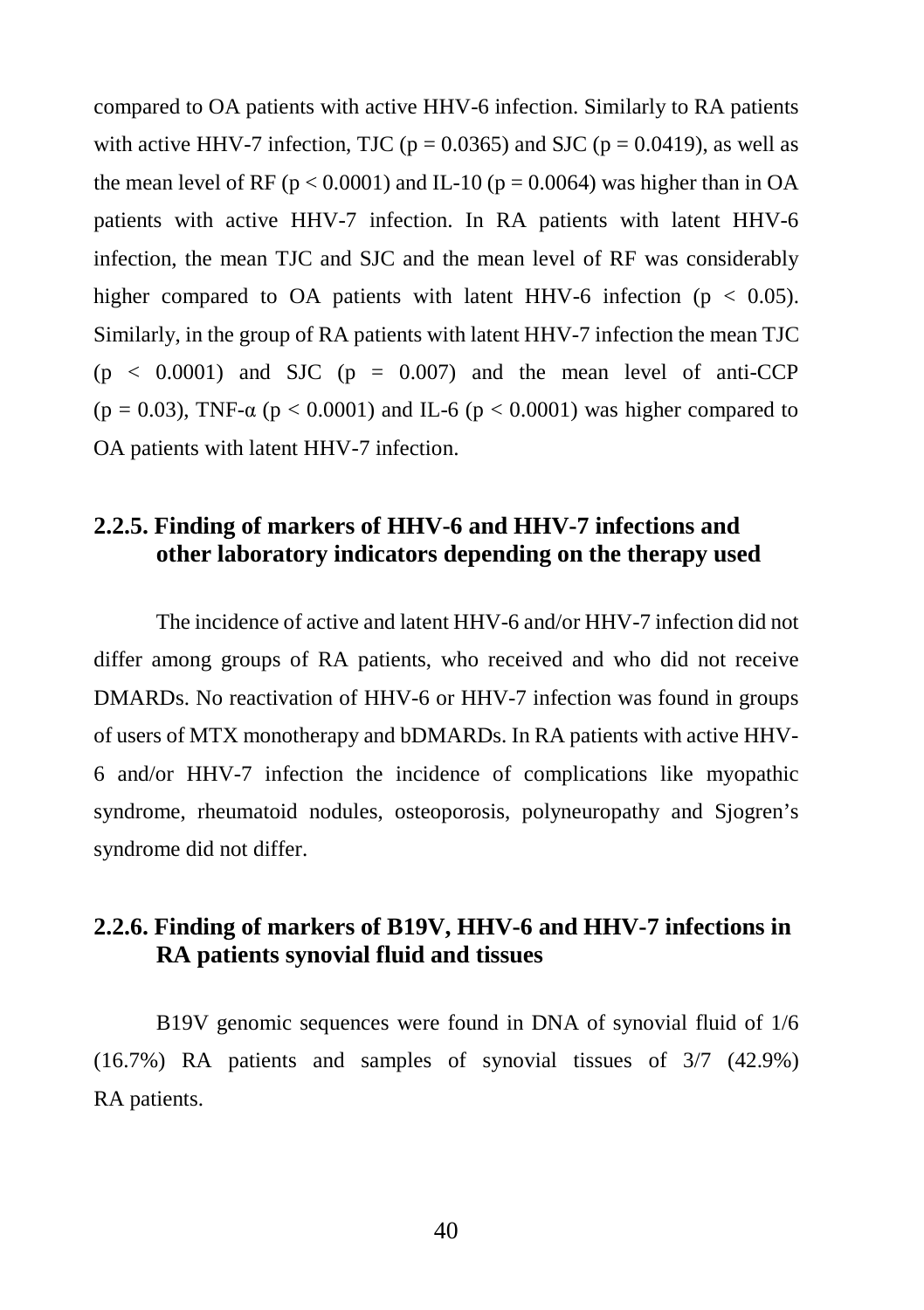compared to OA patients with active HHV-6 infection. Similarly to RA patients with active HHV-7 infection, TJC ($p = 0.0365$) and SJC ($p = 0.0419$), as well as the mean level of RF ($p < 0.0001$) and IL-10 ($p = 0.0064$) was higher than in OA patients with active HHV-7 infection. In RA patients with latent HHV-6 infection, the mean TJC and SJC and the mean level of RF was considerably higher compared to OA patients with latent HHV-6 infection ($p < 0.05$). Similarly, in the group of RA patients with latent HHV-7 infection the mean TJC ($p < 0.0001$) and SJC ($p = 0.007$) and the mean level of anti-CCP ($p = 0.03$), TNF-α ($p < 0.0001$) and IL-6 ($p < 0.0001$) was higher compared to OA patients with latent HHV-7 infection.

### 2.2.5. Finding of markers of HHV-6 and HHV-7 infections and other laboratory indicators depending on the therapy used

The incidence of active and latent HHV-6 and/or HHV-7 infection did not differ among groups of RA patients, who received and who did not receive DMARDs. No reactivation of HHV-6 or HHV-7 infection was found in groups of users of MTX monotherapy and bDMARDs. In RA patients with active HHV-6 and/or HHV-7 infection the incidence of complications like myopathic syndrome, rheumatoid nodules, osteoporosis, polyneuropathy and Sjogren's syndrome did not differ.

### 2.2.6. Finding of markers of B19V, HHV-6 and HHV-7 infections in RA patients synovial fluid and tissues

B19V genomic sequences were found in DNA of synovial fluid of 1/6 (16.7%) RA patients and samples of synovial tissues of 3/7 (42.9%) RA patients.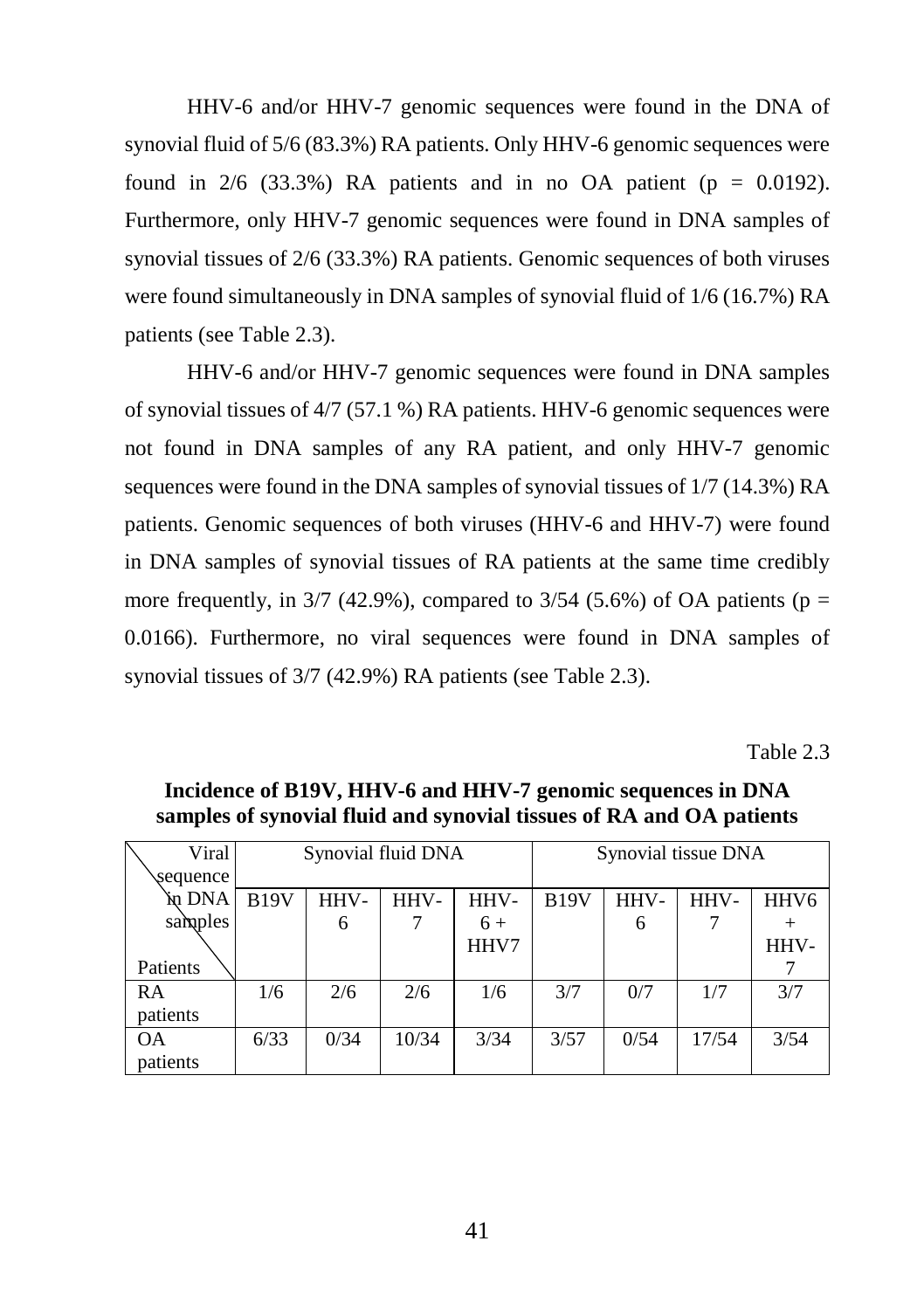HHV-6 and/or HHV-7 genomic sequences were found in the DNA of synovial fluid of 5/6 (83.3%) RA patients. Only HHV-6 genomic sequences were found in 2/6 (33.3%) RA patients and in no OA patient ($p = 0.0192$). Furthermore, only HHV-7 genomic sequences were found in DNA samples of synovial tissues of 2/6 (33.3%) RA patients. Genomic sequences of both viruses were found simultaneously in DNA samples of synovial fluid of 1/6 (16.7%) RA patients (see Table 2.3).

HHV-6 and/or HHV-7 genomic sequences were found in DNA samples of synovial tissues of 4/7 (57.1 %) RA patients. HHV-6 genomic sequences were not found in DNA samples of any RA patient, and only HHV-7 genomic sequences were found in the DNA samples of synovial tissues of 1/7 (14.3%) RA patients. Genomic sequences of both viruses (HHV-6 and HHV-7) were found in DNA samples of synovial tissues of RA patients at the same time credibly more frequently, in 3/7 (42.9%), compared to 3/54 (5.6%) of OA patients ($p = 0.0166$). Furthermore, no viral sequences were found in DNA samples of synovial tissues of 3/7 (42.9%) RA patients (see Table 2.3).

Table 2.3

**Incidence of B19V, HHV-6 and HHV-7 genomic sequences in DNA samples of synovial fluid and synovial tissues of RA and OA patients**

| Viral sequence in DNA samples / Patients | Synovial fluid DNA | | | | Synovial tissue DNA | | | |
|---|---|---|---|---|---|---|---|---|
| | B19V | HHV-6 | HHV-7 | HHV-6 + HHV7 | B19V | HHV-6 | HHV-7 | HHV6 + HHV-7 |
| RA patients | 1/6 | 2/6 | 2/6 | 1/6 | 3/7 | 0/7 | 1/7 | 3/7 |
| OA patients | 6/33 | 0/34 | 10/34 | 3/34 | 3/57 | 0/54 | 17/54 | 3/54 |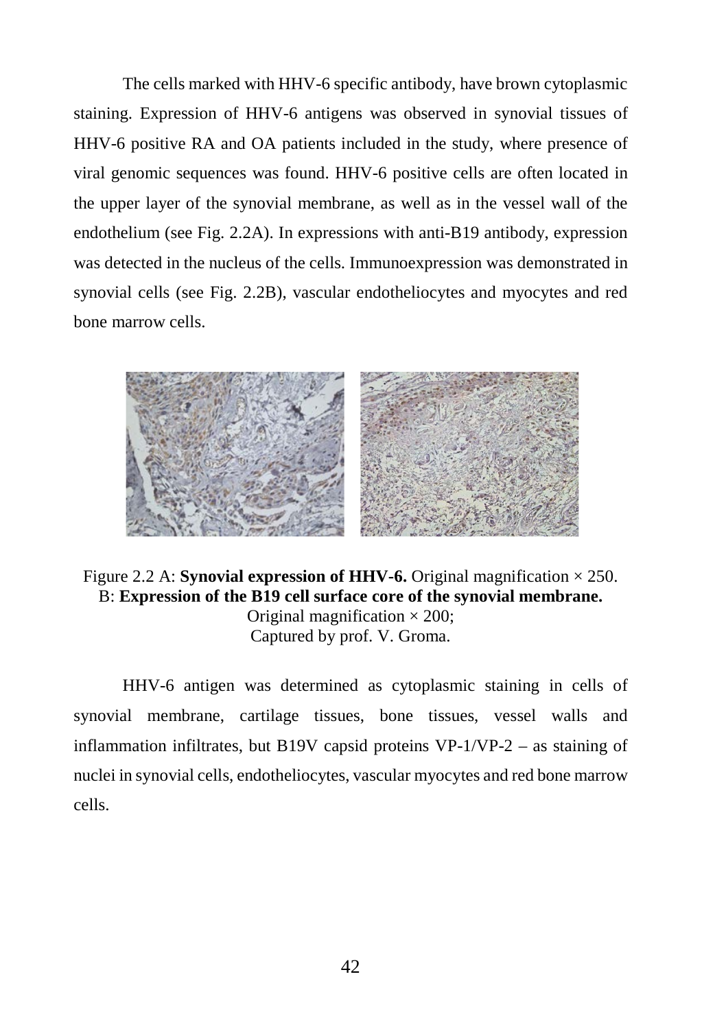The cells marked with HHV-6 specific antibody, have brown cytoplasmic staining. Expression of HHV-6 antigens was observed in synovial tissues of HHV-6 positive RA and OA patients included in the study, where presence of viral genomic sequences was found. HHV-6 positive cells are often located in the upper layer of the synovial membrane, as well as in the vessel wall of the endothelium (see Fig. 2.2A). In expressions with anti-B19 antibody, expression was detected in the nucleus of the cells. Immunoexpression was demonstrated in synovial cells (see Fig. 2.2B), vascular endotheliocytes and myocytes and red bone marrow cells.

Figure 2.2 A: **Synovial expression of HHV-6.** Original magnification × 250.
B: **Expression of the B19 cell surface core of the synovial membrane.**
Original magnification × 200;
Captured by prof. V. Groma.

HHV-6 antigen was determined as cytoplasmic staining in cells of synovial membrane, cartilage tissues, bone tissues, vessel walls and inflammation infiltrates, but B19V capsid proteins VP-1/VP-2 – as staining of nuclei in synovial cells, endotheliocytes, vascular myocytes and red bone marrow cells.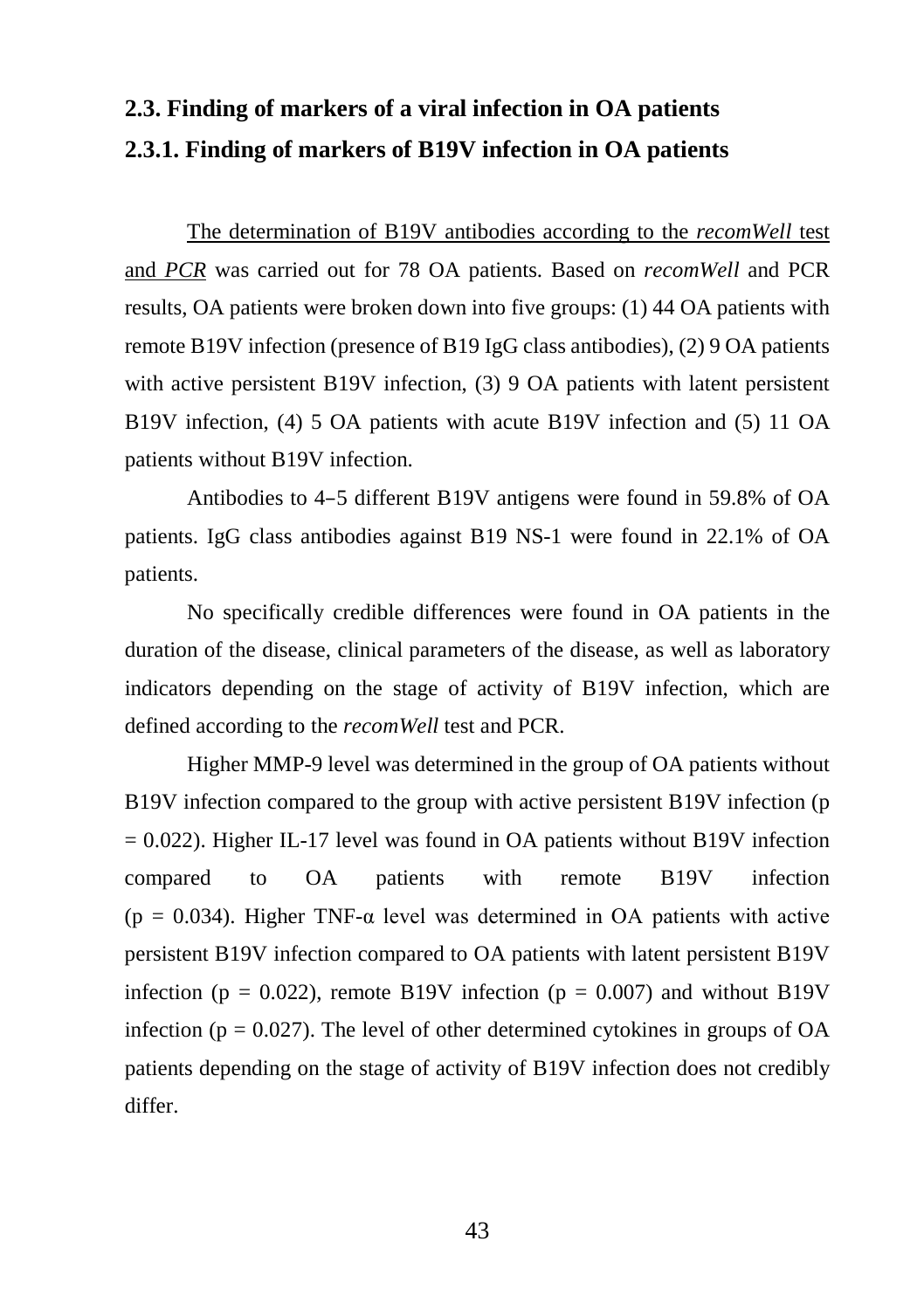## 2.3. Finding of markers of a viral infection in OA patients

### 2.3.1. Finding of markers of B19V infection in OA patients

The determination of B19V antibodies according to the *recomWell* test and *PCR* was carried out for 78 OA patients. Based on *recomWell* and PCR results, OA patients were broken down into five groups: (1) 44 OA patients with remote B19V infection (presence of B19 IgG class antibodies), (2) 9 OA patients with active persistent B19V infection, (3) 9 OA patients with latent persistent B19V infection, (4) 5 OA patients with acute B19V infection and (5) 11 OA patients without B19V infection.

Antibodies to 4–5 different B19V antigens were found in 59.8% of OA patients. IgG class antibodies against B19 NS-1 were found in 22.1% of OA patients.

No specifically credible differences were found in OA patients in the duration of the disease, clinical parameters of the disease, as well as laboratory indicators depending on the stage of activity of B19V infection, which are defined according to the *recomWell* test and PCR.

Higher MMP-9 level was determined in the group of OA patients without B19V infection compared to the group with active persistent B19V infection ($p = 0.022$). Higher IL-17 level was found in OA patients without B19V infection compared to OA patients with remote B19V infection ($p = 0.034$). Higher TNF-α level was determined in OA patients with active persistent B19V infection compared to OA patients with latent persistent B19V infection ($p = 0.022$), remote B19V infection ($p = 0.007$) and without B19V infection ($p = 0.027$). The level of other determined cytokines in groups of OA patients depending on the stage of activity of B19V infection does not credibly differ.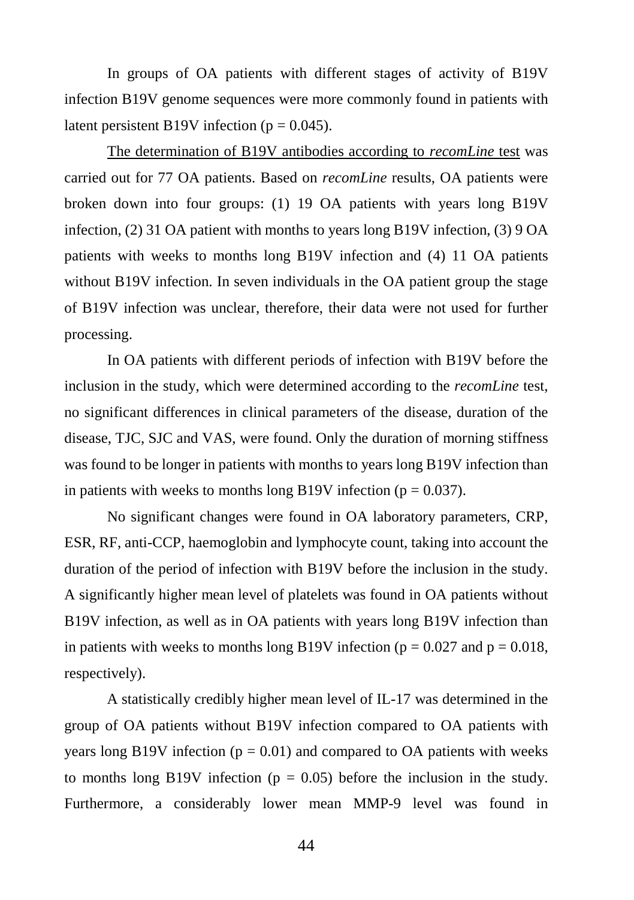In groups of OA patients with different stages of activity of B19V infection B19V genome sequences were more commonly found in patients with latent persistent B19V infection ($p = 0.045$).

The determination of B19V antibodies according to *recomLine* test was carried out for 77 OA patients. Based on *recomLine* results, OA patients were broken down into four groups: (1) 19 OA patients with years long B19V infection, (2) 31 OA patient with months to years long B19V infection, (3) 9 OA patients with weeks to months long B19V infection and (4) 11 OA patients without B19V infection. In seven individuals in the OA patient group the stage of B19V infection was unclear, therefore, their data were not used for further processing.

In OA patients with different periods of infection with B19V before the inclusion in the study, which were determined according to the *recomLine* test, no significant differences in clinical parameters of the disease, duration of the disease, TJC, SJC and VAS, were found. Only the duration of morning stiffness was found to be longer in patients with months to years long B19V infection than in patients with weeks to months long B19V infection ($p = 0.037$).

No significant changes were found in OA laboratory parameters, CRP, ESR, RF, anti-CCP, haemoglobin and lymphocyte count, taking into account the duration of the period of infection with B19V before the inclusion in the study. A significantly higher mean level of platelets was found in OA patients without B19V infection, as well as in OA patients with years long B19V infection than in patients with weeks to months long B19V infection ($p = 0.027$ and $p = 0.018$, respectively).

A statistically credibly higher mean level of IL-17 was determined in the group of OA patients without B19V infection compared to OA patients with years long B19V infection ($p = 0.01$) and compared to OA patients with weeks to months long B19V infection ($p = 0.05$) before the inclusion in the study. Furthermore, a considerably lower mean MMP-9 level was found in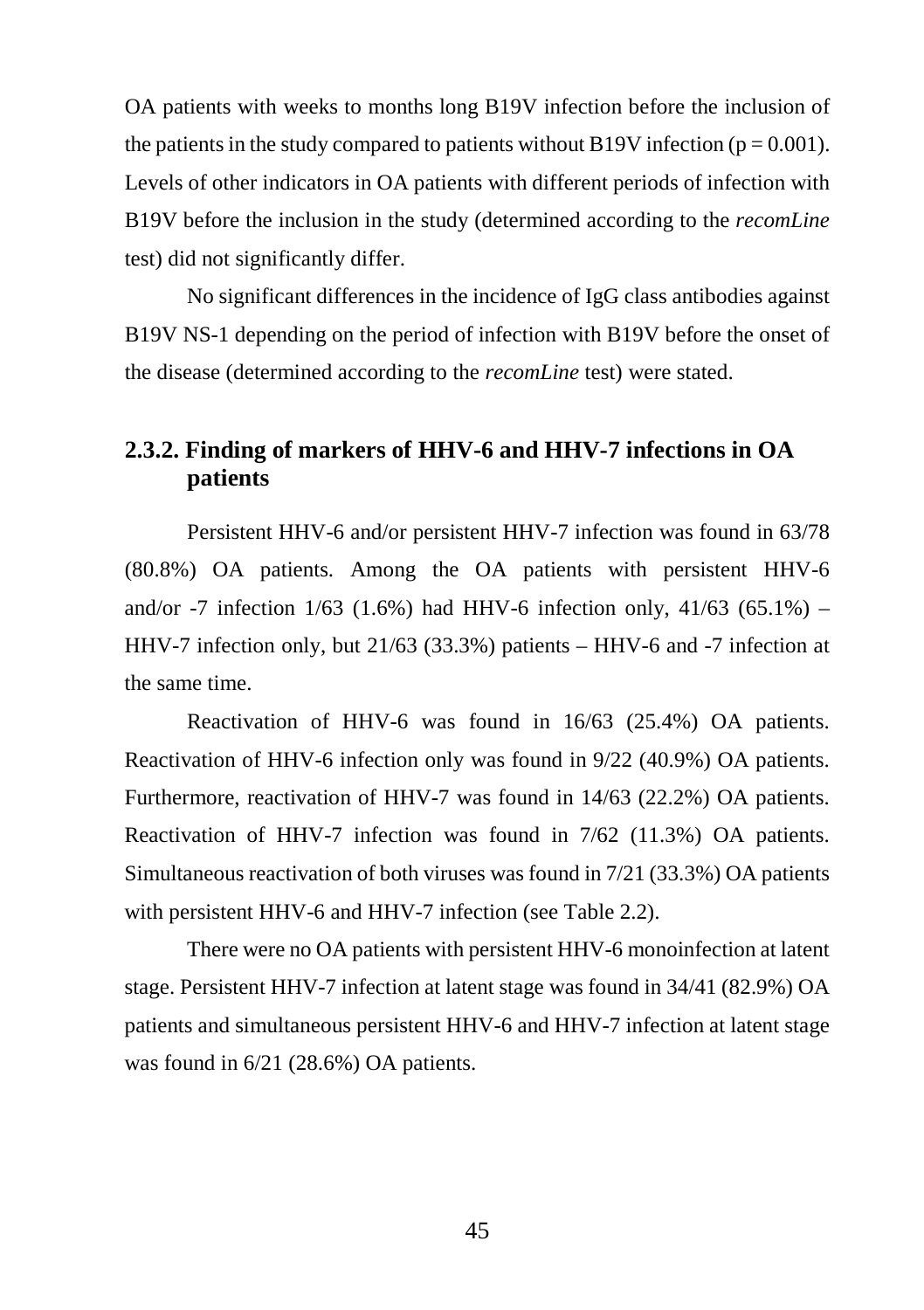OA patients with weeks to months long B19V infection before the inclusion of the patients in the study compared to patients without B19V infection ($p = 0.001$). Levels of other indicators in OA patients with different periods of infection with B19V before the inclusion in the study (determined according to the *recomLine* test) did not significantly differ.

No significant differences in the incidence of IgG class antibodies against B19V NS-1 depending on the period of infection with B19V before the onset of the disease (determined according to the *recomLine* test) were stated.

### 2.3.2. Finding of markers of HHV-6 and HHV-7 infections in OA patients

Persistent HHV-6 and/or persistent HHV-7 infection was found in 63/78 (80.8%) OA patients. Among the OA patients with persistent HHV-6 and/or -7 infection 1/63 (1.6%) had HHV-6 infection only, 41/63 (65.1%) – HHV-7 infection only, but 21/63 (33.3%) patients – HHV-6 and -7 infection at the same time.

Reactivation of HHV-6 was found in 16/63 (25.4%) OA patients. Reactivation of HHV-6 infection only was found in 9/22 (40.9%) OA patients. Furthermore, reactivation of HHV-7 was found in 14/63 (22.2%) OA patients. Reactivation of HHV-7 infection was found in 7/62 (11.3%) OA patients. Simultaneous reactivation of both viruses was found in 7/21 (33.3%) OA patients with persistent HHV-6 and HHV-7 infection (see Table 2.2).

There were no OA patients with persistent HHV-6 monoinfection at latent stage. Persistent HHV-7 infection at latent stage was found in 34/41 (82.9%) OA patients and simultaneous persistent HHV-6 and HHV-7 infection at latent stage was found in 6/21 (28.6%) OA patients.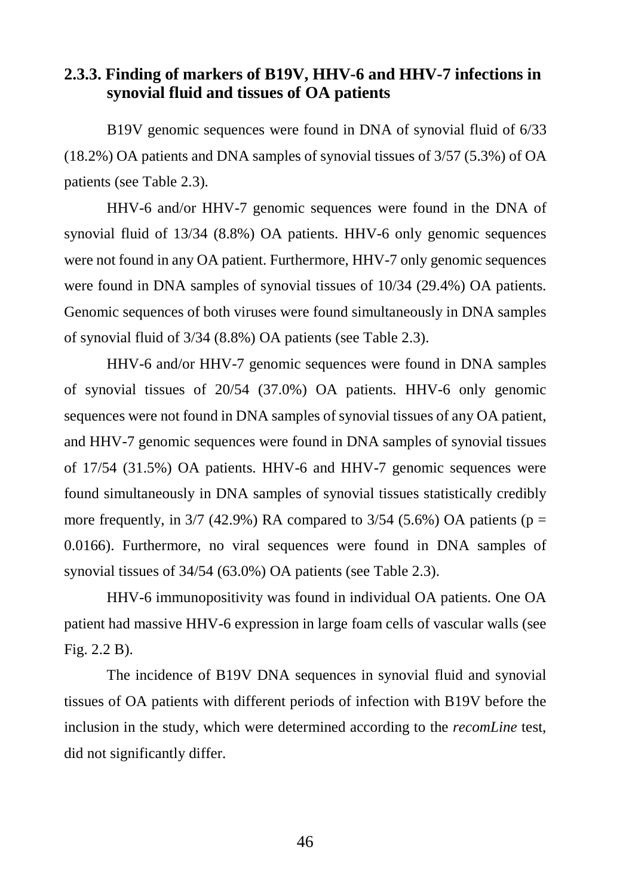### 2.3.3. Finding of markers of B19V, HHV-6 and HHV-7 infections in synovial fluid and tissues of OA patients

B19V genomic sequences were found in DNA of synovial fluid of 6/33 (18.2%) OA patients and DNA samples of synovial tissues of 3/57 (5.3%) of OA patients (see Table 2.3).

HHV-6 and/or HHV-7 genomic sequences were found in the DNA of synovial fluid of 13/34 (8.8%) OA patients. HHV-6 only genomic sequences were not found in any OA patient. Furthermore, HHV-7 only genomic sequences were found in DNA samples of synovial tissues of 10/34 (29.4%) OA patients. Genomic sequences of both viruses were found simultaneously in DNA samples of synovial fluid of 3/34 (8.8%) OA patients (see Table 2.3).

HHV-6 and/or HHV-7 genomic sequences were found in DNA samples of synovial tissues of 20/54 (37.0%) OA patients. HHV-6 only genomic sequences were not found in DNA samples of synovial tissues of any OA patient, and HHV-7 genomic sequences were found in DNA samples of synovial tissues of 17/54 (31.5%) OA patients. HHV-6 and HHV-7 genomic sequences were found simultaneously in DNA samples of synovial tissues statistically credibly more frequently, in 3/7 (42.9%) RA compared to 3/54 (5.6%) OA patients ($p = 0.0166$). Furthermore, no viral sequences were found in DNA samples of synovial tissues of 34/54 (63.0%) OA patients (see Table 2.3).

HHV-6 immunopositivity was found in individual OA patients. One OA patient had massive HHV-6 expression in large foam cells of vascular walls (see Fig. 2.2 B).

The incidence of B19V DNA sequences in synovial fluid and synovial tissues of OA patients with different periods of infection with B19V before the inclusion in the study, which were determined according to the *recomLine* test, did not significantly differ.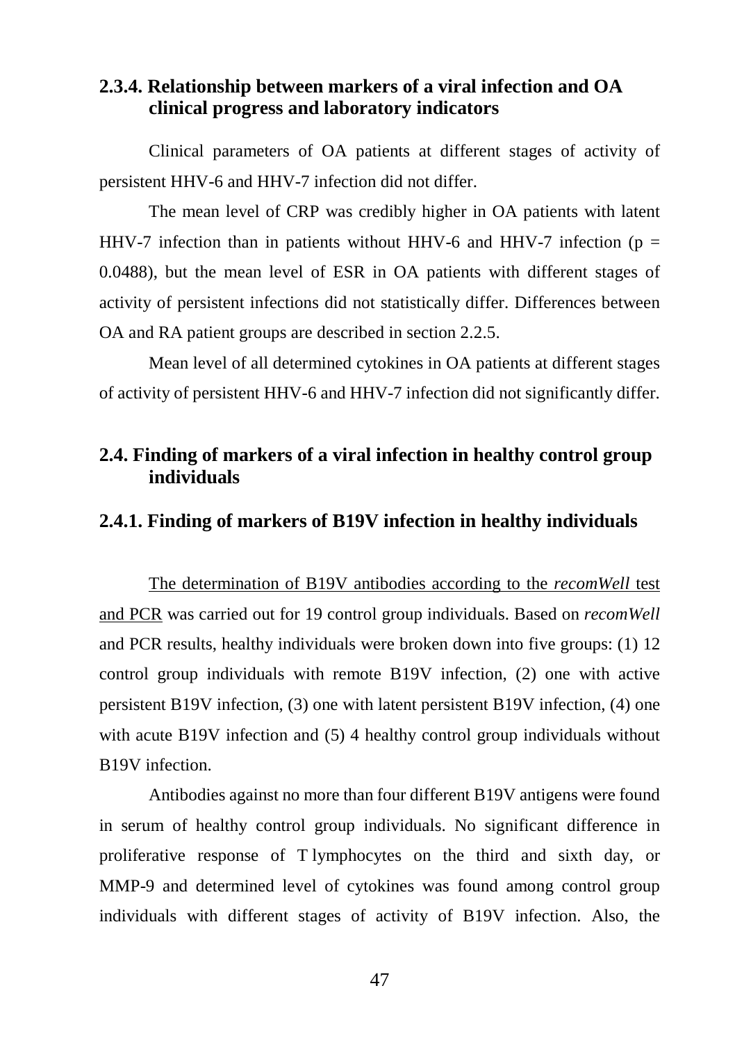### 2.3.4. Relationship between markers of a viral infection and OA clinical progress and laboratory indicators

Clinical parameters of OA patients at different stages of activity of persistent HHV-6 and HHV-7 infection did not differ.

The mean level of CRP was credibly higher in OA patients with latent HHV-7 infection than in patients without HHV-6 and HHV-7 infection ($p = 0.0488$), but the mean level of ESR in OA patients with different stages of activity of persistent infections did not statistically differ. Differences between OA and RA patient groups are described in section 2.2.5.

Mean level of all determined cytokines in OA patients at different stages of activity of persistent HHV-6 and HHV-7 infection did not significantly differ.

## 2.4. Finding of markers of a viral infection in healthy control group individuals

### 2.4.1. Finding of markers of B19V infection in healthy individuals

The determination of B19V antibodies according to the *recomWell* test and PCR was carried out for 19 control group individuals. Based on *recomWell* and PCR results, healthy individuals were broken down into five groups: (1) 12 control group individuals with remote B19V infection, (2) one with active persistent B19V infection, (3) one with latent persistent B19V infection, (4) one with acute B19V infection and (5) 4 healthy control group individuals without B19V infection.

Antibodies against no more than four different B19V antigens were found in serum of healthy control group individuals. No significant difference in proliferative response of T lymphocytes on the third and sixth day, or MMP-9 and determined level of cytokines was found among control group individuals with different stages of activity of B19V infection. Also, the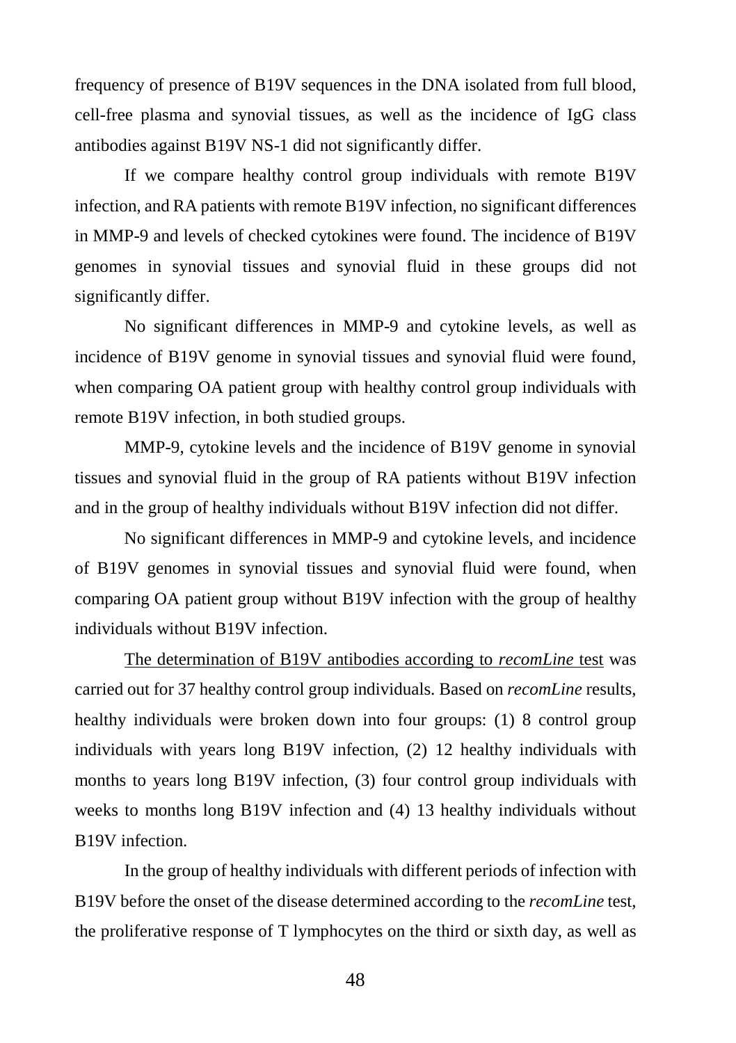frequency of presence of B19V sequences in the DNA isolated from full blood, cell-free plasma and synovial tissues, as well as the incidence of IgG class antibodies against B19V NS-1 did not significantly differ.

If we compare healthy control group individuals with remote B19V infection, and RA patients with remote B19V infection, no significant differences in MMP-9 and levels of checked cytokines were found. The incidence of B19V genomes in synovial tissues and synovial fluid in these groups did not significantly differ.

No significant differences in MMP-9 and cytokine levels, as well as incidence of B19V genome in synovial tissues and synovial fluid were found, when comparing OA patient group with healthy control group individuals with remote B19V infection, in both studied groups.

MMP-9, cytokine levels and the incidence of B19V genome in synovial tissues and synovial fluid in the group of RA patients without B19V infection and in the group of healthy individuals without B19V infection did not differ.

No significant differences in MMP-9 and cytokine levels, and incidence of B19V genomes in synovial tissues and synovial fluid were found, when comparing OA patient group without B19V infection with the group of healthy individuals without B19V infection.

<u>The determination of B19V antibodies according to *recomLine* test</u> was carried out for 37 healthy control group individuals. Based on *recomLine* results, healthy individuals were broken down into four groups: (1) 8 control group individuals with years long B19V infection, (2) 12 healthy individuals with months to years long B19V infection, (3) four control group individuals with weeks to months long B19V infection and (4) 13 healthy individuals without B19V infection.

In the group of healthy individuals with different periods of infection with B19V before the onset of the disease determined according to the *recomLine* test, the proliferative response of T lymphocytes on the third or sixth day, as well as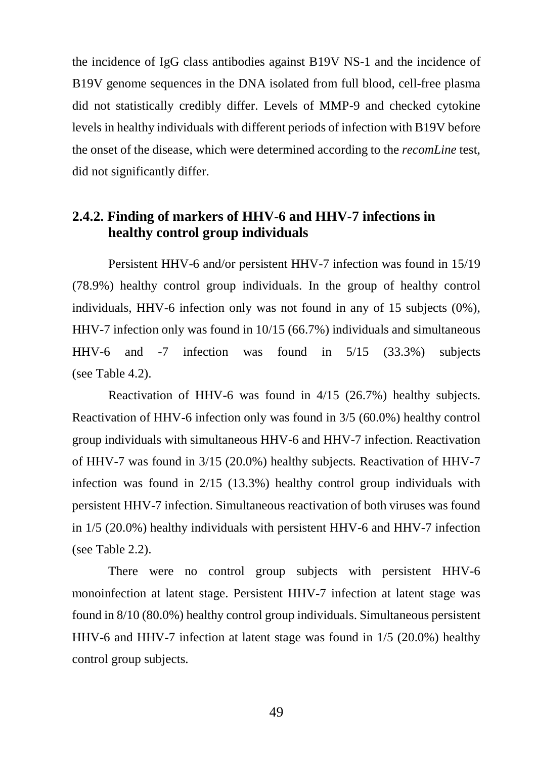the incidence of IgG class antibodies against B19V NS-1 and the incidence of B19V genome sequences in the DNA isolated from full blood, cell-free plasma did not statistically credibly differ. Levels of MMP-9 and checked cytokine levels in healthy individuals with different periods of infection with B19V before the onset of the disease, which were determined according to the *recomLine* test, did not significantly differ.

### 2.4.2. Finding of markers of HHV-6 and HHV-7 infections in healthy control group individuals

Persistent HHV-6 and/or persistent HHV-7 infection was found in 15/19 (78.9%) healthy control group individuals. In the group of healthy control individuals, HHV-6 infection only was not found in any of 15 subjects (0%), HHV-7 infection only was found in 10/15 (66.7%) individuals and simultaneous HHV-6 and -7 infection was found in 5/15 (33.3%) subjects (see Table 4.2).

Reactivation of HHV-6 was found in 4/15 (26.7%) healthy subjects. Reactivation of HHV-6 infection only was found in 3/5 (60.0%) healthy control group individuals with simultaneous HHV-6 and HHV-7 infection. Reactivation of HHV-7 was found in 3/15 (20.0%) healthy subjects. Reactivation of HHV-7 infection was found in 2/15 (13.3%) healthy control group individuals with persistent HHV-7 infection. Simultaneous reactivation of both viruses was found in 1/5 (20.0%) healthy individuals with persistent HHV-6 and HHV-7 infection (see Table 2.2).

There were no control group subjects with persistent HHV-6 monoinfection at latent stage. Persistent HHV-7 infection at latent stage was found in 8/10 (80.0%) healthy control group individuals. Simultaneous persistent HHV-6 and HHV-7 infection at latent stage was found in 1/5 (20.0%) healthy control group subjects.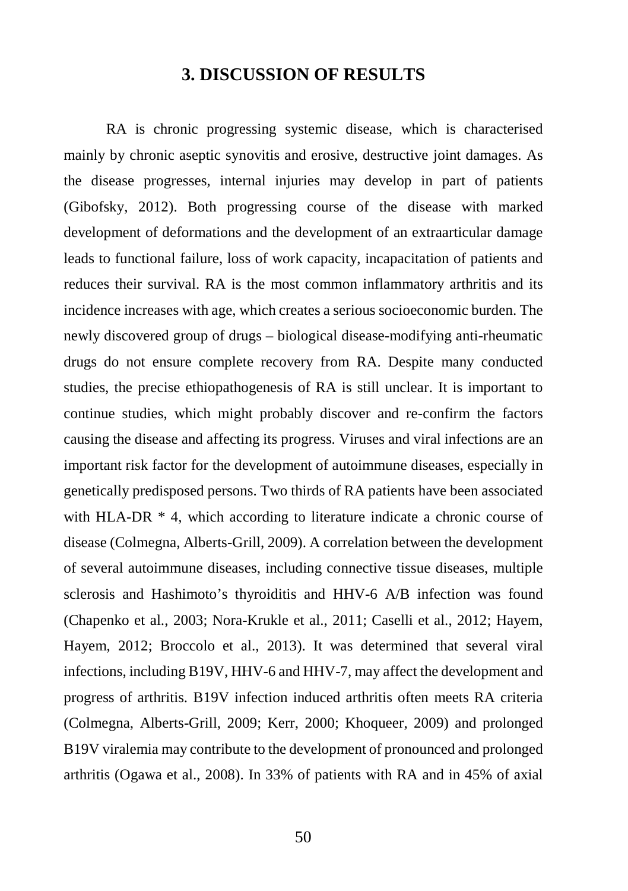# 3. DISCUSSION OF RESULTS

RA is chronic progressing systemic disease, which is characterised mainly by chronic aseptic synovitis and erosive, destructive joint damages. As the disease progresses, internal injuries may develop in part of patients (Gibofsky, 2012). Both progressing course of the disease with marked development of deformations and the development of an extraarticular damage leads to functional failure, loss of work capacity, incapacitation of patients and reduces their survival. RA is the most common inflammatory arthritis and its incidence increases with age, which creates a serious socioeconomic burden. The newly discovered group of drugs – biological disease-modifying anti-rheumatic drugs do not ensure complete recovery from RA. Despite many conducted studies, the precise ethiopathogenesis of RA is still unclear. It is important to continue studies, which might probably discover and re-confirm the factors causing the disease and affecting its progress. Viruses and viral infections are an important risk factor for the development of autoimmune diseases, especially in genetically predisposed persons. Two thirds of RA patients have been associated with HLA-DR * 4, which according to literature indicate a chronic course of disease (Colmegna, Alberts-Grill, 2009). A correlation between the development of several autoimmune diseases, including connective tissue diseases, multiple sclerosis and Hashimoto's thyroiditis and HHV-6 A/B infection was found (Chapenko et al., 2003; Nora-Krukle et al., 2011; Caselli et al., 2012; Hayem, Hayem, 2012; Broccolo et al., 2013). It was determined that several viral infections, including B19V, HHV-6 and HHV-7, may affect the development and progress of arthritis. B19V infection induced arthritis often meets RA criteria (Colmegna, Alberts-Grill, 2009; Kerr, 2000; Khoqueer, 2009) and prolonged B19V viralemia may contribute to the development of pronounced and prolonged arthritis (Ogawa et al., 2008). In 33% of patients with RA and in 45% of axial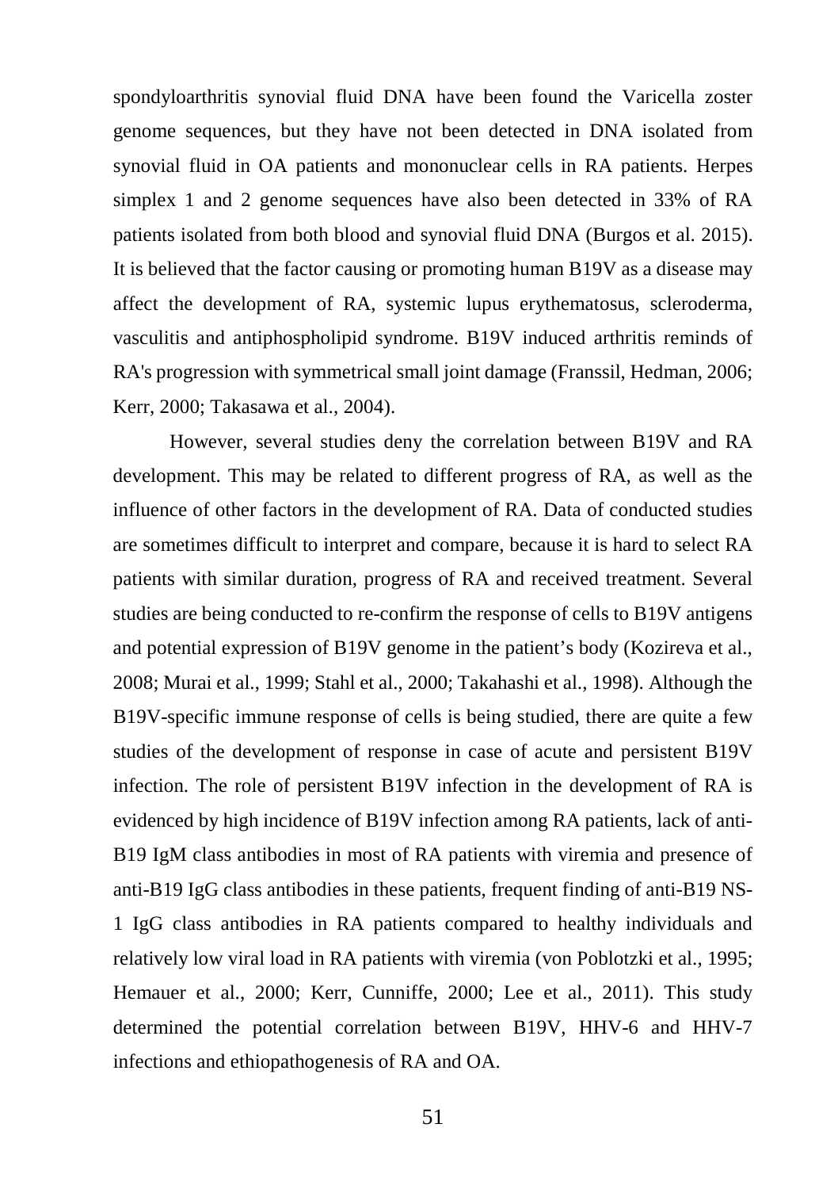spondyloarthritis synovial fluid DNA have been found the Varicella zoster genome sequences, but they have not been detected in DNA isolated from synovial fluid in OA patients and mononuclear cells in RA patients. Herpes simplex 1 and 2 genome sequences have also been detected in 33% of RA patients isolated from both blood and synovial fluid DNA (Burgos et al. 2015). It is believed that the factor causing or promoting human B19V as a disease may affect the development of RA, systemic lupus erythematosus, scleroderma, vasculitis and antiphospholipid syndrome. B19V induced arthritis reminds of RA's progression with symmetrical small joint damage (Franssil, Hedman, 2006; Kerr, 2000; Takasawa et al., 2004).

However, several studies deny the correlation between B19V and RA development. This may be related to different progress of RA, as well as the influence of other factors in the development of RA. Data of conducted studies are sometimes difficult to interpret and compare, because it is hard to select RA patients with similar duration, progress of RA and received treatment. Several studies are being conducted to re-confirm the response of cells to B19V antigens and potential expression of B19V genome in the patient's body (Kozireva et al., 2008; Murai et al., 1999; Stahl et al., 2000; Takahashi et al., 1998). Although the B19V-specific immune response of cells is being studied, there are quite a few studies of the development of response in case of acute and persistent B19V infection. The role of persistent B19V infection in the development of RA is evidenced by high incidence of B19V infection among RA patients, lack of anti-B19 IgM class antibodies in most of RA patients with viremia and presence of anti-B19 IgG class antibodies in these patients, frequent finding of anti-B19 NS-1 IgG class antibodies in RA patients compared to healthy individuals and relatively low viral load in RA patients with viremia (von Poblotzki et al., 1995; Hemauer et al., 2000; Kerr, Cunniffe, 2000; Lee et al., 2011). This study determined the potential correlation between B19V, HHV-6 and HHV-7 infections and ethiopathogenesis of RA and OA.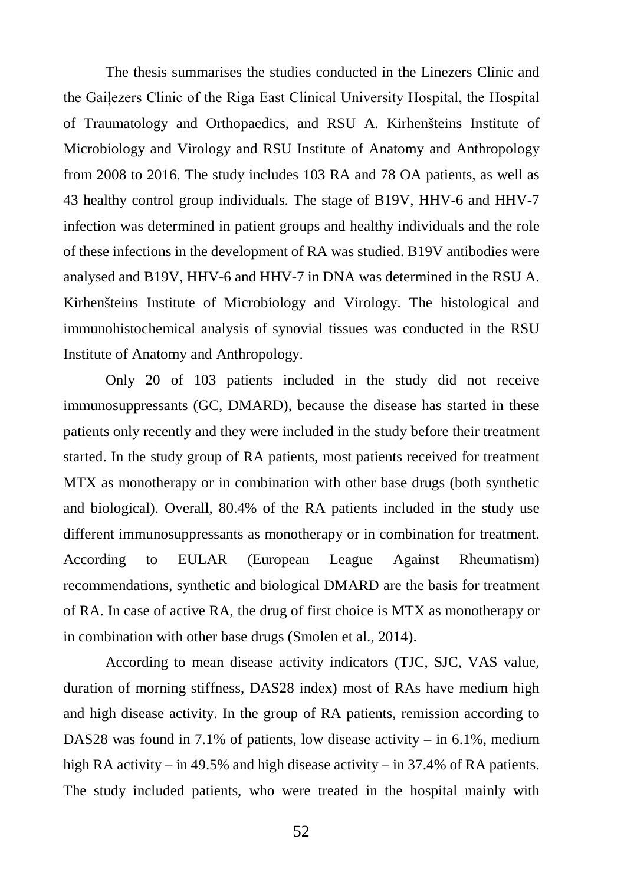The thesis summarises the studies conducted in the Linezers Clinic and the Gaiļezers Clinic of the Riga East Clinical University Hospital, the Hospital of Traumatology and Orthopaedics, and RSU A. Kirhenšteins Institute of Microbiology and Virology and RSU Institute of Anatomy and Anthropology from 2008 to 2016. The study includes 103 RA and 78 OA patients, as well as 43 healthy control group individuals. The stage of B19V, HHV-6 and HHV-7 infection was determined in patient groups and healthy individuals and the role of these infections in the development of RA was studied. B19V antibodies were analysed and B19V, HHV-6 and HHV-7 in DNA was determined in the RSU A. Kirhenšteins Institute of Microbiology and Virology. The histological and immunohistochemical analysis of synovial tissues was conducted in the RSU Institute of Anatomy and Anthropology.

Only 20 of 103 patients included in the study did not receive immunosuppressants (GC, DMARD), because the disease has started in these patients only recently and they were included in the study before their treatment started. In the study group of RA patients, most patients received for treatment MTX as monotherapy or in combination with other base drugs (both synthetic and biological). Overall, 80.4% of the RA patients included in the study use different immunosuppressants as monotherapy or in combination for treatment. According to EULAR (European League Against Rheumatism) recommendations, synthetic and biological DMARD are the basis for treatment of RA. In case of active RA, the drug of first choice is MTX as monotherapy or in combination with other base drugs (Smolen et al., 2014).

According to mean disease activity indicators (TJC, SJC, VAS value, duration of morning stiffness, DAS28 index) most of RAs have medium high and high disease activity. In the group of RA patients, remission according to DAS28 was found in 7.1% of patients, low disease activity – in 6.1%, medium high RA activity – in 49.5% and high disease activity – in 37.4% of RA patients. The study included patients, who were treated in the hospital mainly with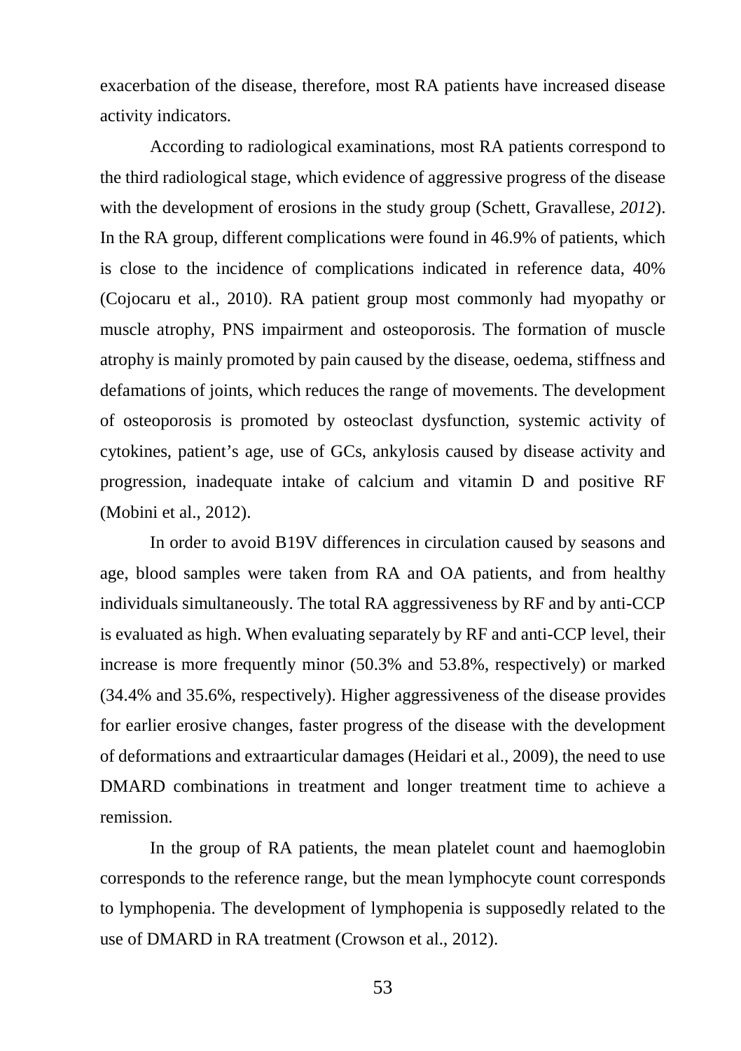exacerbation of the disease, therefore, most RA patients have increased disease activity indicators.

According to radiological examinations, most RA patients correspond to the third radiological stage, which evidence of aggressive progress of the disease with the development of erosions in the study group (Schett, Gravallese, *2012*). In the RA group, different complications were found in 46.9% of patients, which is close to the incidence of complications indicated in reference data, 40% (Cojocaru et al., 2010). RA patient group most commonly had myopathy or muscle atrophy, PNS impairment and osteoporosis. The formation of muscle atrophy is mainly promoted by pain caused by the disease, oedema, stiffness and defamations of joints, which reduces the range of movements. The development of osteoporosis is promoted by osteoclast dysfunction, systemic activity of cytokines, patient's age, use of GCs, ankylosis caused by disease activity and progression, inadequate intake of calcium and vitamin D and positive RF (Mobini et al., 2012).

In order to avoid B19V differences in circulation caused by seasons and age, blood samples were taken from RA and OA patients, and from healthy individuals simultaneously. The total RA aggressiveness by RF and by anti-CCP is evaluated as high. When evaluating separately by RF and anti-CCP level, their increase is more frequently minor (50.3% and 53.8%, respectively) or marked (34.4% and 35.6%, respectively). Higher aggressiveness of the disease provides for earlier erosive changes, faster progress of the disease with the development of deformations and extraarticular damages (Heidari et al., 2009), the need to use DMARD combinations in treatment and longer treatment time to achieve a remission.

In the group of RA patients, the mean platelet count and haemoglobin corresponds to the reference range, but the mean lymphocyte count corresponds to lymphopenia. The development of lymphopenia is supposedly related to the use of DMARD in RA treatment (Crowson et al., 2012).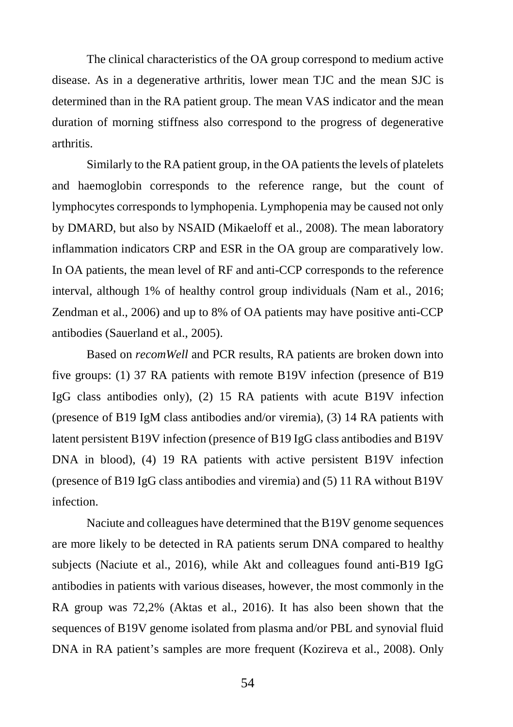The clinical characteristics of the OA group correspond to medium active disease. As in a degenerative arthritis, lower mean TJC and the mean SJC is determined than in the RA patient group. The mean VAS indicator and the mean duration of morning stiffness also correspond to the progress of degenerative arthritis.

Similarly to the RA patient group, in the OA patients the levels of platelets and haemoglobin corresponds to the reference range, but the count of lymphocytes corresponds to lymphopenia. Lymphopenia may be caused not only by DMARD, but also by NSAID (Mikaeloff et al., 2008). The mean laboratory inflammation indicators CRP and ESR in the OA group are comparatively low. In OA patients, the mean level of RF and anti-CCP corresponds to the reference interval, although 1% of healthy control group individuals (Nam et al., 2016; Zendman et al., 2006) and up to 8% of OA patients may have positive anti-CCP antibodies (Sauerland et al., 2005).

Based on *recomWell* and PCR results, RA patients are broken down into five groups: (1) 37 RA patients with remote B19V infection (presence of B19 IgG class antibodies only), (2) 15 RA patients with acute B19V infection (presence of B19 IgM class antibodies and/or viremia), (3) 14 RA patients with latent persistent B19V infection (presence of B19 IgG class antibodies and B19V DNA in blood), (4) 19 RA patients with active persistent B19V infection (presence of B19 IgG class antibodies and viremia) and (5) 11 RA without B19V infection.

Naciute and colleagues have determined that the B19V genome sequences are more likely to be detected in RA patients serum DNA compared to healthy subjects (Naciute et al., 2016), while Akt and colleagues found anti-B19 IgG antibodies in patients with various diseases, however, the most commonly in the RA group was 72,2% (Aktas et al., 2016). It has also been shown that the sequences of B19V genome isolated from plasma and/or PBL and synovial fluid DNA in RA patient's samples are more frequent (Kozireva et al., 2008). Only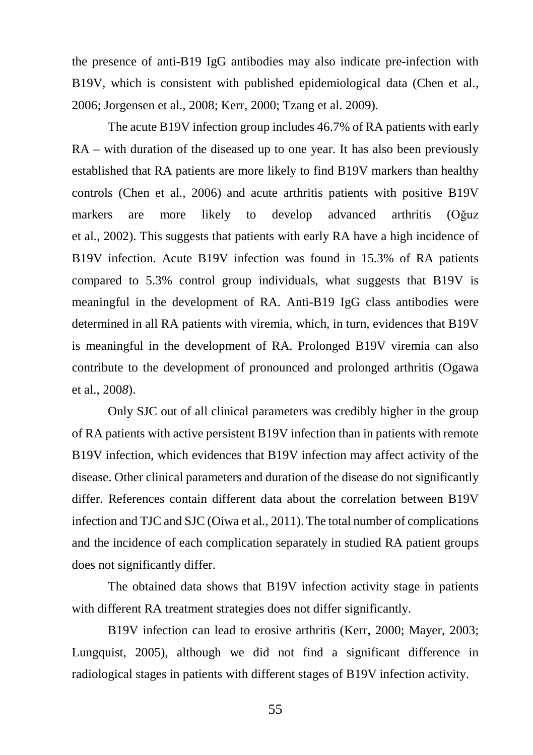the presence of anti-B19 IgG antibodies may also indicate pre-infection with B19V, which is consistent with published epidemiological data (Chen et al., 2006; Jorgensen et al., 2008; Kerr, 2000; Tzang et al. 2009).

The acute B19V infection group includes 46.7% of RA patients with early RA – with duration of the diseased up to one year. It has also been previously established that RA patients are more likely to find B19V markers than healthy controls (Chen et al., 2006) and acute arthritis patients with positive B19V markers are more likely to develop advanced arthritis (Oğuz et al., 2002). This suggests that patients with early RA have a high incidence of B19V infection. Acute B19V infection was found in 15.3% of RA patients compared to 5.3% control group individuals, what suggests that B19V is meaningful in the development of RA. Anti-B19 IgG class antibodies were determined in all RA patients with viremia, which, in turn, evidences that B19V is meaningful in the development of RA. Prolonged B19V viremia can also contribute to the development of pronounced and prolonged arthritis (Ogawa et al., 200*8*).

Only SJC out of all clinical parameters was credibly higher in the group of RA patients with active persistent B19V infection than in patients with remote B19V infection, which evidences that B19V infection may affect activity of the disease. Other clinical parameters and duration of the disease do not significantly differ. References contain different data about the correlation between B19V infection and TJC and SJC (Oiwa et al., 2011). The total number of complications and the incidence of each complication separately in studied RA patient groups does not significantly differ.

The obtained data shows that B19V infection activity stage in patients with different RA treatment strategies does not differ significantly.

B19V infection can lead to erosive arthritis (Kerr, 2000; Mayer, 2003; Lungquist, 2005), although we did not find a significant difference in radiological stages in patients with different stages of B19V infection activity.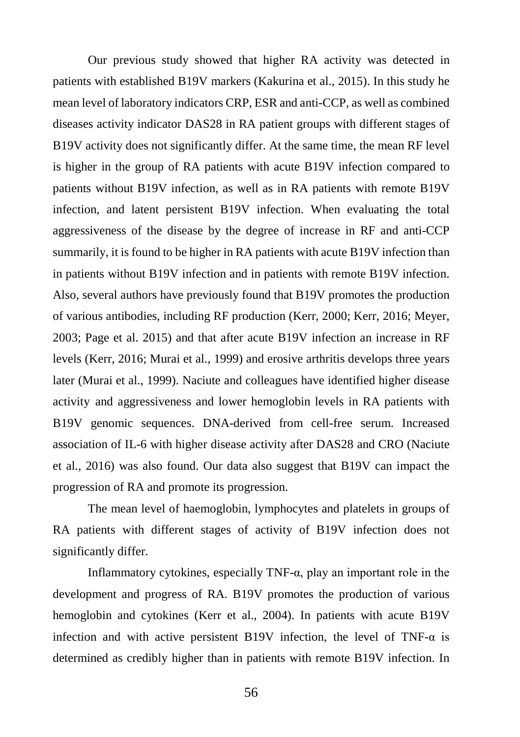Our previous study showed that higher RA activity was detected in patients with established B19V markers (Kakurina et al., 2015). In this study he mean level of laboratory indicators CRP, ESR and anti-CCP, as well as combined diseases activity indicator DAS28 in RA patient groups with different stages of B19V activity does not significantly differ. At the same time, the mean RF level is higher in the group of RA patients with acute B19V infection compared to patients without B19V infection, as well as in RA patients with remote B19V infection, and latent persistent B19V infection. When evaluating the total aggressiveness of the disease by the degree of increase in RF and anti-CCP summarily, it is found to be higher in RA patients with acute B19V infection than in patients without B19V infection and in patients with remote B19V infection. Also, several authors have previously found that B19V promotes the production of various antibodies, including RF production (Kerr, 2000; Kerr, 2016; Meyer, 2003; Page et al. 2015) and that after acute B19V infection an increase in RF levels (Kerr, 2016; Murai et al., 1999) and erosive arthritis develops three years later (Murai et al., 1999). Naciute and colleagues have identified higher disease activity and aggressiveness and lower hemoglobin levels in RA patients with B19V genomic sequences. DNA-derived from cell-free serum. Increased association of IL-6 with higher disease activity after DAS28 and CRO (Naciute et al., 2016) was also found. Our data also suggest that B19V can impact the progression of RA and promote its progression.

The mean level of haemoglobin, lymphocytes and platelets in groups of RA patients with different stages of activity of B19V infection does not significantly differ.

Inflammatory cytokines, especially TNF-α, play an important role in the development and progress of RA. B19V promotes the production of various hemoglobin and cytokines (Kerr et al., 2004). In patients with acute B19V infection and with active persistent B19V infection, the level of TNF-α is determined as credibly higher than in patients with remote B19V infection. In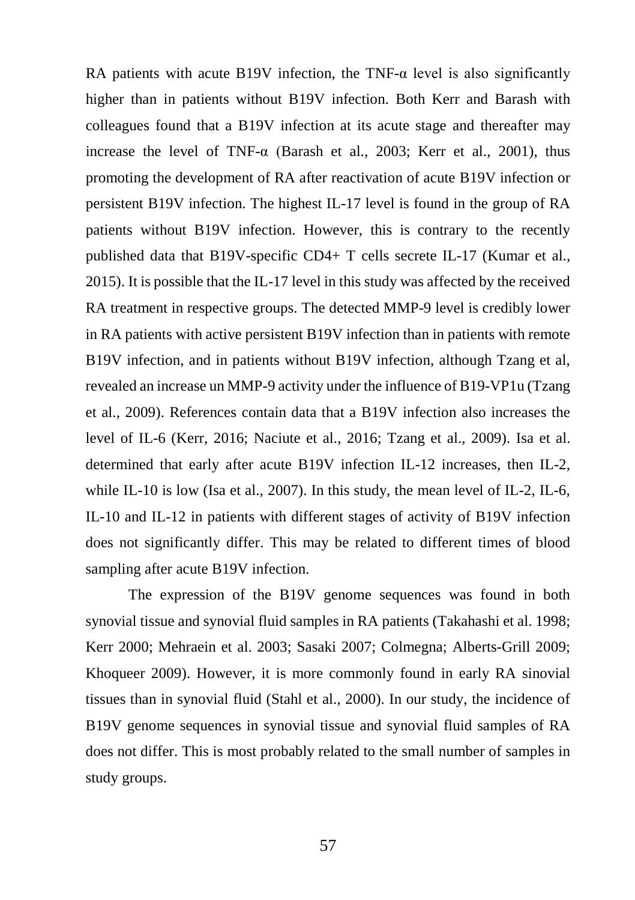RA patients with acute B19V infection, the TNF-α level is also significantly higher than in patients without B19V infection. Both Kerr and Barash with colleagues found that a B19V infection at its acute stage and thereafter may increase the level of TNF-α (Barash et al., 2003; Kerr et al., 2001), thus promoting the development of RA after reactivation of acute B19V infection or persistent B19V infection. The highest IL-17 level is found in the group of RA patients without B19V infection. However, this is contrary to the recently published data that B19V-specific CD4+ T cells secrete IL-17 (Kumar et al., 2015). It is possible that the IL-17 level in this study was affected by the received RA treatment in respective groups. The detected MMP-9 level is credibly lower in RA patients with active persistent B19V infection than in patients with remote B19V infection, and in patients without B19V infection, although Tzang et al, revealed an increase un MMP-9 activity under the influence of B19-VP1u (Tzang et al., 2009). References contain data that a B19V infection also increases the level of IL-6 (Kerr, 2016; Naciute et al., 2016; Tzang et al., 2009). Isa et al. determined that early after acute B19V infection IL-12 increases, then IL-2, while IL-10 is low (Isa et al., 2007). In this study, the mean level of IL-2, IL-6, IL-10 and IL-12 in patients with different stages of activity of B19V infection does not significantly differ. This may be related to different times of blood sampling after acute B19V infection.

The expression of the B19V genome sequences was found in both synovial tissue and synovial fluid samples in RA patients (Takahashi et al. 1998; Kerr 2000; Mehraein et al. 2003; Sasaki 2007; Colmegna; Alberts-Grill 2009; Khoqueer 2009). However, it is more commonly found in early RA sinovial tissues than in synovial fluid (Stahl et al., 2000). In our study, the incidence of B19V genome sequences in synovial tissue and synovial fluid samples of RA does not differ. This is most probably related to the small number of samples in study groups.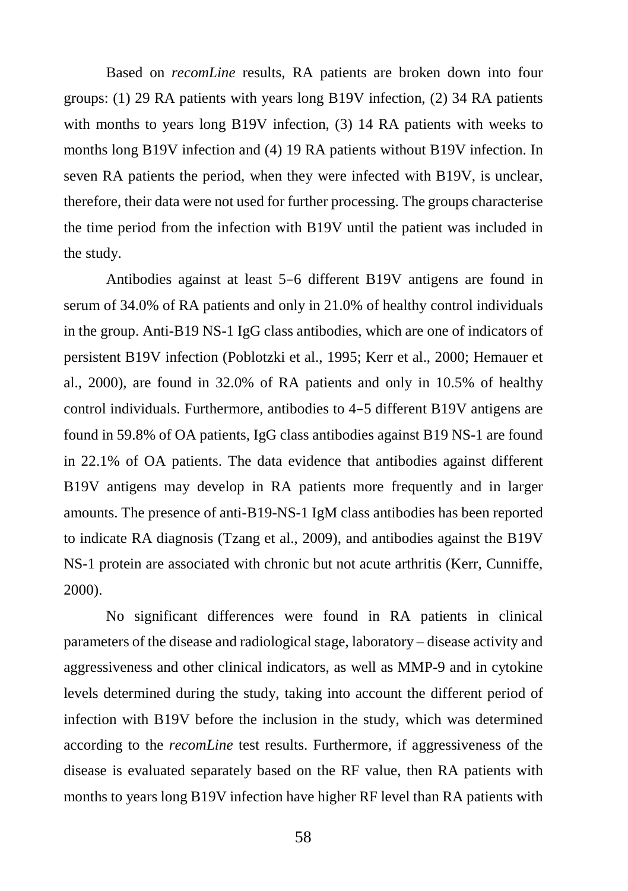Based on *recomLine* results, RA patients are broken down into four groups: (1) 29 RA patients with years long B19V infection, (2) 34 RA patients with months to years long B19V infection, (3) 14 RA patients with weeks to months long B19V infection and (4) 19 RA patients without B19V infection. In seven RA patients the period, when they were infected with B19V, is unclear, therefore, their data were not used for further processing. The groups characterise the time period from the infection with B19V until the patient was included in the study.

Antibodies against at least 5–6 different B19V antigens are found in serum of 34.0% of RA patients and only in 21.0% of healthy control individuals in the group. Anti-B19 NS-1 IgG class antibodies, which are one of indicators of persistent B19V infection (Poblotzki et al., 1995; Kerr et al., 2000; Hemauer et al., 2000), are found in 32.0% of RA patients and only in 10.5% of healthy control individuals. Furthermore, antibodies to 4–5 different B19V antigens are found in 59.8% of OA patients, IgG class antibodies against B19 NS-1 are found in 22.1% of OA patients. The data evidence that antibodies against different B19V antigens may develop in RA patients more frequently and in larger amounts. The presence of anti-B19-NS-1 IgM class antibodies has been reported to indicate RA diagnosis (Tzang et al., 2009), and antibodies against the B19V NS-1 protein are associated with chronic but not acute arthritis (Kerr, Cunniffe, 2000).

No significant differences were found in RA patients in clinical parameters of the disease and radiological stage, laboratory – disease activity and aggressiveness and other clinical indicators, as well as MMP-9 and in cytokine levels determined during the study, taking into account the different period of infection with B19V before the inclusion in the study, which was determined according to the *recomLine* test results. Furthermore, if aggressiveness of the disease is evaluated separately based on the RF value, then RA patients with months to years long B19V infection have higher RF level than RA patients with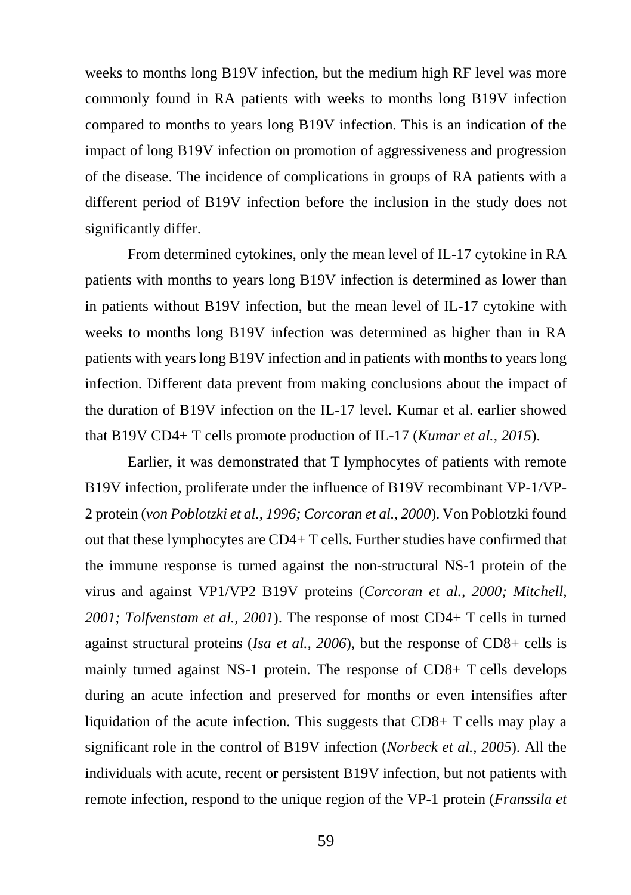weeks to months long B19V infection, but the medium high RF level was more commonly found in RA patients with weeks to months long B19V infection compared to months to years long B19V infection. This is an indication of the impact of long B19V infection on promotion of aggressiveness and progression of the disease. The incidence of complications in groups of RA patients with a different period of B19V infection before the inclusion in the study does not significantly differ.

From determined cytokines, only the mean level of IL-17 cytokine in RA patients with months to years long B19V infection is determined as lower than in patients without B19V infection, but the mean level of IL-17 cytokine with weeks to months long B19V infection was determined as higher than in RA patients with years long B19V infection and in patients with months to years long infection. Different data prevent from making conclusions about the impact of the duration of B19V infection on the IL-17 level. Kumar et al. earlier showed that B19V CD4+ T cells promote production of IL-17 (*Kumar et al., 2015*).

Earlier, it was demonstrated that T lymphocytes of patients with remote B19V infection, proliferate under the influence of B19V recombinant VP-1/VP-2 protein (*von Poblotzki et al., 1996; Corcoran et al., 2000*). Von Poblotzki found out that these lymphocytes are CD4+ T cells. Further studies have confirmed that the immune response is turned against the non-structural NS-1 protein of the virus and against VP1/VP2 B19V proteins (*Corcoran et al., 2000; Mitchell, 2001; Tolfvenstam et al., 2001*). The response of most CD4+ T cells in turned against structural proteins (*Isa et al., 2006*), but the response of CD8+ cells is mainly turned against NS-1 protein. The response of CD8+ T cells develops during an acute infection and preserved for months or even intensifies after liquidation of the acute infection. This suggests that CD8+ T cells may play a significant role in the control of B19V infection (*Norbeck et al., 2005*). All the individuals with acute, recent or persistent B19V infection, but not patients with remote infection, respond to the unique region of the VP-1 protein (*Franssila et*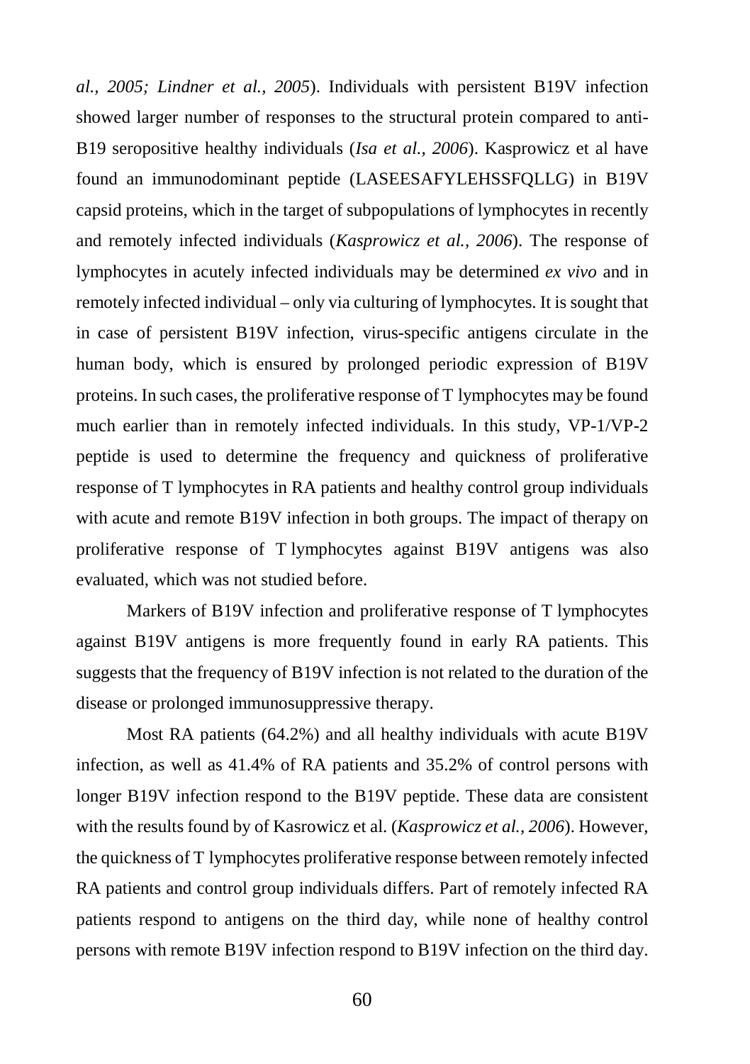*al., 2005; Lindner et al., 2005*). Individuals with persistent B19V infection showed larger number of responses to the structural protein compared to anti-B19 seropositive healthy individuals (*Isa et al., 2006*). Kasprowicz et al have found an immunodominant peptide (LASEESAFYLEHSSFQLLG) in B19V capsid proteins, which in the target of subpopulations of lymphocytes in recently and remotely infected individuals (*Kasprowicz et al., 2006*). The response of lymphocytes in acutely infected individuals may be determined *ex vivo* and in remotely infected individual – only via culturing of lymphocytes. It is sought that in case of persistent B19V infection, virus-specific antigens circulate in the human body, which is ensured by prolonged periodic expression of B19V proteins. In such cases, the proliferative response of T lymphocytes may be found much earlier than in remotely infected individuals. In this study, VP-1/VP-2 peptide is used to determine the frequency and quickness of proliferative response of T lymphocytes in RA patients and healthy control group individuals with acute and remote B19V infection in both groups. The impact of therapy on proliferative response of T lymphocytes against B19V antigens was also evaluated, which was not studied before.

Markers of B19V infection and proliferative response of T lymphocytes against B19V antigens is more frequently found in early RA patients. This suggests that the frequency of B19V infection is not related to the duration of the disease or prolonged immunosuppressive therapy.

Most RA patients (64.2%) and all healthy individuals with acute B19V infection, as well as 41.4% of RA patients and 35.2% of control persons with longer B19V infection respond to the B19V peptide. These data are consistent with the results found by of Kasrowicz et al. (*Kasprowicz et al., 2006*). However, the quickness of T lymphocytes proliferative response between remotely infected RA patients and control group individuals differs. Part of remotely infected RA patients respond to antigens on the third day, while none of healthy control persons with remote B19V infection respond to B19V infection on the third day.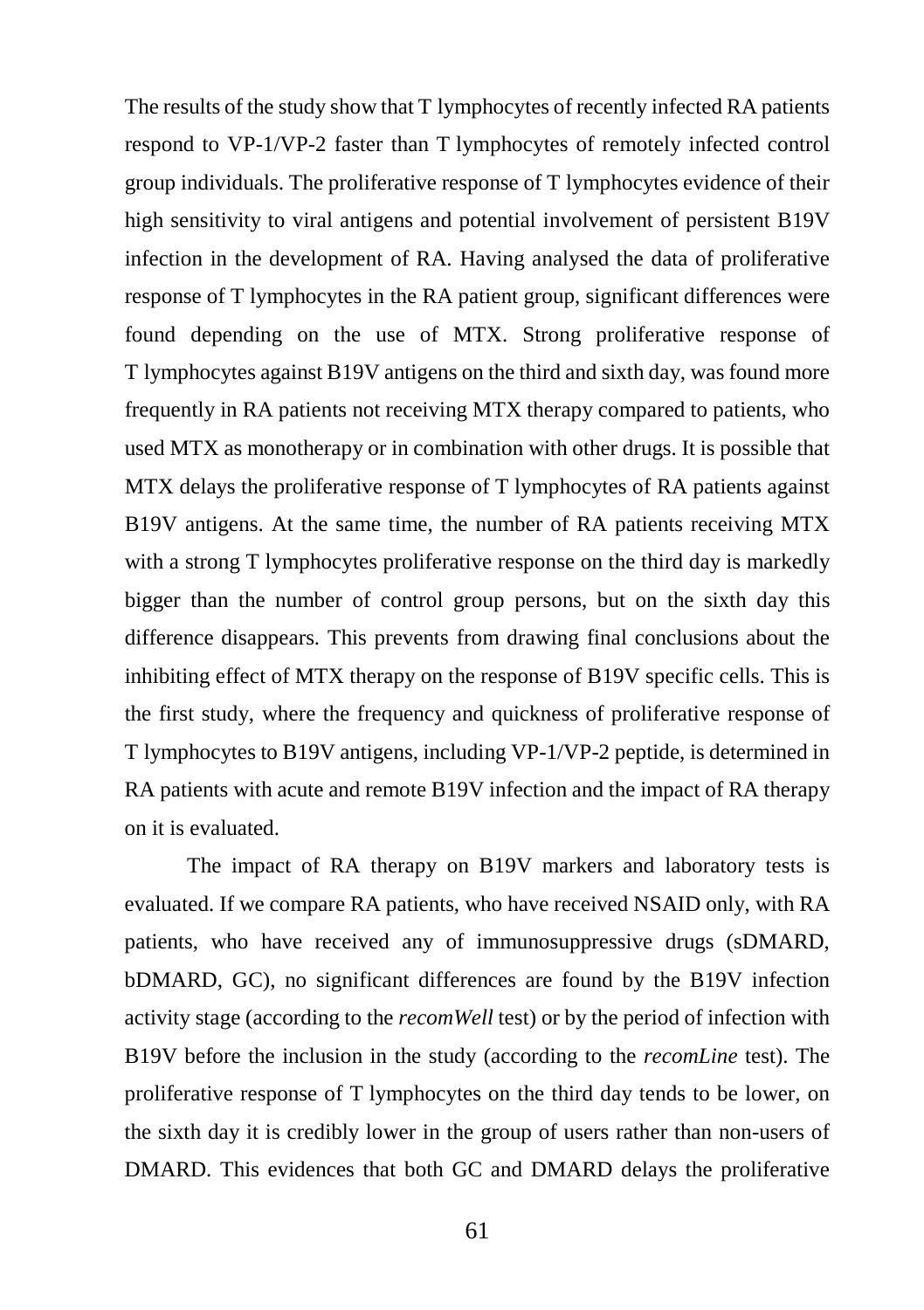The results of the study show that T lymphocytes of recently infected RA patients respond to VP-1/VP-2 faster than T lymphocytes of remotely infected control group individuals. The proliferative response of T lymphocytes evidence of their high sensitivity to viral antigens and potential involvement of persistent B19V infection in the development of RA. Having analysed the data of proliferative response of T lymphocytes in the RA patient group, significant differences were found depending on the use of MTX. Strong proliferative response of T lymphocytes against B19V antigens on the third and sixth day, was found more frequently in RA patients not receiving MTX therapy compared to patients, who used MTX as monotherapy or in combination with other drugs. It is possible that MTX delays the proliferative response of T lymphocytes of RA patients against B19V antigens. At the same time, the number of RA patients receiving MTX with a strong T lymphocytes proliferative response on the third day is markedly bigger than the number of control group persons, but on the sixth day this difference disappears. This prevents from drawing final conclusions about the inhibiting effect of MTX therapy on the response of B19V specific cells. This is the first study, where the frequency and quickness of proliferative response of T lymphocytes to B19V antigens, including VP-1/VP-2 peptide, is determined in RA patients with acute and remote B19V infection and the impact of RA therapy on it is evaluated.

The impact of RA therapy on B19V markers and laboratory tests is evaluated. If we compare RA patients, who have received NSAID only, with RA patients, who have received any of immunosuppressive drugs (sDMARD, bDMARD, GC), no significant differences are found by the B19V infection activity stage (according to the *recomWell* test) or by the period of infection with B19V before the inclusion in the study (according to the *recomLine* test). The proliferative response of T lymphocytes on the third day tends to be lower, on the sixth day it is credibly lower in the group of users rather than non-users of DMARD. This evidences that both GC and DMARD delays the proliferative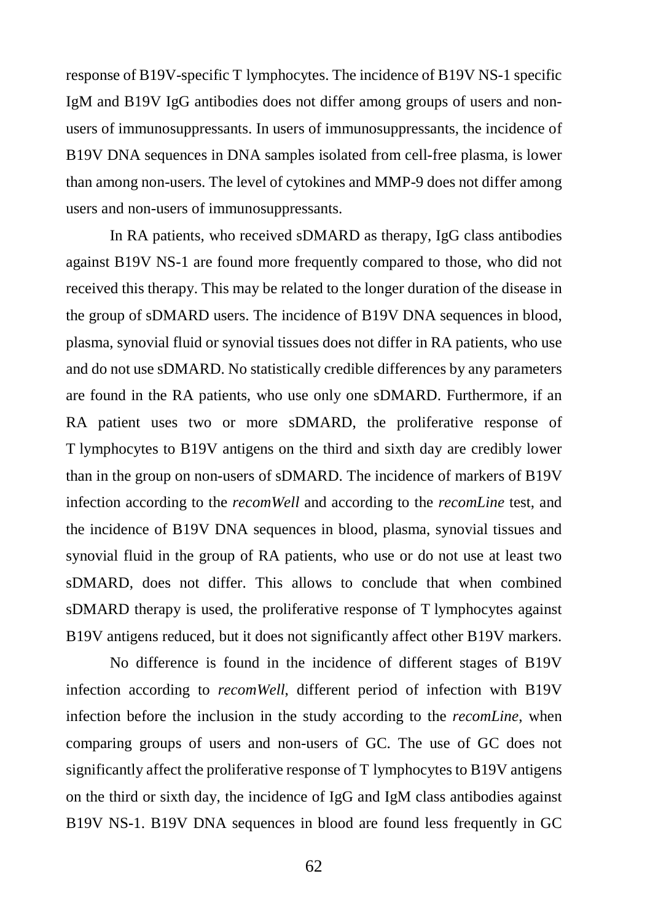response of B19V-specific T lymphocytes. The incidence of B19V NS-1 specific IgM and B19V IgG antibodies does not differ among groups of users and non-users of immunosuppressants. In users of immunosuppressants, the incidence of B19V DNA sequences in DNA samples isolated from cell-free plasma, is lower than among non-users. The level of cytokines and MMP-9 does not differ among users and non-users of immunosuppressants.

In RA patients, who received sDMARD as therapy, IgG class antibodies against B19V NS-1 are found more frequently compared to those, who did not received this therapy. This may be related to the longer duration of the disease in the group of sDMARD users. The incidence of B19V DNA sequences in blood, plasma, synovial fluid or synovial tissues does not differ in RA patients, who use and do not use sDMARD. No statistically credible differences by any parameters are found in the RA patients, who use only one sDMARD. Furthermore, if an RA patient uses two or more sDMARD, the proliferative response of T lymphocytes to B19V antigens on the third and sixth day are credibly lower than in the group on non-users of sDMARD. The incidence of markers of B19V infection according to the *recomWell* and according to the *recomLine* test, and the incidence of B19V DNA sequences in blood, plasma, synovial tissues and synovial fluid in the group of RA patients, who use or do not use at least two sDMARD, does not differ. This allows to conclude that when combined sDMARD therapy is used, the proliferative response of T lymphocytes against B19V antigens reduced, but it does not significantly affect other B19V markers.

No difference is found in the incidence of different stages of B19V infection according to *recomWell*, different period of infection with B19V infection before the inclusion in the study according to the *recomLine*, when comparing groups of users and non-users of GC. The use of GC does not significantly affect the proliferative response of T lymphocytes to B19V antigens on the third or sixth day, the incidence of IgG and IgM class antibodies against B19V NS-1. B19V DNA sequences in blood are found less frequently in GC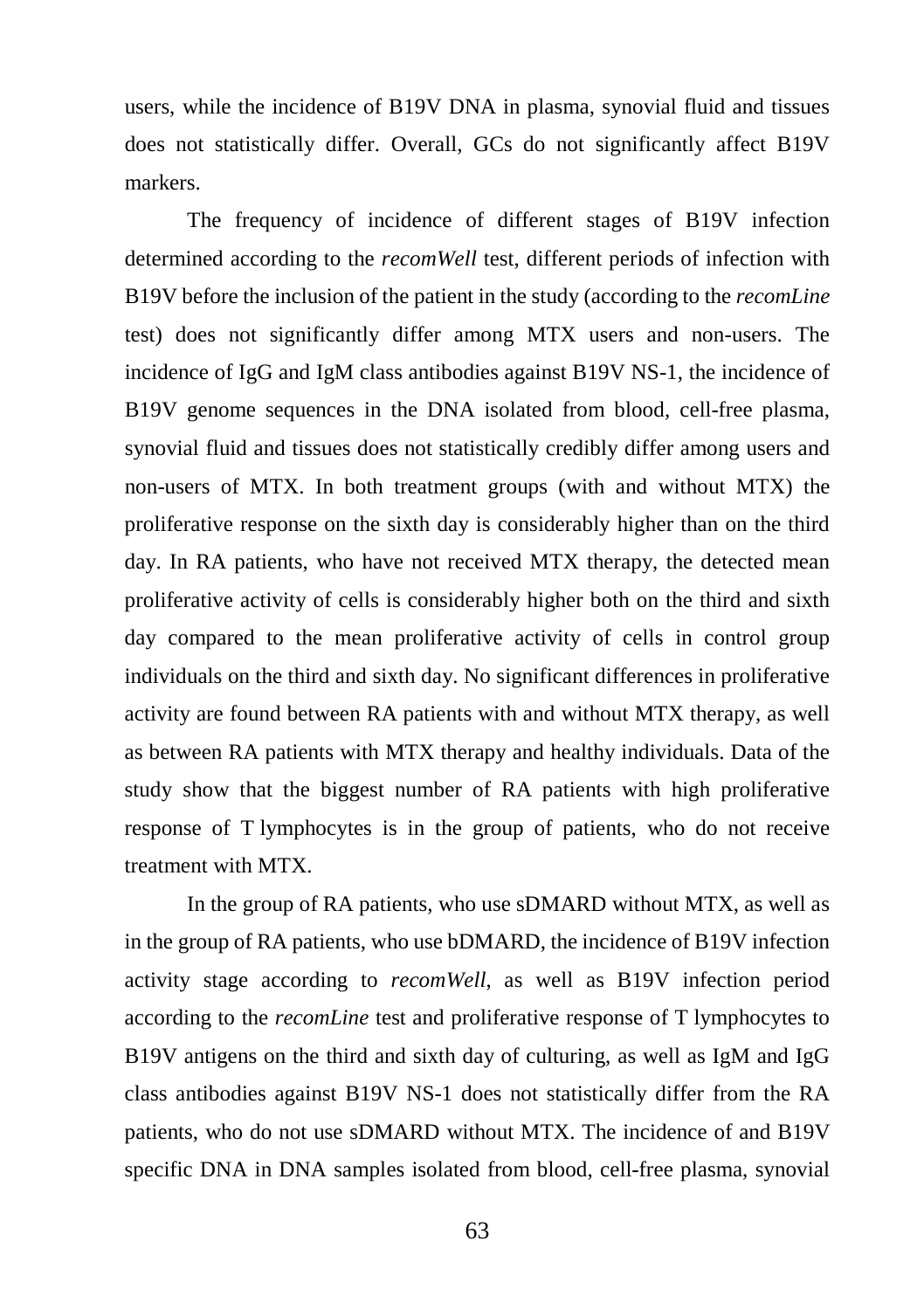users, while the incidence of B19V DNA in plasma, synovial fluid and tissues does not statistically differ. Overall, GCs do not significantly affect B19V markers.

The frequency of incidence of different stages of B19V infection determined according to the *recomWell* test, different periods of infection with B19V before the inclusion of the patient in the study (according to the *recomLine* test) does not significantly differ among MTX users and non-users. The incidence of IgG and IgM class antibodies against B19V NS-1, the incidence of B19V genome sequences in the DNA isolated from blood, cell-free plasma, synovial fluid and tissues does not statistically credibly differ among users and non-users of MTX. In both treatment groups (with and without MTX) the proliferative response on the sixth day is considerably higher than on the third day. In RA patients, who have not received MTX therapy, the detected mean proliferative activity of cells is considerably higher both on the third and sixth day compared to the mean proliferative activity of cells in control group individuals on the third and sixth day. No significant differences in proliferative activity are found between RA patients with and without MTX therapy, as well as between RA patients with MTX therapy and healthy individuals. Data of the study show that the biggest number of RA patients with high proliferative response of T lymphocytes is in the group of patients, who do not receive treatment with MTX.

In the group of RA patients, who use sDMARD without MTX, as well as in the group of RA patients, who use bDMARD, the incidence of B19V infection activity stage according to *recomWell*, as well as B19V infection period according to the *recomLine* test and proliferative response of T lymphocytes to B19V antigens on the third and sixth day of culturing, as well as IgM and IgG class antibodies against B19V NS-1 does not statistically differ from the RA patients, who do not use sDMARD without MTX. The incidence of and B19V specific DNA in DNA samples isolated from blood, cell-free plasma, synovial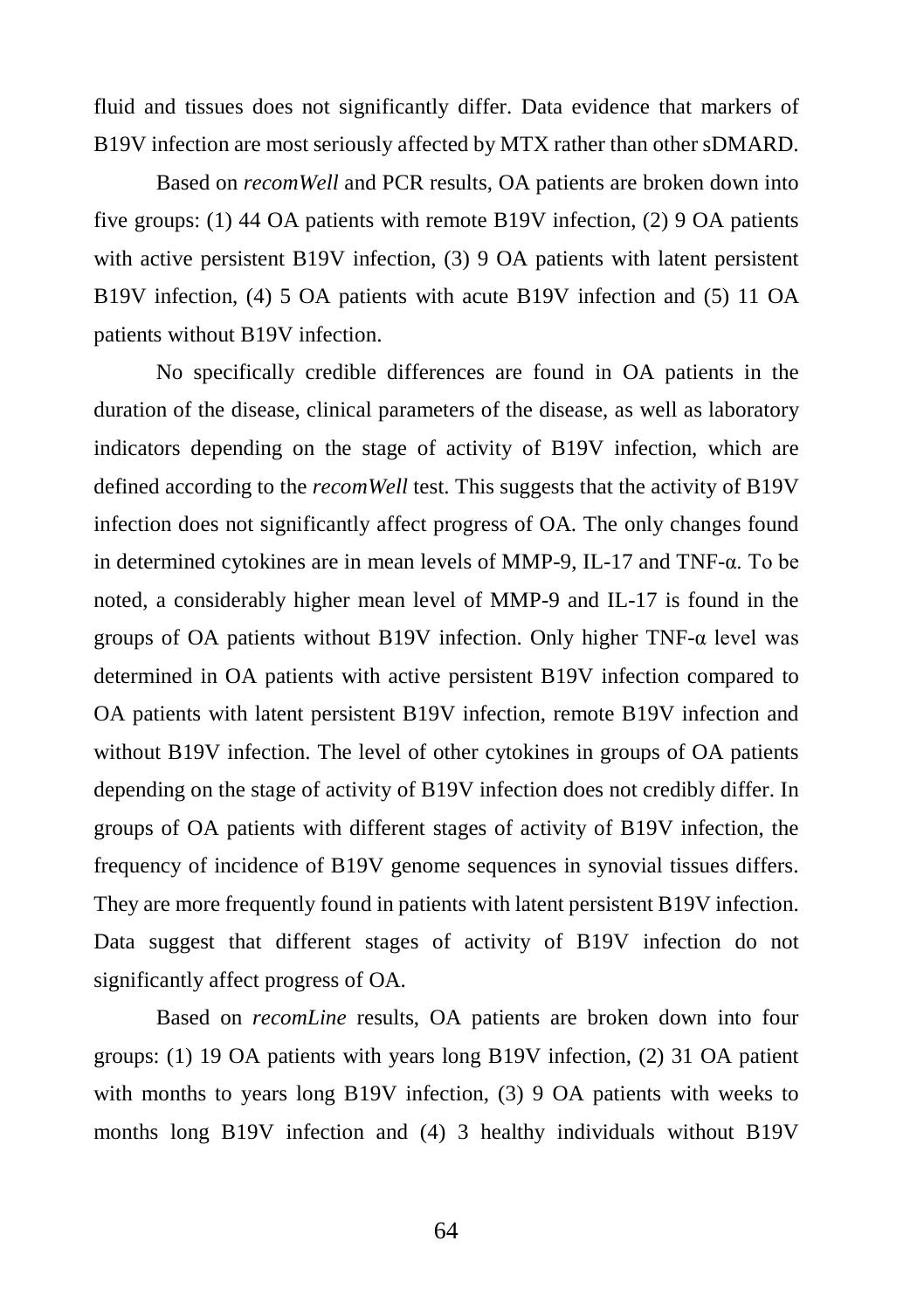fluid and tissues does not significantly differ. Data evidence that markers of B19V infection are most seriously affected by MTX rather than other sDMARD.

Based on *recomWell* and PCR results, OA patients are broken down into five groups: (1) 44 OA patients with remote B19V infection, (2) 9 OA patients with active persistent B19V infection, (3) 9 OA patients with latent persistent B19V infection, (4) 5 OA patients with acute B19V infection and (5) 11 OA patients without B19V infection.

No specifically credible differences are found in OA patients in the duration of the disease, clinical parameters of the disease, as well as laboratory indicators depending on the stage of activity of B19V infection, which are defined according to the *recomWell* test. This suggests that the activity of B19V infection does not significantly affect progress of OA. The only changes found in determined cytokines are in mean levels of MMP-9, IL-17 and TNF-α. To be noted, a considerably higher mean level of MMP-9 and IL-17 is found in the groups of OA patients without B19V infection. Only higher TNF-α level was determined in OA patients with active persistent B19V infection compared to OA patients with latent persistent B19V infection, remote B19V infection and without B19V infection. The level of other cytokines in groups of OA patients depending on the stage of activity of B19V infection does not credibly differ. In groups of OA patients with different stages of activity of B19V infection, the frequency of incidence of B19V genome sequences in synovial tissues differs. They are more frequently found in patients with latent persistent B19V infection. Data suggest that different stages of activity of B19V infection do not significantly affect progress of OA.

Based on *recomLine* results, OA patients are broken down into four groups: (1) 19 OA patients with years long B19V infection, (2) 31 OA patient with months to years long B19V infection, (3) 9 OA patients with weeks to months long B19V infection and (4) 3 healthy individuals without B19V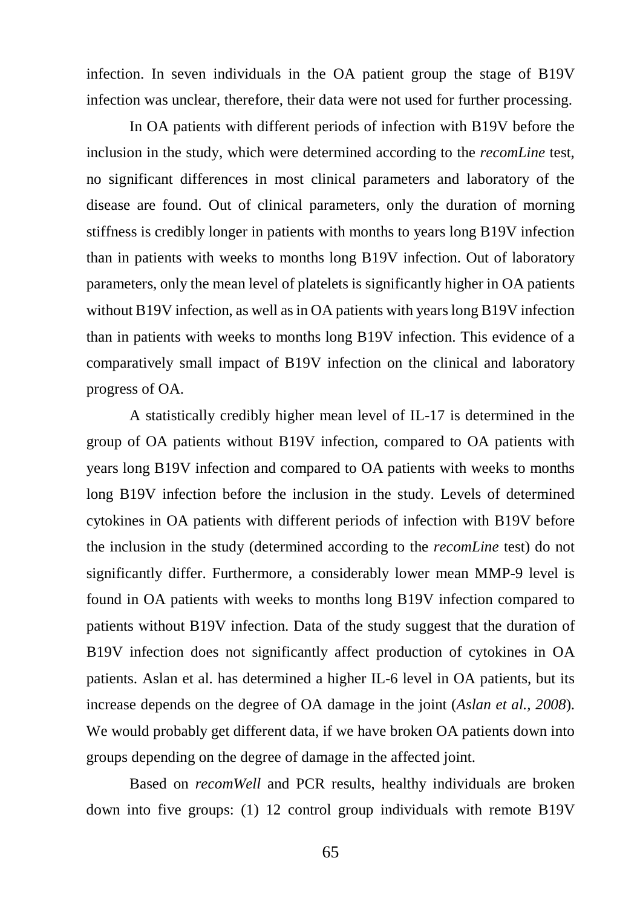infection. In seven individuals in the OA patient group the stage of B19V infection was unclear, therefore, their data were not used for further processing.

In OA patients with different periods of infection with B19V before the inclusion in the study, which were determined according to the *recomLine* test, no significant differences in most clinical parameters and laboratory of the disease are found. Out of clinical parameters, only the duration of morning stiffness is credibly longer in patients with months to years long B19V infection than in patients with weeks to months long B19V infection. Out of laboratory parameters, only the mean level of platelets is significantly higher in OA patients without B19V infection, as well as in OA patients with years long B19V infection than in patients with weeks to months long B19V infection. This evidence of a comparatively small impact of B19V infection on the clinical and laboratory progress of OA.

A statistically credibly higher mean level of IL-17 is determined in the group of OA patients without B19V infection, compared to OA patients with years long B19V infection and compared to OA patients with weeks to months long B19V infection before the inclusion in the study. Levels of determined cytokines in OA patients with different periods of infection with B19V before the inclusion in the study (determined according to the *recomLine* test) do not significantly differ. Furthermore, a considerably lower mean MMP-9 level is found in OA patients with weeks to months long B19V infection compared to patients without B19V infection. Data of the study suggest that the duration of B19V infection does not significantly affect production of cytokines in OA patients. Aslan et al. has determined a higher IL-6 level in OA patients, but its increase depends on the degree of OA damage in the joint (*Aslan et al., 2008*). We would probably get different data, if we have broken OA patients down into groups depending on the degree of damage in the affected joint.

Based on *recomWell* and PCR results, healthy individuals are broken down into five groups: (1) 12 control group individuals with remote B19V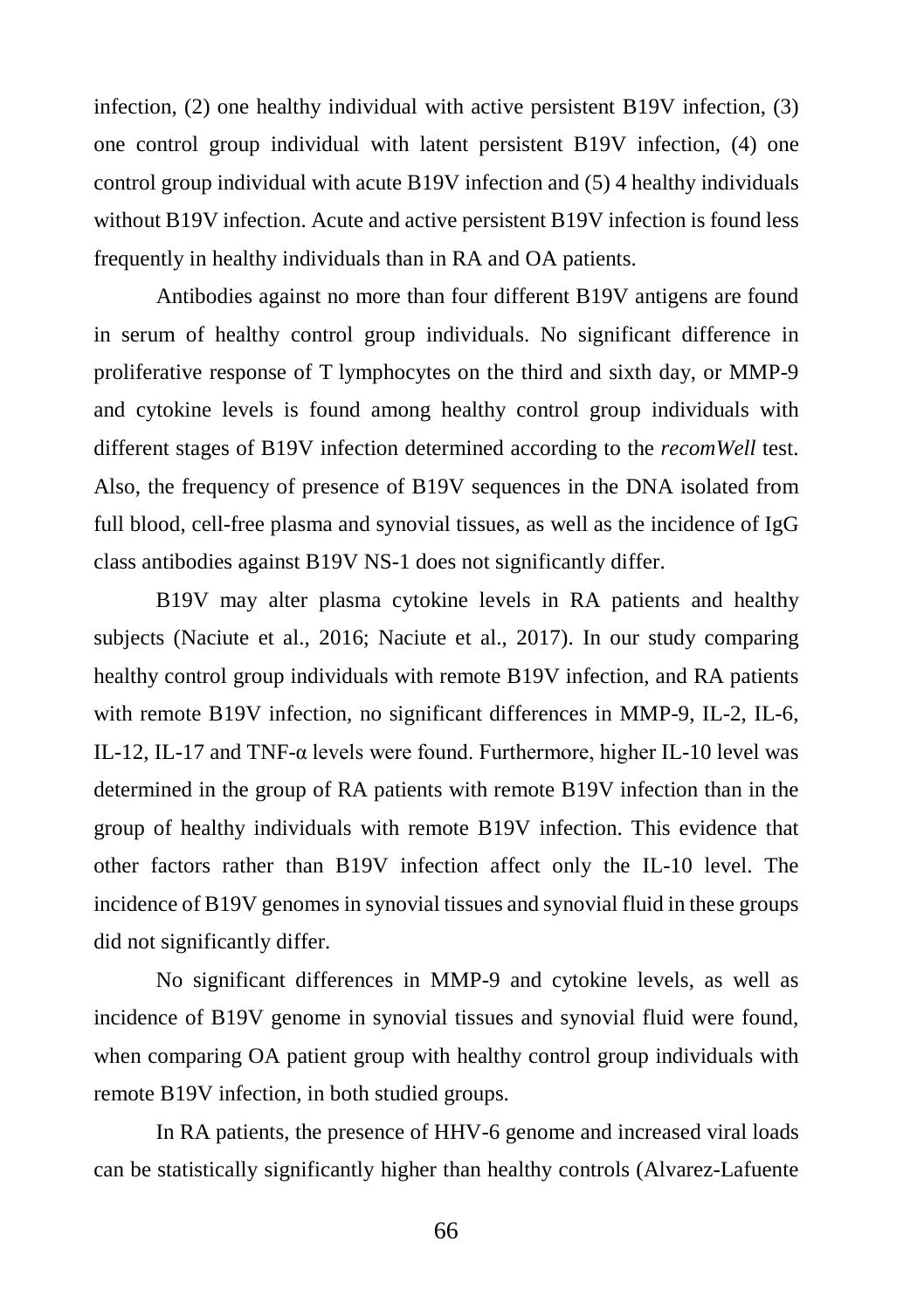infection, (2) one healthy individual with active persistent B19V infection, (3) one control group individual with latent persistent B19V infection, (4) one control group individual with acute B19V infection and (5) 4 healthy individuals without B19V infection. Acute and active persistent B19V infection is found less frequently in healthy individuals than in RA and OA patients.

Antibodies against no more than four different B19V antigens are found in serum of healthy control group individuals. No significant difference in proliferative response of T lymphocytes on the third and sixth day, or MMP-9 and cytokine levels is found among healthy control group individuals with different stages of B19V infection determined according to the *recomWell* test. Also, the frequency of presence of B19V sequences in the DNA isolated from full blood, cell-free plasma and synovial tissues, as well as the incidence of IgG class antibodies against B19V NS-1 does not significantly differ.

B19V may alter plasma cytokine levels in RA patients and healthy subjects (Naciute et al., 2016; Naciute et al., 2017). In our study comparing healthy control group individuals with remote B19V infection, and RA patients with remote B19V infection, no significant differences in MMP-9, IL-2, IL-6, IL-12, IL-17 and TNF-α levels were found. Furthermore, higher IL-10 level was determined in the group of RA patients with remote B19V infection than in the group of healthy individuals with remote B19V infection. This evidence that other factors rather than B19V infection affect only the IL-10 level. The incidence of B19V genomes in synovial tissues and synovial fluid in these groups did not significantly differ.

No significant differences in MMP-9 and cytokine levels, as well as incidence of B19V genome in synovial tissues and synovial fluid were found, when comparing OA patient group with healthy control group individuals with remote B19V infection, in both studied groups.

In RA patients, the presence of HHV-6 genome and increased viral loads can be statistically significantly higher than healthy controls (Alvarez-Lafuente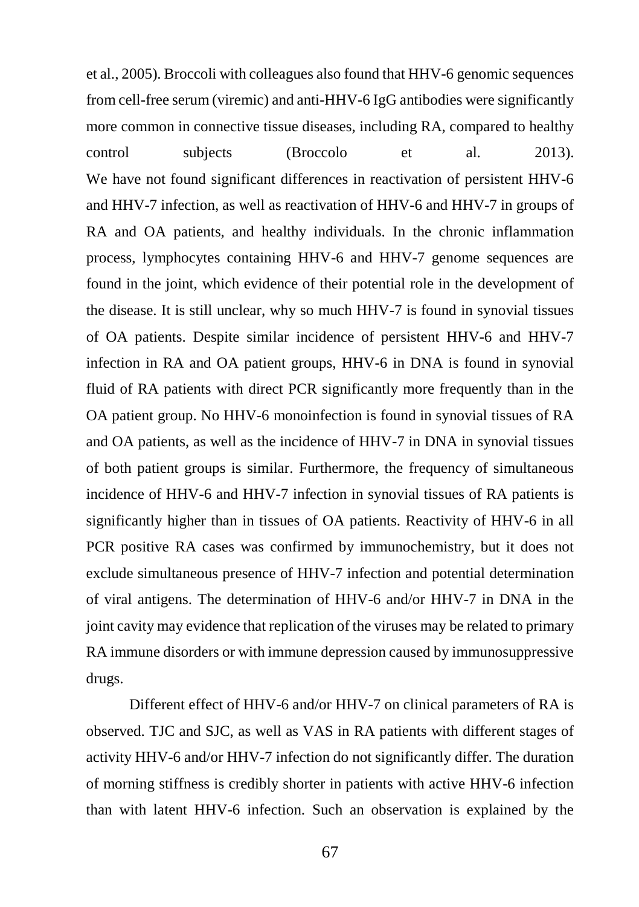et al., 2005). Broccoli with colleagues also found that HHV-6 genomic sequences from cell-free serum (viremic) and anti-HHV-6 IgG antibodies were significantly more common in connective tissue diseases, including RA, compared to healthy control subjects (Broccolo et al. 2013).

We have not found significant differences in reactivation of persistent HHV-6 and HHV-7 infection, as well as reactivation of HHV-6 and HHV-7 in groups of RA and OA patients, and healthy individuals. In the chronic inflammation process, lymphocytes containing HHV-6 and HHV-7 genome sequences are found in the joint, which evidence of their potential role in the development of the disease. It is still unclear, why so much HHV-7 is found in synovial tissues of OA patients. Despite similar incidence of persistent HHV-6 and HHV-7 infection in RA and OA patient groups, HHV-6 in DNA is found in synovial fluid of RA patients with direct PCR significantly more frequently than in the OA patient group. No HHV-6 monoinfection is found in synovial tissues of RA and OA patients, as well as the incidence of HHV-7 in DNA in synovial tissues of both patient groups is similar. Furthermore, the frequency of simultaneous incidence of HHV-6 and HHV-7 infection in synovial tissues of RA patients is significantly higher than in tissues of OA patients. Reactivity of HHV-6 in all PCR positive RA cases was confirmed by immunochemistry, but it does not exclude simultaneous presence of HHV-7 infection and potential determination of viral antigens. The determination of HHV-6 and/or HHV-7 in DNA in the joint cavity may evidence that replication of the viruses may be related to primary RA immune disorders or with immune depression caused by immunosuppressive drugs.

Different effect of HHV-6 and/or HHV-7 on clinical parameters of RA is observed. TJC and SJC, as well as VAS in RA patients with different stages of activity HHV-6 and/or HHV-7 infection do not significantly differ. The duration of morning stiffness is credibly shorter in patients with active HHV-6 infection than with latent HHV-6 infection. Such an observation is explained by the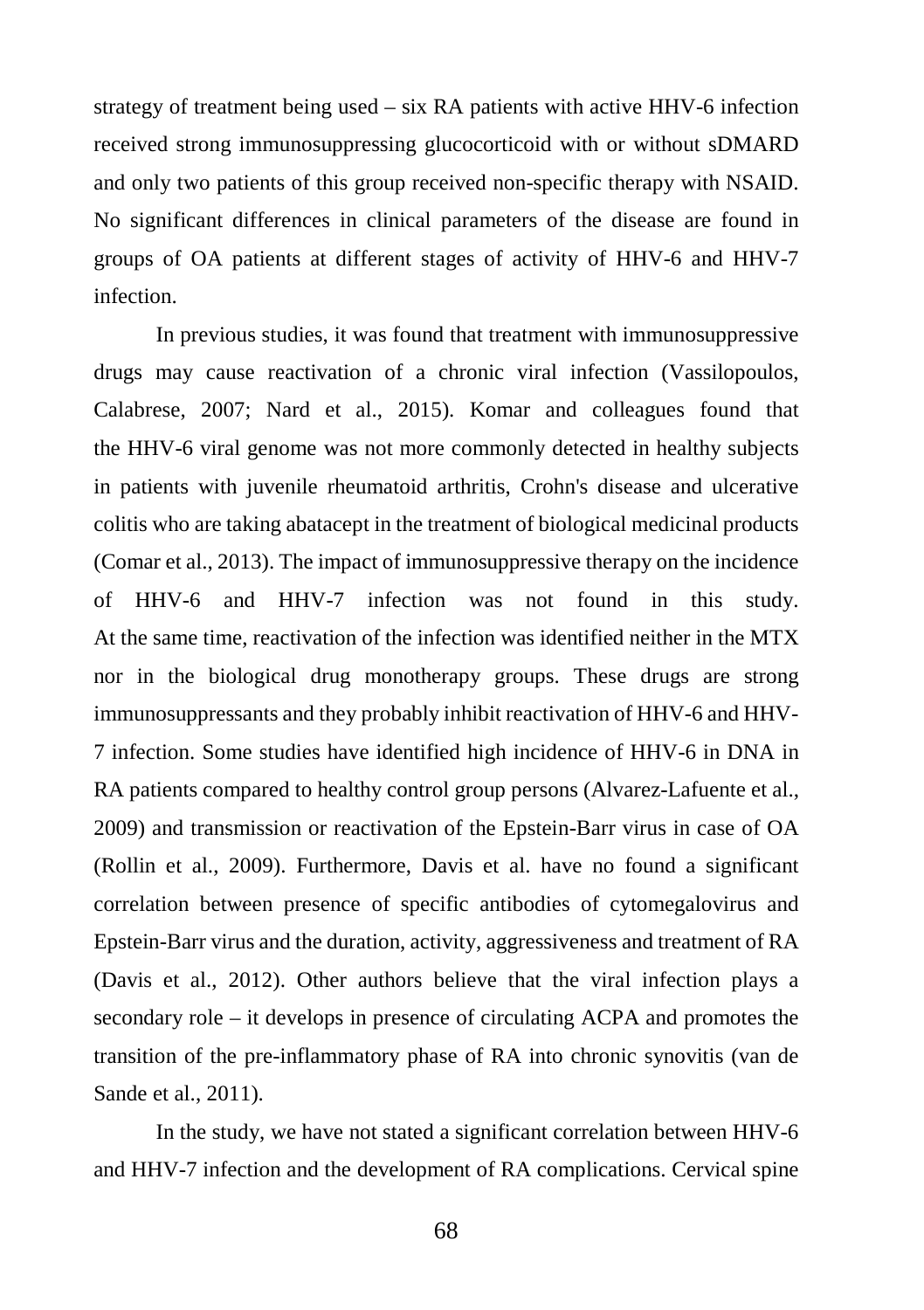strategy of treatment being used – six RA patients with active HHV-6 infection received strong immunosuppressing glucocorticoid with or without sDMARD and only two patients of this group received non-specific therapy with NSAID. No significant differences in clinical parameters of the disease are found in groups of OA patients at different stages of activity of HHV-6 and HHV-7 infection.

In previous studies, it was found that treatment with immunosuppressive drugs may cause reactivation of a chronic viral infection (Vassilopoulos, Calabrese, 2007; Nard et al., 2015). Komar and colleagues found that the HHV-6 viral genome was not more commonly detected in healthy subjects in patients with juvenile rheumatoid arthritis, Crohn's disease and ulcerative colitis who are taking abatacept in the treatment of biological medicinal products (Comar et al., 2013). The impact of immunosuppressive therapy on the incidence of HHV-6 and HHV-7 infection was not found in this study. At the same time, reactivation of the infection was identified neither in the MTX nor in the biological drug monotherapy groups. These drugs are strong immunosuppressants and they probably inhibit reactivation of HHV-6 and HHV-7 infection. Some studies have identified high incidence of HHV-6 in DNA in RA patients compared to healthy control group persons (Alvarez-Lafuente et al., 2009) and transmission or reactivation of the Epstein-Barr virus in case of OA (Rollin et al., 2009). Furthermore, Davis et al. have no found a significant correlation between presence of specific antibodies of cytomegalovirus and Epstein-Barr virus and the duration, activity, aggressiveness and treatment of RA (Davis et al., 2012). Other authors believe that the viral infection plays a secondary role – it develops in presence of circulating ACPA and promotes the transition of the pre-inflammatory phase of RA into chronic synovitis (van de Sande et al., 2011).

In the study, we have not stated a significant correlation between HHV-6 and HHV-7 infection and the development of RA complications. Cervical spine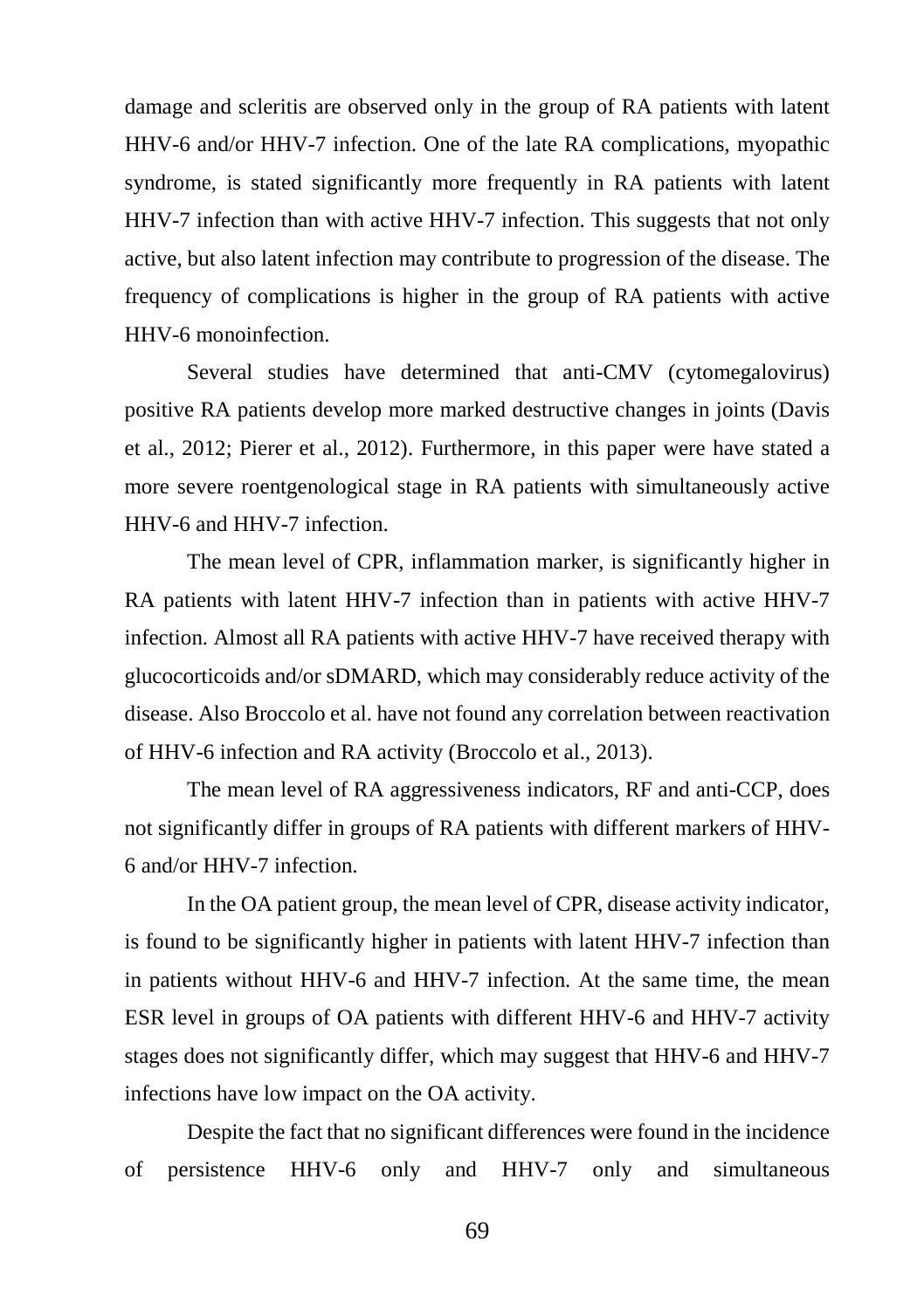damage and scleritis are observed only in the group of RA patients with latent HHV-6 and/or HHV-7 infection. One of the late RA complications, myopathic syndrome, is stated significantly more frequently in RA patients with latent HHV-7 infection than with active HHV-7 infection. This suggests that not only active, but also latent infection may contribute to progression of the disease. The frequency of complications is higher in the group of RA patients with active HHV-6 monoinfection.

Several studies have determined that anti-CMV (cytomegalovirus) positive RA patients develop more marked destructive changes in joints (Davis et al., 2012; Pierer et al., 2012). Furthermore, in this paper were have stated a more severe roentgenological stage in RA patients with simultaneously active HHV-6 and HHV-7 infection.

The mean level of CPR, inflammation marker, is significantly higher in RA patients with latent HHV-7 infection than in patients with active HHV-7 infection. Almost all RA patients with active HHV-7 have received therapy with glucocorticoids and/or sDMARD, which may considerably reduce activity of the disease. Also Broccolo et al. have not found any correlation between reactivation of HHV-6 infection and RA activity (Broccolo et al., 2013).

The mean level of RA aggressiveness indicators, RF and anti-CCP, does not significantly differ in groups of RA patients with different markers of HHV-6 and/or HHV-7 infection.

In the OA patient group, the mean level of CPR, disease activity indicator, is found to be significantly higher in patients with latent HHV-7 infection than in patients without HHV-6 and HHV-7 infection. At the same time, the mean ESR level in groups of OA patients with different HHV-6 and HHV-7 activity stages does not significantly differ, which may suggest that HHV-6 and HHV-7 infections have low impact on the OA activity.

Despite the fact that no significant differences were found in the incidence of persistence HHV-6 only and HHV-7 only and simultaneous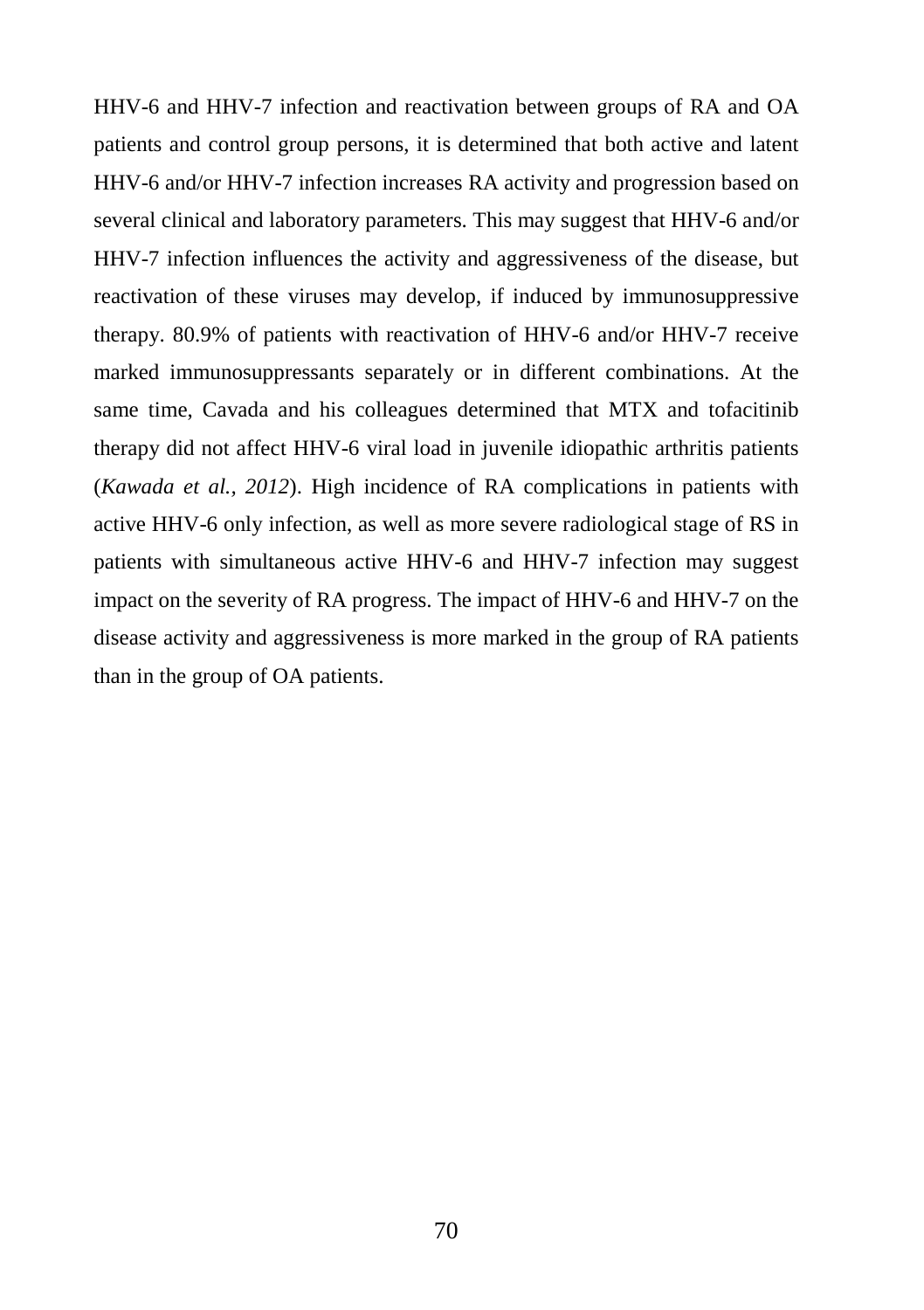HHV-6 and HHV-7 infection and reactivation between groups of RA and OA patients and control group persons, it is determined that both active and latent HHV-6 and/or HHV-7 infection increases RA activity and progression based on several clinical and laboratory parameters. This may suggest that HHV-6 and/or HHV-7 infection influences the activity and aggressiveness of the disease, but reactivation of these viruses may develop, if induced by immunosuppressive therapy. 80.9% of patients with reactivation of HHV-6 and/or HHV-7 receive marked immunosuppressants separately or in different combinations. At the same time, Cavada and his colleagues determined that MTX and tofacitinib therapy did not affect HHV-6 viral load in juvenile idiopathic arthritis patients (*Kawada et al., 2012*). High incidence of RA complications in patients with active HHV-6 only infection, as well as more severe radiological stage of RS in patients with simultaneous active HHV-6 and HHV-7 infection may suggest impact on the severity of RA progress. The impact of HHV-6 and HHV-7 on the disease activity and aggressiveness is more marked in the group of RA patients than in the group of OA patients.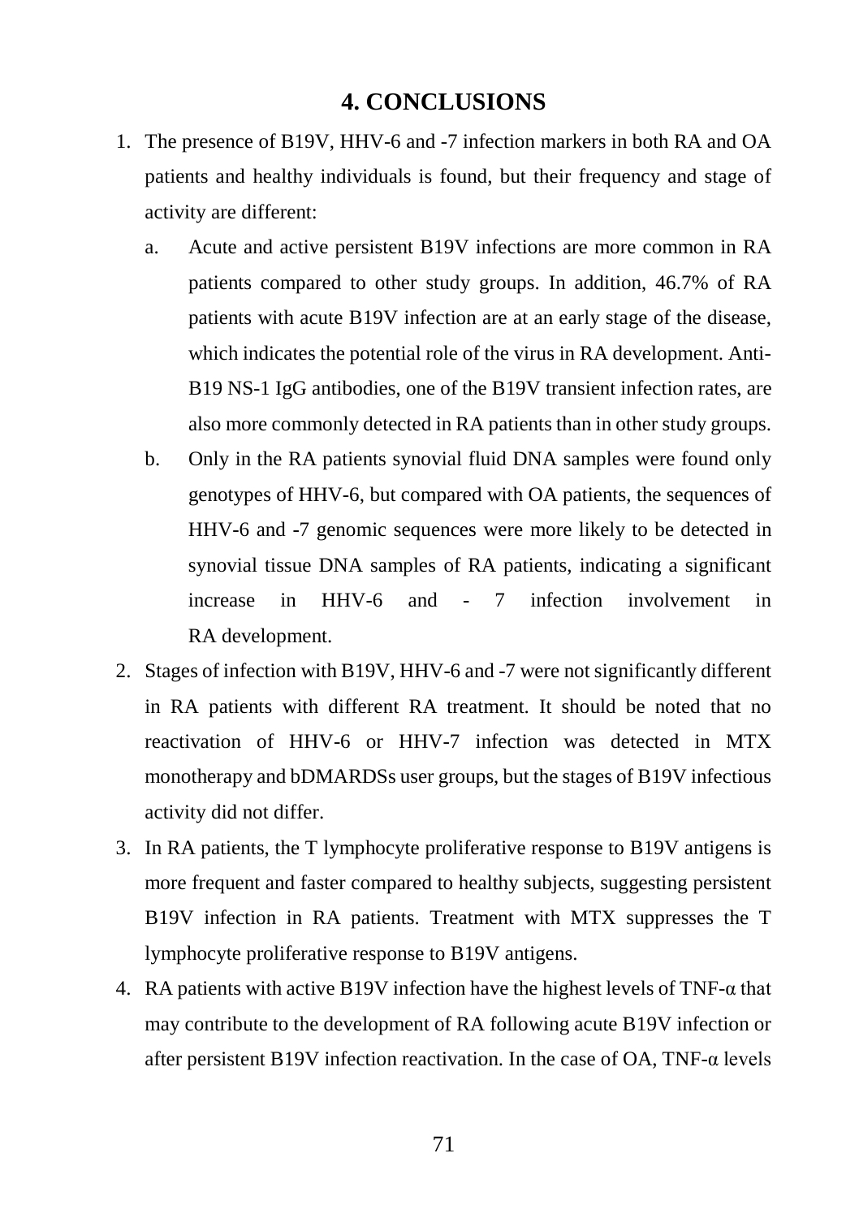## 4. CONCLUSIONS

1. The presence of B19V, HHV-6 and -7 infection markers in both RA and OA patients and healthy individuals is found, but their frequency and stage of activity are different:
   a. Acute and active persistent B19V infections are more common in RA patients compared to other study groups. In addition, 46.7% of RA patients with acute B19V infection are at an early stage of the disease, which indicates the potential role of the virus in RA development. Anti-B19 NS-1 IgG antibodies, one of the B19V transient infection rates, are also more commonly detected in RA patients than in other study groups.
   b. Only in the RA patients synovial fluid DNA samples were found only genotypes of HHV-6, but compared with OA patients, the sequences of HHV-6 and -7 genomic sequences were more likely to be detected in synovial tissue DNA samples of RA patients, indicating a significant increase in HHV-6 and - 7 infection involvement in RA development.
2. Stages of infection with B19V, HHV-6 and -7 were not significantly different in RA patients with different RA treatment. It should be noted that no reactivation of HHV-6 or HHV-7 infection was detected in MTX monotherapy and bDMARDSs user groups, but the stages of B19V infectious activity did not differ.
3. In RA patients, the T lymphocyte proliferative response to B19V antigens is more frequent and faster compared to healthy subjects, suggesting persistent B19V infection in RA patients. Treatment with MTX suppresses the T lymphocyte proliferative response to B19V antigens.
4. RA patients with active B19V infection have the highest levels of TNF-α that may contribute to the development of RA following acute B19V infection or after persistent B19V infection reactivation. In the case of OA, TNF-α levels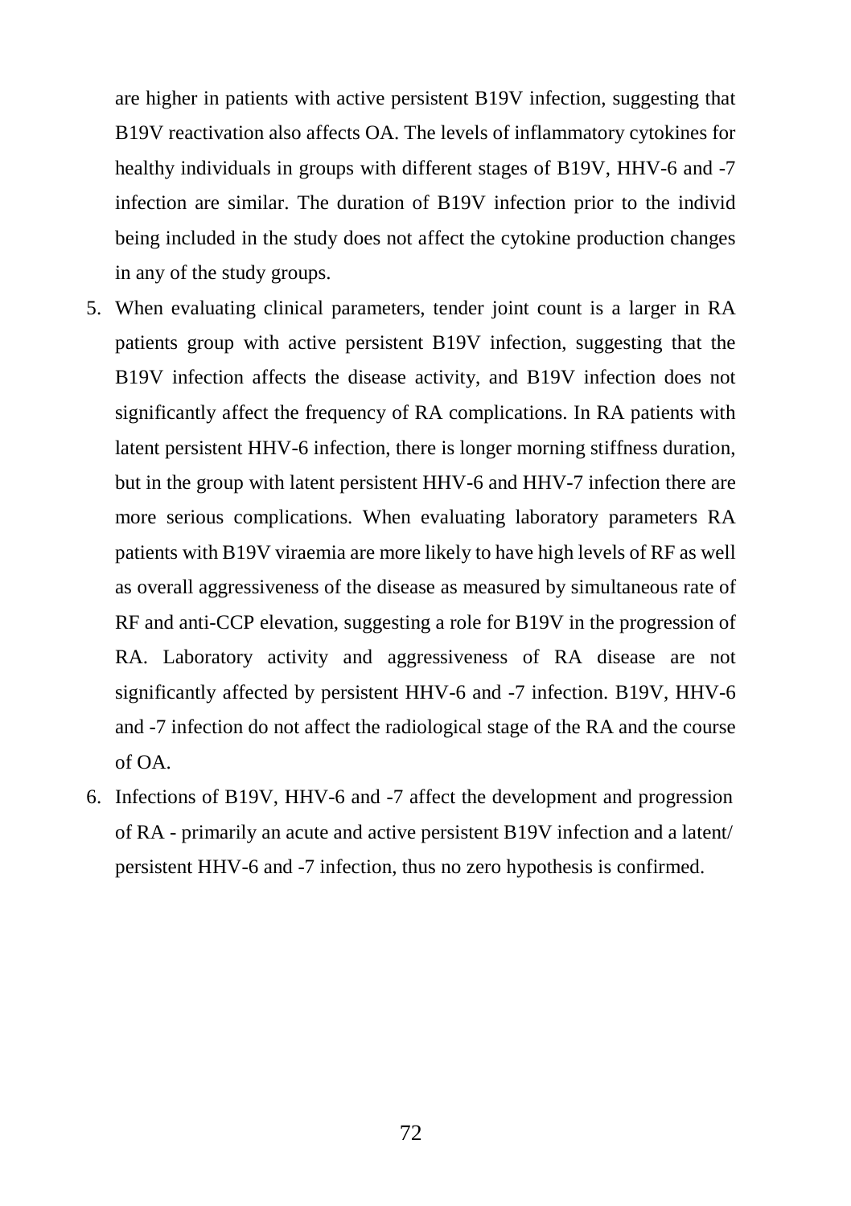are higher in patients with active persistent B19V infection, suggesting that B19V reactivation also affects OA. The levels of inflammatory cytokines for healthy individuals in groups with different stages of B19V, HHV-6 and -7 infection are similar. The duration of B19V infection prior to the individ being included in the study does not affect the cytokine production changes in any of the study groups.

5. When evaluating clinical parameters, tender joint count is a larger in RA patients group with active persistent B19V infection, suggesting that the B19V infection affects the disease activity, and B19V infection does not significantly affect the frequency of RA complications. In RA patients with latent persistent HHV-6 infection, there is longer morning stiffness duration, but in the group with latent persistent HHV-6 and HHV-7 infection there are more serious complications. When evaluating laboratory parameters RA patients with B19V viraemia are more likely to have high levels of RF as well as overall aggressiveness of the disease as measured by simultaneous rate of RF and anti-CCP elevation, suggesting a role for B19V in the progression of RA. Laboratory activity and aggressiveness of RA disease are not significantly affected by persistent HHV-6 and -7 infection. B19V, HHV-6 and -7 infection do not affect the radiological stage of the RA and the course of OA.
6. Infections of B19V, HHV-6 and -7 affect the development and progression of RA - primarily an acute and active persistent B19V infection and a latent/ persistent HHV-6 and -7 infection, thus no zero hypothesis is confirmed.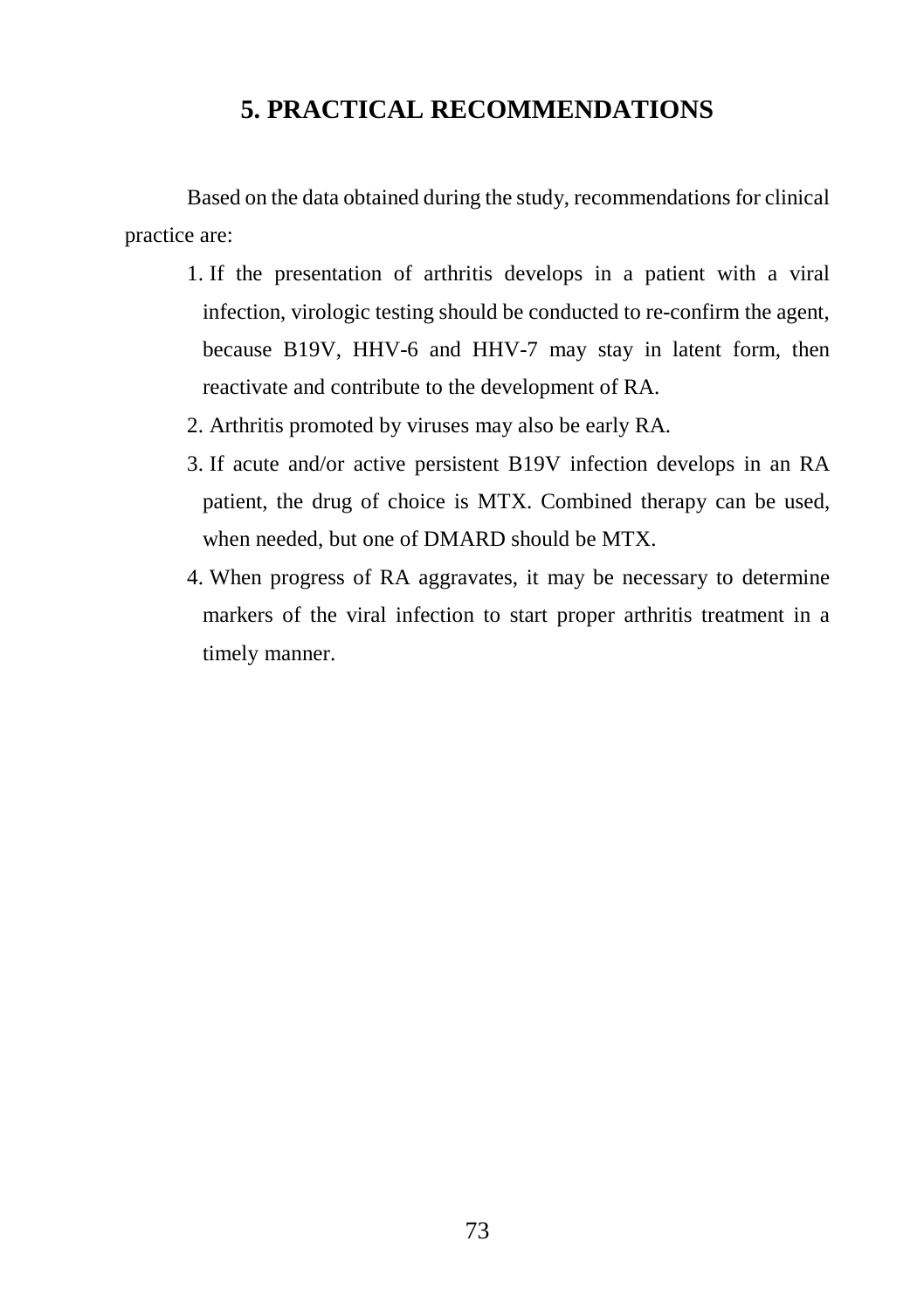# 5. PRACTICAL RECOMMENDATIONS

Based on the data obtained during the study, recommendations for clinical practice are:

1. If the presentation of arthritis develops in a patient with a viral infection, virologic testing should be conducted to re-confirm the agent, because B19V, HHV-6 and HHV-7 may stay in latent form, then reactivate and contribute to the development of RA.
2. Arthritis promoted by viruses may also be early RA.
3. If acute and/or active persistent B19V infection develops in an RA patient, the drug of choice is MTX. Combined therapy can be used, when needed, but one of DMARD should be MTX.
4. When progress of RA aggravates, it may be necessary to determine markers of the viral infection to start proper arthritis treatment in a timely manner.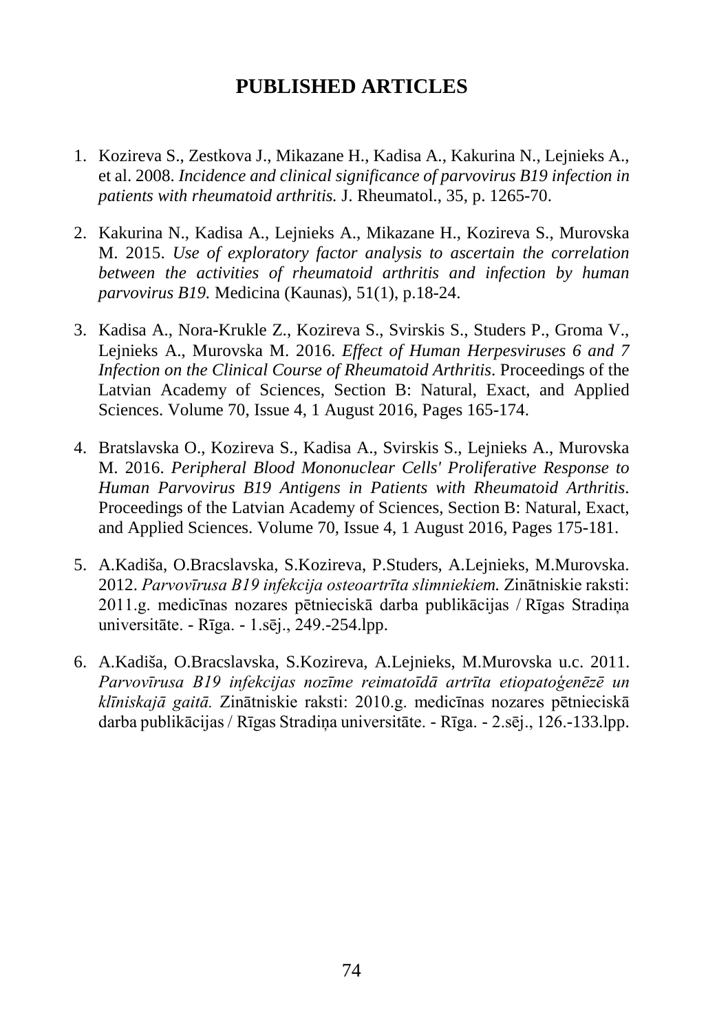# PUBLISHED ARTICLES

1. Kozireva S., Zestkova J., Mikazane H., Kadisa A., Kakurina N., Lejnieks A., et al. 2008. *Incidence and clinical significance of parvovirus B19 infection in patients with rheumatoid arthritis.* J. Rheumatol., 35, p. 1265-70.

2. Kakurina N., Kadisa A., Lejnieks A., Mikazane H., Kozireva S., Murovska M. 2015. *Use of exploratory factor analysis to ascertain the correlation between the activities of rheumatoid arthritis and infection by human parvovirus B19.* Medicina (Kaunas), 51(1), p.18-24.

3. Kadisa A., Nora-Krukle Z., Kozireva S., Svirskis S., Studers P., Groma V., Lejnieks A., Murovska M. 2016. *Effect of Human Herpesviruses 6 and 7 Infection on the Clinical Course of Rheumatoid Arthritis*. Proceedings of the Latvian Academy of Sciences, Section B: Natural, Exact, and Applied Sciences. Volume 70, Issue 4, 1 August 2016, Pages 165-174.

4. Bratslavska O., Kozireva S., Kadisa A., Svirskis S., Lejnieks A., Murovska M. 2016. *Peripheral Blood Mononuclear Cells' Proliferative Response to Human Parvovirus B19 Antigens in Patients with Rheumatoid Arthritis*. Proceedings of the Latvian Academy of Sciences, Section B: Natural, Exact, and Applied Sciences. Volume 70, Issue 4, 1 August 2016, Pages 175-181.

5. A.Kadiša, O.Bracslavska, S.Kozireva, P.Studers, A.Lejnieks, M.Murovska. 2012. *Parvovīrusa B19 infekcija osteoartrīta slimniekiem.* Zinātniskie raksti: 2011.g. medicīnas nozares pētnieciskā darba publikācijas / Rīgas Stradiņa universitāte. - Rīga. - 1.sēj., 249.-254.lpp.

6. A.Kadiša, O.Bracslavska, S.Kozireva, A.Lejnieks, M.Murovska u.c. 2011. *Parvovīrusa B19 infekcijas nozīme reimatoīdā artrīta etiopatoģenēzē un klīniskajā gaitā.* Zinātniskie raksti: 2010.g. medicīnas nozares pētnieciskā darba publikācijas / Rīgas Stradiņa universitāte. - Rīga. - 2.sēj., 126.-133.lpp.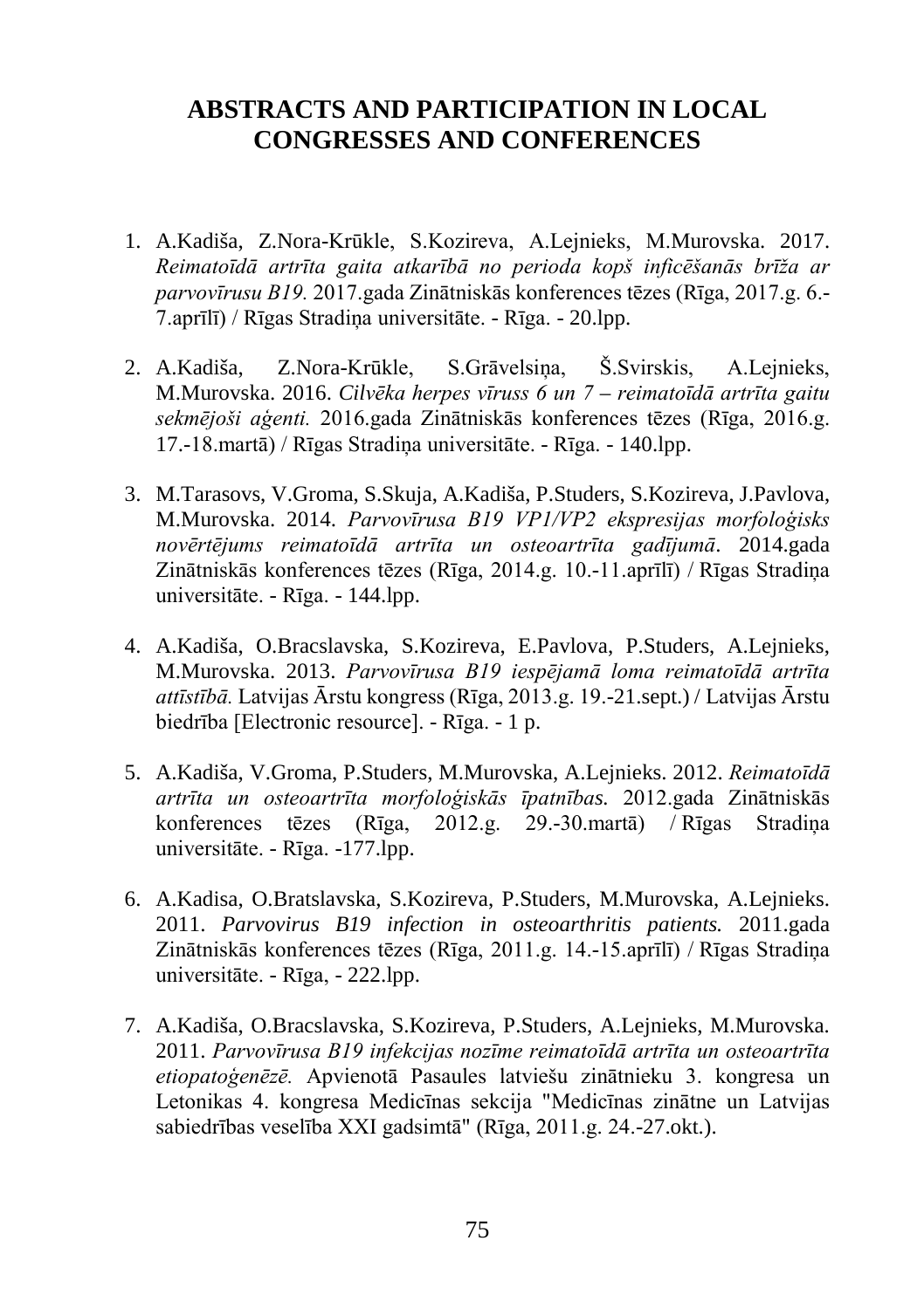# ABSTRACTS AND PARTICIPATION IN LOCAL CONGRESSES AND CONFERENCES

1. A.Kadiša, Z.Nora-Krūkle, S.Kozireva, A.Lejnieks, M.Murovska. 2017. *Reimatoīdā artrīta gaita atkarībā no perioda kopš inficēšanās brīža ar parvovīrusu B19.* 2017.gada Zinātniskās konferences tēzes (Rīga, 2017.g. 6.-7.aprīlī) / Rīgas Stradiņa universitāte. - Rīga. - 20.lpp.

2. A.Kadiša, Z.Nora-Krūkle, S.Grāvelsiņa, Š.Svirskis, A.Lejnieks, M.Murovska. 2016. *Cilvēka herpes vīruss 6 un 7 – reimatoīdā artrīta gaitu sekmējoši aģenti.* 2016.gada Zinātniskās konferences tēzes (Rīga, 2016.g. 17.-18.martā) / Rīgas Stradiņa universitāte. - Rīga. - 140.lpp.

3. M.Tarasovs, V.Groma, S.Skuja, A.Kadiša, P.Studers, S.Kozireva, J.Pavlova, M.Murovska. 2014. *Parvovīrusa B19 VP1/VP2 ekspresijas morfoloģisks novērtējums reimatoīdā artrīta un osteoartrīta gadījumā*. 2014.gada Zinātniskās konferences tēzes (Rīga, 2014.g. 10.-11.aprīlī) / Rīgas Stradiņa universitāte. - Rīga. - 144.lpp.

4. A.Kadiša, O.Bracslavska, S.Kozireva, E.Pavlova, P.Studers, A.Lejnieks, M.Murovska. 2013. *Parvovīrusa B19 iespējamā loma reimatoīdā artrīta attīstībā.* Latvijas Ārstu kongress (Rīga, 2013.g. 19.-21.sept.) / Latvijas Ārstu biedrība [Electronic resource]. - Rīga. - 1 p.

5. A.Kadiša, V.Groma, P.Studers, M.Murovska, A.Lejnieks. 2012. *Reimatoīdā artrīta un osteoartrīta morfoloģiskās īpatnības.* 2012.gada Zinātniskās konferences tēzes (Rīga, 2012.g. 29.-30.martā) / Rīgas Stradiņa universitāte. - Rīga. -177.lpp.

6. A.Kadisa, O.Bratslavska, S.Kozireva, P.Studers, M.Murovska, A.Lejnieks. 2011. *Parvovirus B19 infection in osteoarthritis patients.* 2011.gada Zinātniskās konferences tēzes (Rīga, 2011.g. 14.-15.aprīlī) / Rīgas Stradiņa universitāte. - Rīga, - 222.lpp.

7. A.Kadiša, O.Bracslavska, S.Kozireva, P.Studers, A.Lejnieks, M.Murovska. 2011. *Parvovīrusa B19 infekcijas nozīme reimatoīdā artrīta un osteoartrīta etiopatoģenēzē.* Apvienotā Pasaules latviešu zinātnieku 3. kongresa un Letonikas 4. kongresa Medicīnas sekcija "Medicīnas zinātne un Latvijas sabiedrības veselība XXI gadsimtā" (Rīga, 2011.g. 24.-27.okt.).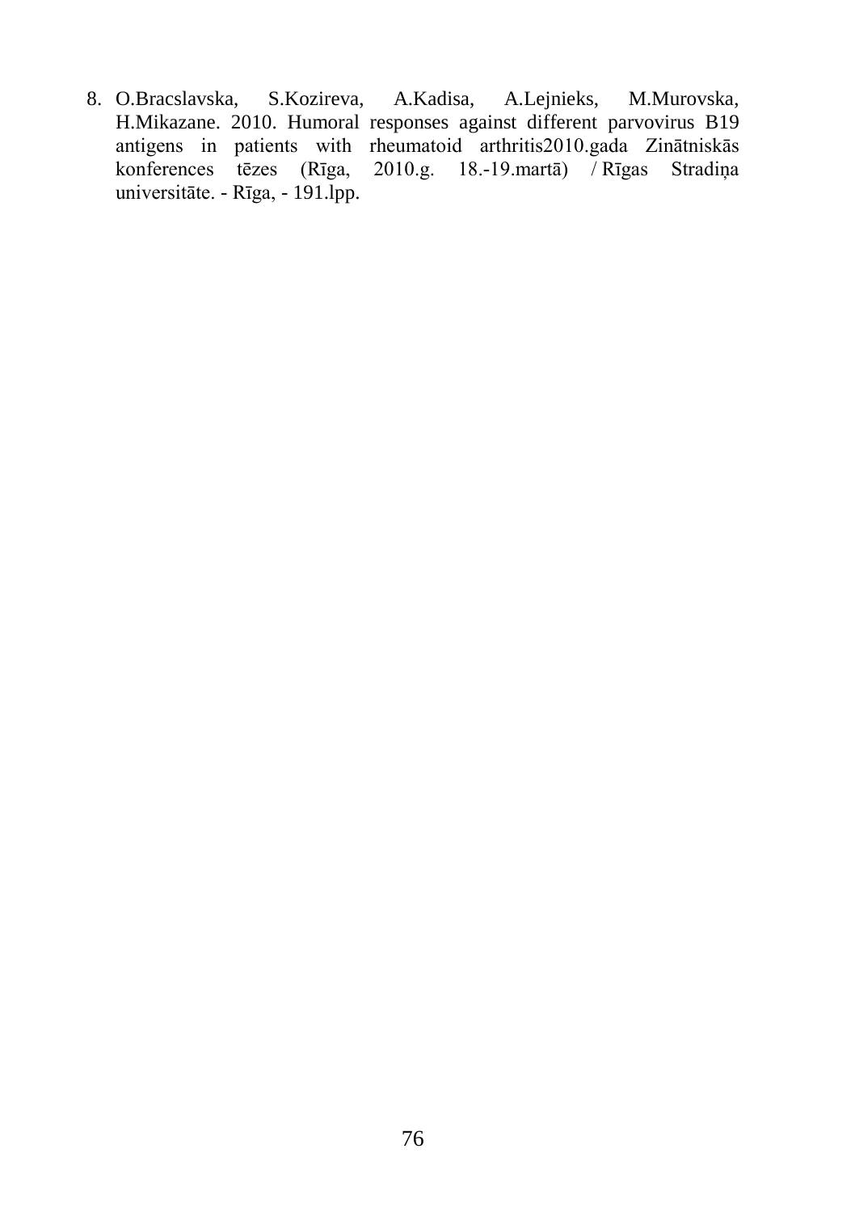8. O.Bracslavska, S.Kozireva, A.Kadisa, A.Lejnieks, M.Murovska, H.Mikazane. 2010. Humoral responses against different parvovirus B19 antigens in patients with rheumatoid arthritis2010.gada Zinātniskās konferences tēzes (Rīga, 2010.g. 18.-19.martā) / Rīgas Stradiņa universitāte. - Rīga, - 191.lpp.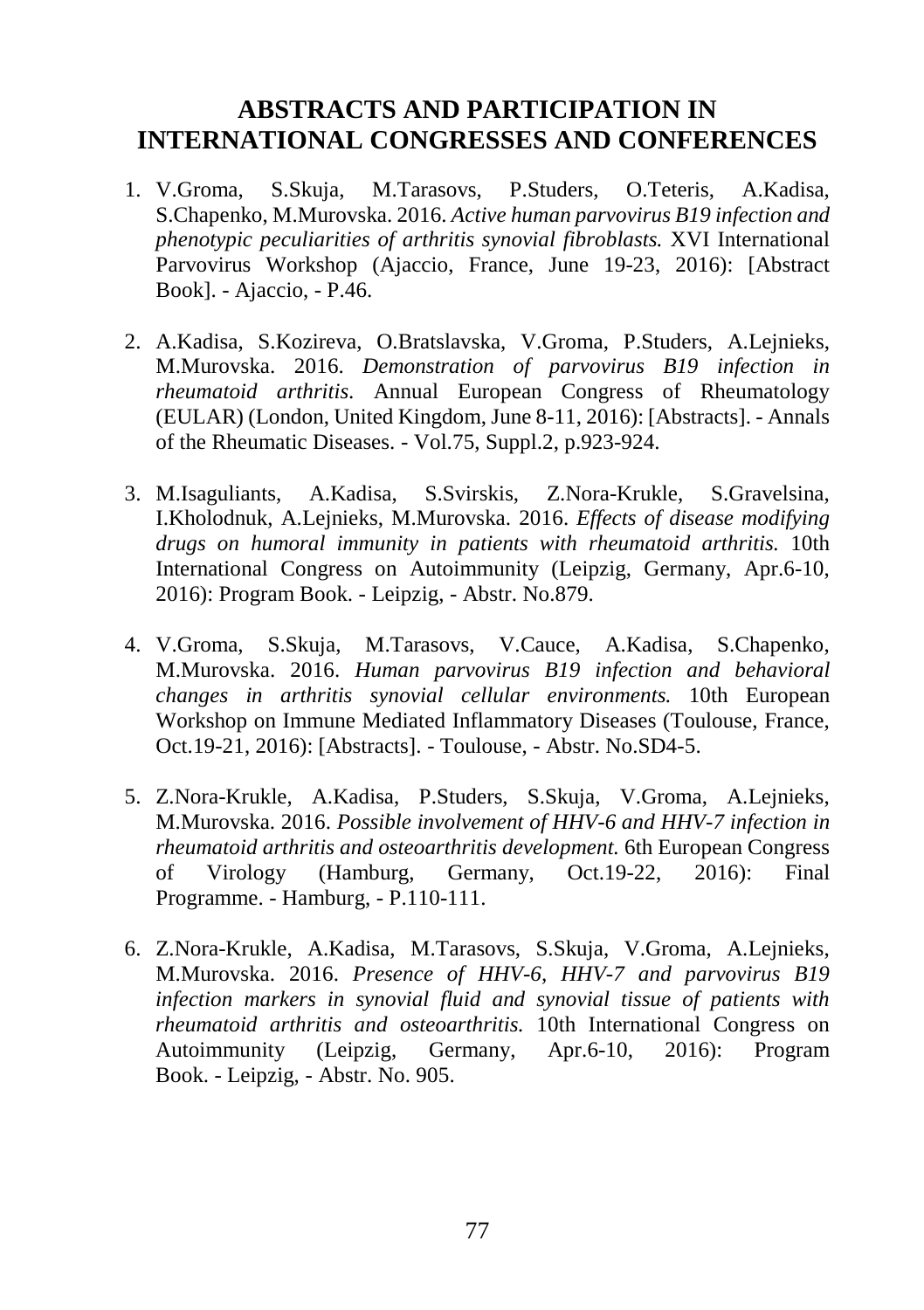# ABSTRACTS AND PARTICIPATION IN INTERNATIONAL CONGRESSES AND CONFERENCES

1. V.Groma, S.Skuja, M.Tarasovs, P.Studers, O.Teteris, A.Kadisa, S.Chapenko, M.Murovska. 2016. *Active human parvovirus B19 infection and phenotypic peculiarities of arthritis synovial fibroblasts.* XVI International Parvovirus Workshop (Ajaccio, France, June 19-23, 2016): [Abstract Book]. - Ajaccio, - P.46.

2. A.Kadisa, S.Kozireva, O.Bratslavska, V.Groma, P.Studers, A.Lejnieks, M.Murovska. 2016. *Demonstration of parvovirus B19 infection in rheumatoid arthritis.* Annual European Congress of Rheumatology (EULAR) (London, United Kingdom, June 8-11, 2016): [Abstracts]. - Annals of the Rheumatic Diseases. - Vol.75, Suppl.2, p.923-924.

3. M.Isaguliants, A.Kadisa, S.Svirskis, Z.Nora-Krukle, S.Gravelsina, I.Kholodnuk, A.Lejnieks, M.Murovska. 2016. *Effects of disease modifying drugs on humoral immunity in patients with rheumatoid arthritis.* 10th International Congress on Autoimmunity (Leipzig, Germany, Apr.6-10, 2016): Program Book. - Leipzig, - Abstr. No.879.

4. V.Groma, S.Skuja, M.Tarasovs, V.Cauce, A.Kadisa, S.Chapenko, M.Murovska. 2016. *Human parvovirus B19 infection and behavioral changes in arthritis synovial cellular environments.* 10th European Workshop on Immune Mediated Inflammatory Diseases (Toulouse, France, Oct.19-21, 2016): [Abstracts]. - Toulouse, - Abstr. No.SD4-5.

5. Z.Nora-Krukle, A.Kadisa, P.Studers, S.Skuja, V.Groma, A.Lejnieks, M.Murovska. 2016. *Possible involvement of HHV-6 and HHV-7 infection in rheumatoid arthritis and osteoarthritis development.* 6th European Congress of Virology (Hamburg, Germany, Oct.19-22, 2016): Final Programme. - Hamburg, - P.110-111.

6. Z.Nora-Krukle, A.Kadisa, M.Tarasovs, S.Skuja, V.Groma, A.Lejnieks, M.Murovska. 2016. *Presence of HHV-6, HHV-7 and parvovirus B19 infection markers in synovial fluid and synovial tissue of patients with rheumatoid arthritis and osteoarthritis.* 10th International Congress on Autoimmunity (Leipzig, Germany, Apr.6-10, 2016): Program Book. - Leipzig, - Abstr. No. 905.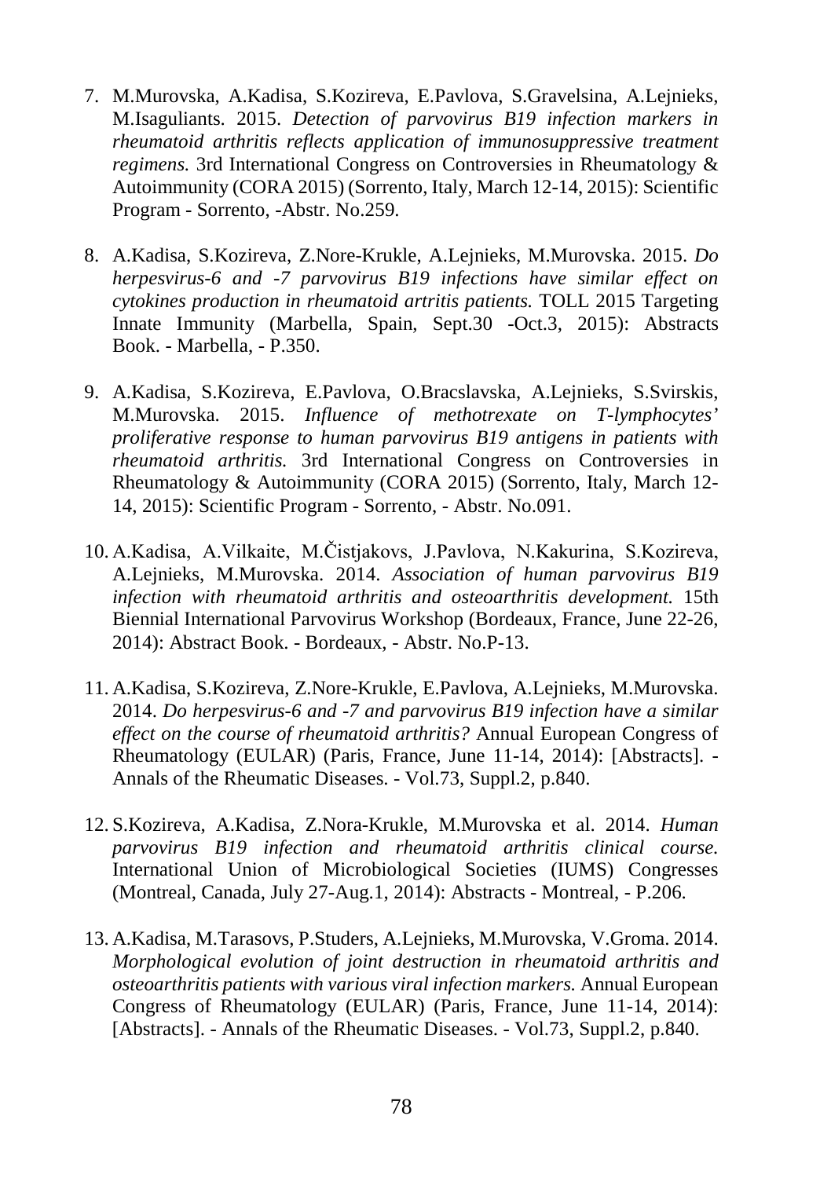7. M.Murovska, A.Kadisa, S.Kozireva, E.Pavlova, S.Gravelsina, A.Lejnieks, M.Isaguliants. 2015. *Detection of parvovirus B19 infection markers in rheumatoid arthritis reflects application of immunosuppressive treatment regimens.* 3rd International Congress on Controversies in Rheumatology & Autoimmunity (CORA 2015) (Sorrento, Italy, March 12-14, 2015): Scientific Program - Sorrento, -Abstr. No.259.

8. A.Kadisa, S.Kozireva, Z.Nore-Krukle, A.Lejnieks, M.Murovska. 2015. *Do herpesvirus-6 and -7 parvovirus B19 infections have similar effect on cytokines production in rheumatoid artritis patients.* TOLL 2015 Targeting Innate Immunity (Marbella, Spain, Sept.30 -Oct.3, 2015): Abstracts Book. - Marbella, - P.350.

9. A.Kadisa, S.Kozireva, E.Pavlova, O.Bracslavska, A.Lejnieks, S.Svirskis, M.Murovska. 2015. *Influence of methotrexate on T-lymphocytes' proliferative response to human parvovirus B19 antigens in patients with rheumatoid arthritis.* 3rd International Congress on Controversies in Rheumatology & Autoimmunity (CORA 2015) (Sorrento, Italy, March 12-14, 2015): Scientific Program - Sorrento, - Abstr. No.091.

10. A.Kadisa, A.Vilkaite, M.Čistjakovs, J.Pavlova, N.Kakurina, S.Kozireva, A.Lejnieks, M.Murovska. 2014. *Association of human parvovirus B19 infection with rheumatoid arthritis and osteoarthritis development.* 15th Biennial International Parvovirus Workshop (Bordeaux, France, June 22-26, 2014): Abstract Book. - Bordeaux, - Abstr. No.P-13.

11. A.Kadisa, S.Kozireva, Z.Nore-Krukle, E.Pavlova, A.Lejnieks, M.Murovska. 2014. *Do herpesvirus-6 and -7 and parvovirus B19 infection have a similar effect on the course of rheumatoid arthritis?* Annual European Congress of Rheumatology (EULAR) (Paris, France, June 11-14, 2014): [Abstracts]. - Annals of the Rheumatic Diseases. - Vol.73, Suppl.2, p.840.

12. S.Kozireva, A.Kadisa, Z.Nora-Krukle, M.Murovska et al. 2014. *Human parvovirus B19 infection and rheumatoid arthritis clinical course.* International Union of Microbiological Societies (IUMS) Congresses (Montreal, Canada, July 27-Aug.1, 2014): Abstracts - Montreal, - P.206.

13. A.Kadisa, M.Tarasovs, P.Studers, A.Lejnieks, M.Murovska, V.Groma. 2014. *Morphological evolution of joint destruction in rheumatoid arthritis and osteoarthritis patients with various viral infection markers.* Annual European Congress of Rheumatology (EULAR) (Paris, France, June 11-14, 2014): [Abstracts]. - Annals of the Rheumatic Diseases. - Vol.73, Suppl.2, p.840.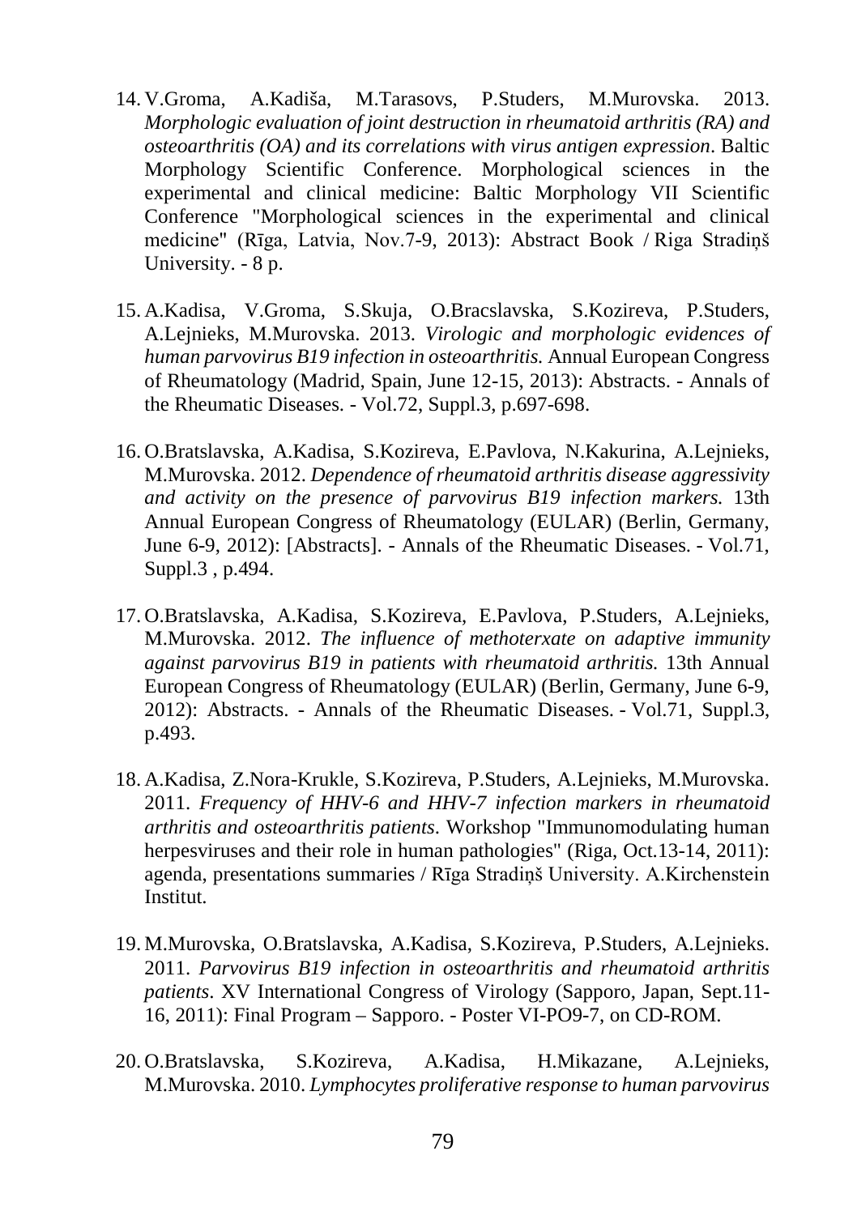14. V.Groma, A.Kadiša, M.Tarasovs, P.Studers, M.Murovska. 2013. *Morphologic evaluation of joint destruction in rheumatoid arthritis (RA) and osteoarthritis (OA) and its correlations with virus antigen expression*. Baltic Morphology Scientific Conference. Morphological sciences in the experimental and clinical medicine: Baltic Morphology VII Scientific Conference "Morphological sciences in the experimental and clinical medicine" (Rīga, Latvia, Nov.7-9, 2013): Abstract Book / Riga Stradiņš University. - 8 p.

15. A.Kadisa, V.Groma, S.Skuja, O.Bracslavska, S.Kozireva, P.Studers, A.Lejnieks, M.Murovska. 2013. *Virologic and morphologic evidences of human parvovirus B19 infection in osteoarthritis.* Annual European Congress of Rheumatology (Madrid, Spain, June 12-15, 2013): Abstracts. - Annals of the Rheumatic Diseases. - Vol.72, Suppl.3, p.697-698.

16. O.Bratslavska, A.Kadisa, S.Kozireva, E.Pavlova, N.Kakurina, A.Lejnieks, M.Murovska. 2012. *Dependence of rheumatoid arthritis disease aggressivity and activity on the presence of parvovirus B19 infection markers.* 13th Annual European Congress of Rheumatology (EULAR) (Berlin, Germany, June 6-9, 2012): [Abstracts]. - Annals of the Rheumatic Diseases. - Vol.71, Suppl.3 , p.494.

17. O.Bratslavska, A.Kadisa, S.Kozireva, E.Pavlova, P.Studers, A.Lejnieks, M.Murovska. 2012. *The influence of methoterxate on adaptive immunity against parvovirus B19 in patients with rheumatoid arthritis.* 13th Annual European Congress of Rheumatology (EULAR) (Berlin, Germany, June 6-9, 2012): Abstracts. - Annals of the Rheumatic Diseases. - Vol.71, Suppl.3, p.493.

18. A.Kadisa, Z.Nora-Krukle, S.Kozireva, P.Studers, A.Lejnieks, M.Murovska. 2011. *Frequency of HHV-6 and HHV-7 infection markers in rheumatoid arthritis and osteoarthritis patients*. Workshop "Immunomodulating human herpesviruses and their role in human pathologies" (Riga, Oct.13-14, 2011): agenda, presentations summaries / Rīga Stradiņš University. A.Kirchenstein Institut.

19. M.Murovska, O.Bratslavska, A.Kadisa, S.Kozireva, P.Studers, A.Lejnieks. 2011. *Parvovirus B19 infection in osteoarthritis and rheumatoid arthritis patients*. XV International Congress of Virology (Sapporo, Japan, Sept.11-16, 2011): Final Program – Sapporo. - Poster VI-PO9-7, on CD-ROM.

20. O.Bratslavska, S.Kozireva, A.Kadisa, H.Mikazane, A.Lejnieks, M.Murovska. 2010. *Lymphocytes proliferative response to human parvovirus*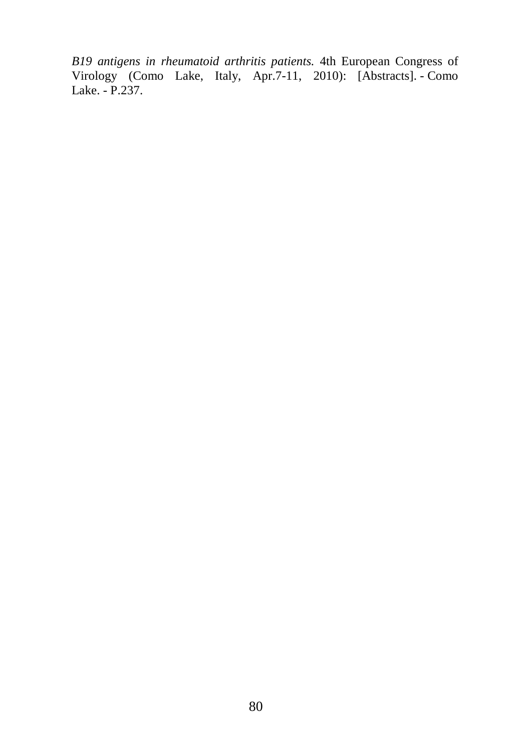*B19 antigens in rheumatoid arthritis patients.* 4th European Congress of Virology (Como Lake, Italy, Apr.7-11, 2010): [Abstracts]. - Como Lake. - P.237.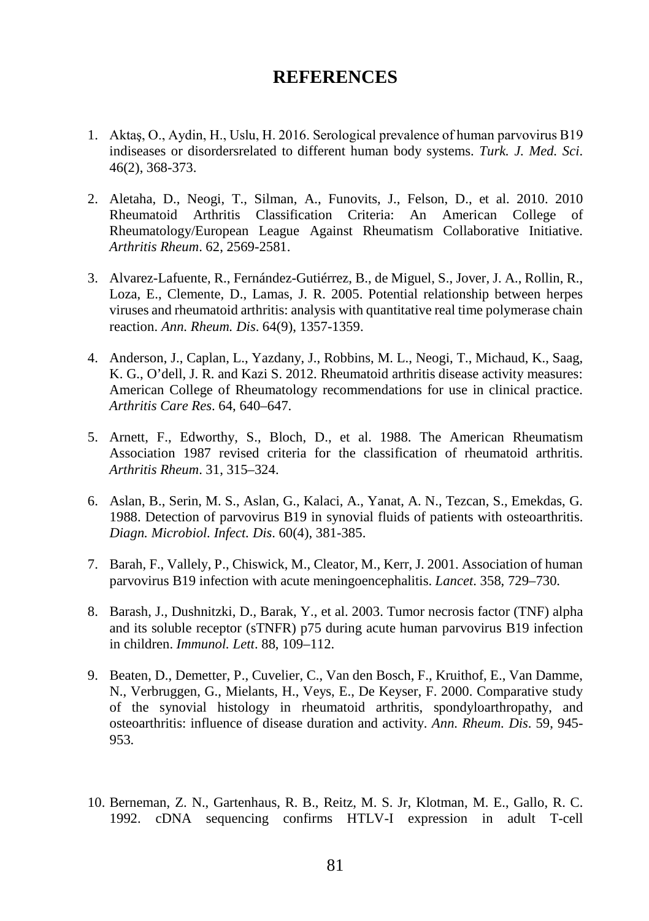# REFERENCES

1. Aktaş, O., Aydin, H., Uslu, H. 2016. Serological prevalence of human parvovirus B19 indiseases or disordersrelated to different human body systems. *Turk. J. Med. Sci*. 46(2), 368-373.

2. Aletaha, D., Neogi, T., Silman, A., Funovits, J., Felson, D., et al. 2010. 2010 Rheumatoid Arthritis Classification Criteria: An American College of Rheumatology/European League Against Rheumatism Collaborative Initiative. *Arthritis Rheum*. 62, 2569-2581.

3. Alvarez-Lafuente, R., Fernández-Gutiérrez, B., de Miguel, S., Jover, J. A., Rollin, R., Loza, E., Clemente, D., Lamas, J. R. 2005. Potential relationship between herpes viruses and rheumatoid arthritis: analysis with quantitative real time polymerase chain reaction. *Ann. Rheum. Dis*. 64(9), 1357-1359.

4. Anderson, J., Caplan, L., Yazdany, J., Robbins, M. L., Neogi, T., Michaud, K., Saag, K. G., O'dell, J. R. and Kazi S. 2012. Rheumatoid arthritis disease activity measures: American College of Rheumatology recommendations for use in clinical practice. *Arthritis Care Res*. 64, 640–647.

5. Arnett, F., Edworthy, S., Bloch, D., et al. 1988. The American Rheumatism Association 1987 revised criteria for the classification of rheumatoid arthritis. *Arthritis Rheum*. 31, 315–324.

6. Aslan, B., Serin, M. S., Aslan, G., Kalaci, A., Yanat, A. N., Tezcan, S., Emekdas, G. 1988. Detection of parvovirus B19 in synovial fluids of patients with osteoarthritis. *Diagn. Microbiol. Infect. Dis*. 60(4), 381-385.

7. Barah, F., Vallely, P., Chiswick, M., Cleator, M., Kerr, J. 2001. Association of human parvovirus B19 infection with acute meningoencephalitis. *Lancet*. 358, 729–730.

8. Barash, J., Dushnitzki, D., Barak, Y., et al. 2003. Tumor necrosis factor (TNF) alpha and its soluble receptor (sTNFR) p75 during acute human parvovirus B19 infection in children. *Immunol. Lett*. 88, 109–112.

9. Beaten, D., Demetter, P., Cuvelier, C., Van den Bosch, F., Kruithof, E., Van Damme, N., Verbruggen, G., Mielants, H., Veys, E., De Keyser, F. 2000. Comparative study of the synovial histology in rheumatoid arthritis, spondyloarthropathy, and osteoarthritis: influence of disease duration and activity. *Ann. Rheum. Dis*. 59, 945-953.

10. Berneman, Z. N., Gartenhaus, R. B., Reitz, M. S. Jr, Klotman, M. E., Gallo, R. C. 1992. cDNA sequencing confirms HTLV-I expression in adult T-cell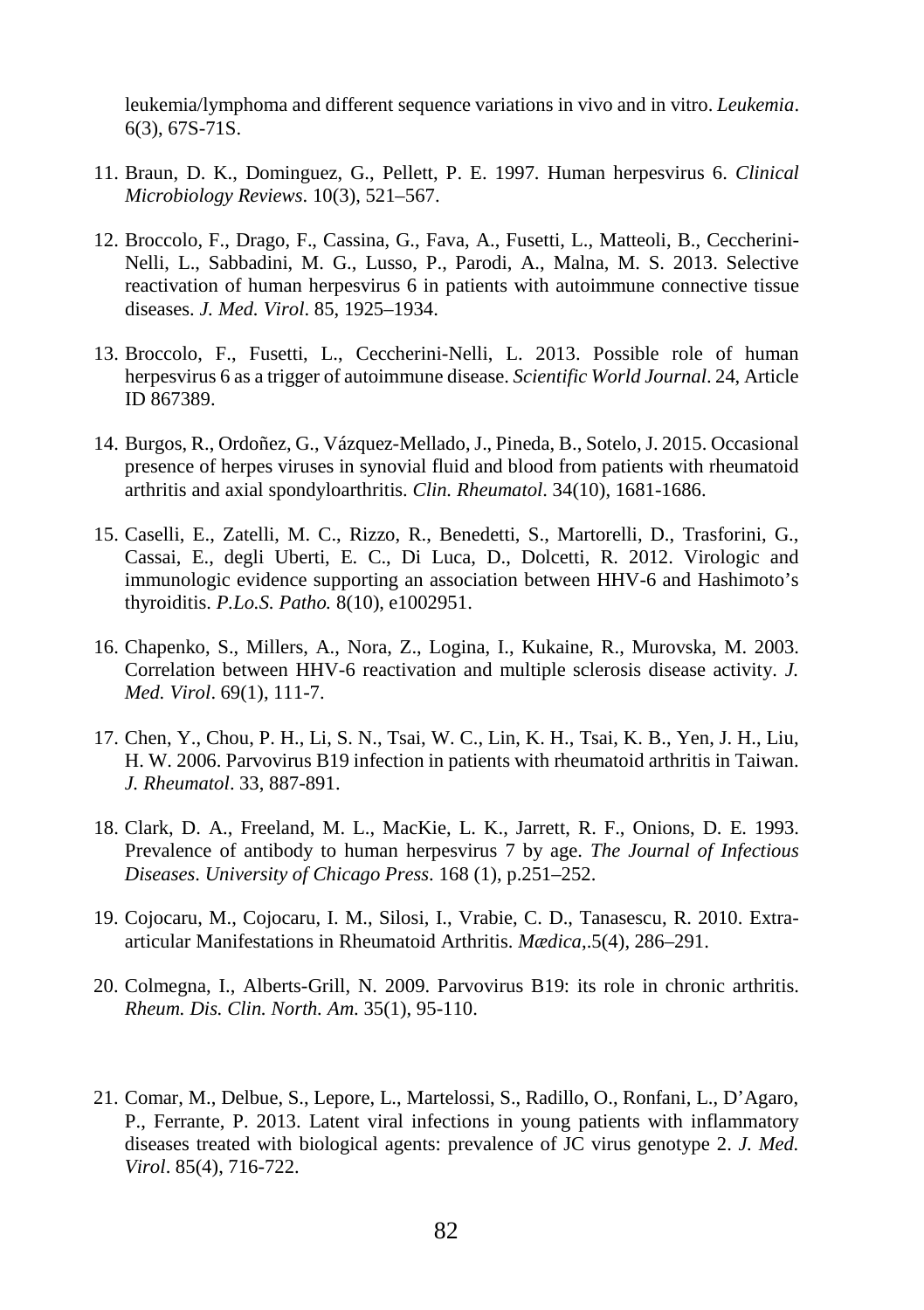leukemia/lymphoma and different sequence variations in vivo and in vitro. *Leukemia*. 6(3), 67S-71S.

11. Braun, D. K., Dominguez, G., Pellett, P. E. 1997. Human herpesvirus 6. *Clinical Microbiology Reviews*. 10(3), 521–567.

12. Broccolo, F., Drago, F., Cassina, G., Fava, A., Fusetti, L., Matteoli, B., Ceccherini-Nelli, L., Sabbadini, M. G., Lusso, P., Parodi, A., Malna, M. S. 2013. Selective reactivation of human herpesvirus 6 in patients with autoimmune connective tissue diseases. *J. Med. Virol*. 85, 1925–1934.

13. Broccolo, F., Fusetti, L., Ceccherini-Nelli, L. 2013. Possible role of human herpesvirus 6 as a trigger of autoimmune disease. *Scientific World Journal*. 24, Article ID 867389.

14. Burgos, R., Ordoñez, G., Vázquez-Mellado, J., Pineda, B., Sotelo, J. 2015. Occasional presence of herpes viruses in synovial fluid and blood from patients with rheumatoid arthritis and axial spondyloarthritis. *Clin. Rheumatol*. 34(10), 1681-1686.

15. Caselli, E., Zatelli, M. C., Rizzo, R., Benedetti, S., Martorelli, D., Trasforini, G., Cassai, E., degli Uberti, E. C., Di Luca, D., Dolcetti, R. 2012. Virologic and immunologic evidence supporting an association between HHV-6 and Hashimoto's thyroiditis. *P.Lo.S. Patho.* 8(10), e1002951.

16. Chapenko, S., Millers, A., Nora, Z., Logina, I., Kukaine, R., Murovska, M. 2003. Correlation between HHV-6 reactivation and multiple sclerosis disease activity. *J. Med. Virol*. 69(1), 111-7.

17. Chen, Y., Chou, P. H., Li, S. N., Tsai, W. C., Lin, K. H., Tsai, K. B., Yen, J. H., Liu, H. W. 2006. Parvovirus B19 infection in patients with rheumatoid arthritis in Taiwan. *J. Rheumatol*. 33, 887-891.

18. Clark, D. A., Freeland, M. L., MacKie, L. K., Jarrett, R. F., Onions, D. E. 1993. Prevalence of antibody to human herpesvirus 7 by age. *The Journal of Infectious Diseases*. *University of Chicago Press*. 168 (1), p.251–252.

19. Cojocaru, M., Cojocaru, I. M., Silosi, I., Vrabie, C. D., Tanasescu, R. 2010. Extra-articular Manifestations in Rheumatoid Arthritis. *Mædica*,.5(4), 286–291.

20. Colmegna, I., Alberts-Grill, N. 2009. Parvovirus B19: its role in chronic arthritis. *Rheum. Dis. Clin. North. Am*. 35(1), 95-110.

21. Comar, M., Delbue, S., Lepore, L., Martelossi, S., Radillo, O., Ronfani, L., D'Agaro, P., Ferrante, P. 2013. Latent viral infections in young patients with inflammatory diseases treated with biological agents: prevalence of JC virus genotype 2. *J. Med. Virol*. 85(4), 716-722.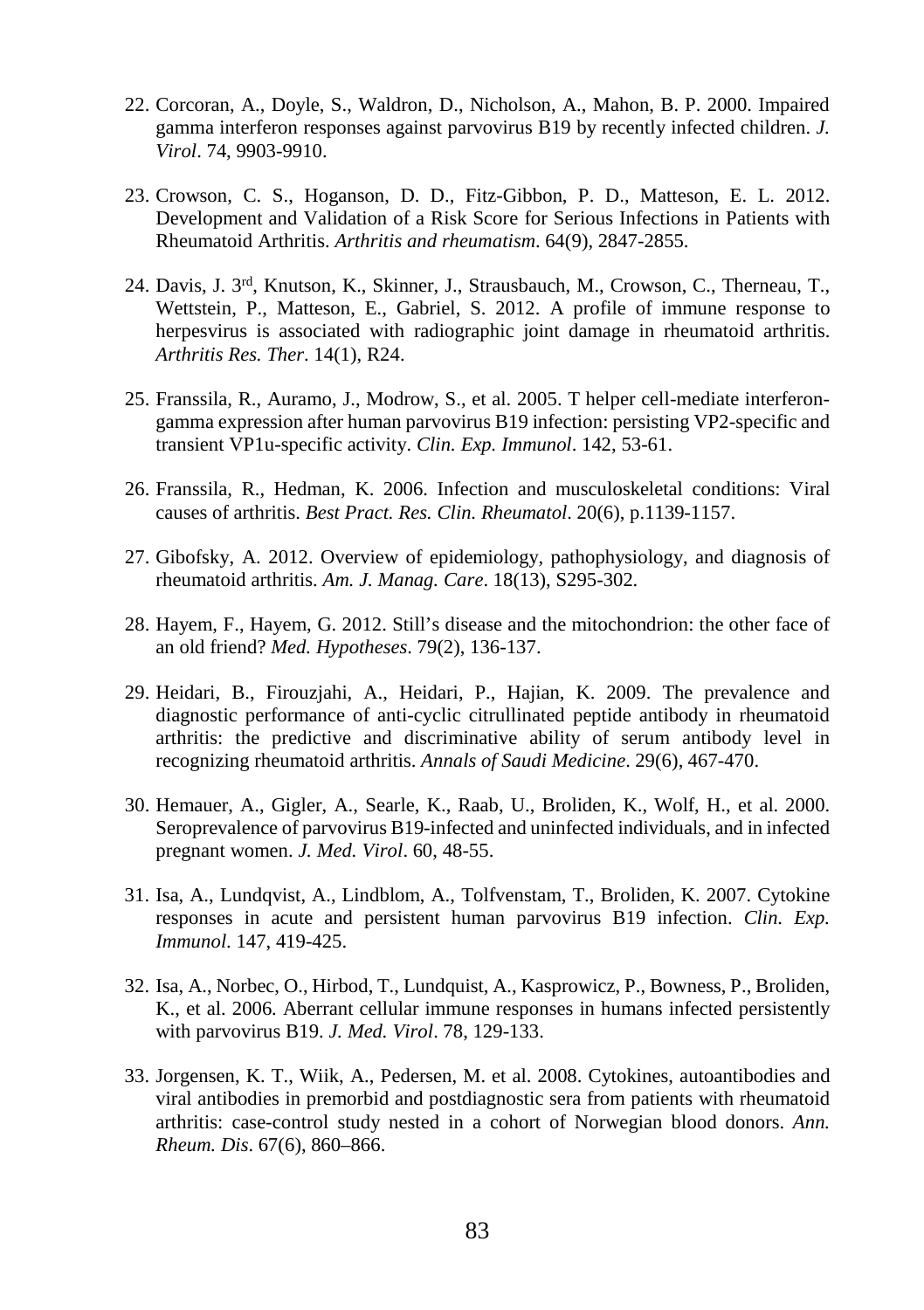22. Corcoran, A., Doyle, S., Waldron, D., Nicholson, A., Mahon, B. P. 2000. Impaired gamma interferon responses against parvovirus B19 by recently infected children. *J. Virol*. 74, 9903-9910.

23. Crowson, C. S., Hoganson, D. D., Fitz-Gibbon, P. D., Matteson, E. L. 2012. Development and Validation of a Risk Score for Serious Infections in Patients with Rheumatoid Arthritis. *Arthritis and rheumatism*. 64(9), 2847-2855.

24. Davis, J. 3rd, Knutson, K., Skinner, J., Strausbauch, M., Crowson, C., Therneau, T., Wettstein, P., Matteson, E., Gabriel, S. 2012. A profile of immune response to herpesvirus is associated with radiographic joint damage in rheumatoid arthritis. *Arthritis Res. Ther*. 14(1), R24.

25. Franssila, R., Auramo, J., Modrow, S., et al. 2005. T helper cell-mediate interferon-gamma expression after human parvovirus B19 infection: persisting VP2-specific and transient VP1u-specific activity. *Clin. Exp. Immunol*. 142, 53-61.

26. Franssila, R., Hedman, K. 2006. Infection and musculoskeletal conditions: Viral causes of arthritis. *Best Pract. Res. Clin. Rheumatol*. 20(6), p.1139-1157.

27. Gibofsky, A. 2012. Overview of epidemiology, pathophysiology, and diagnosis of rheumatoid arthritis. *Am. J. Manag. Care*. 18(13), S295-302.

28. Hayem, F., Hayem, G. 2012. Still's disease and the mitochondrion: the other face of an old friend? *Med. Hypotheses*. 79(2), 136-137.

29. Heidari, B., Firouzjahi, A., Heidari, P., Hajian, K. 2009. The prevalence and diagnostic performance of anti-cyclic citrullinated peptide antibody in rheumatoid arthritis: the predictive and discriminative ability of serum antibody level in recognizing rheumatoid arthritis. *Annals of Saudi Medicine*. 29(6), 467-470.

30. Hemauer, A., Gigler, A., Searle, K., Raab, U., Broliden, K., Wolf, H., et al. 2000. Seroprevalence of parvovirus B19-infected and uninfected individuals, and in infected pregnant women. *J. Med. Virol*. 60, 48-55.

31. Isa, A., Lundqvist, A., Lindblom, A., Tolfvenstam, T., Broliden, K. 2007. Cytokine responses in acute and persistent human parvovirus B19 infection. *Clin. Exp. Immunol*. 147, 419-425.

32. Isa, A., Norbec, O., Hirbod, T., Lundquist, A., Kasprowicz, P., Bowness, P., Broliden, K., et al. 2006. Aberrant cellular immune responses in humans infected persistently with parvovirus B19. *J. Med. Virol*. 78, 129-133.

33. Jorgensen, K. T., Wiik, A., Pedersen, M. et al. 2008. Cytokines, autoantibodies and viral antibodies in premorbid and postdiagnostic sera from patients with rheumatoid arthritis: case-control study nested in a cohort of Norwegian blood donors. *Ann. Rheum. Dis*. 67(6), 860–866.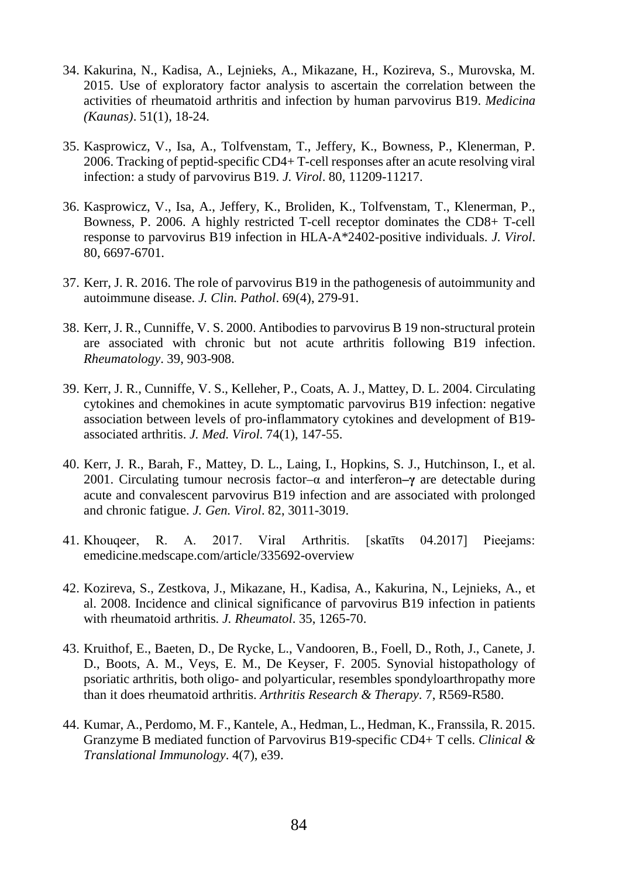34. Kakurina, N., Kadisa, A., Lejnieks, A., Mikazane, H., Kozireva, S., Murovska, M. 2015. Use of exploratory factor analysis to ascertain the correlation between the activities of rheumatoid arthritis and infection by human parvovirus B19. *Medicina (Kaunas)*. 51(1), 18-24.

35. Kasprowicz, V., Isa, A., Tolfvenstam, T., Jeffery, K., Bowness, P., Klenerman, P. 2006. Tracking of peptid-specific CD4+ T-cell responses after an acute resolving viral infection: a study of parvovirus B19. *J. Virol*. 80, 11209-11217.

36. Kasprowicz, V., Isa, A., Jeffery, K., Broliden, K., Tolfvenstam, T., Klenerman, P., Bowness, P. 2006. A highly restricted T-cell receptor dominates the CD8+ T-cell response to parvovirus B19 infection in HLA-A*2402-positive individuals. *J. Virol*. 80, 6697-6701.

37. Kerr, J. R. 2016. The role of parvovirus B19 in the pathogenesis of autoimmunity and autoimmune disease. *J. Clin. Pathol*. 69(4), 279-91.

38. Kerr, J. R., Cunniffe, V. S. 2000. Antibodies to parvovirus B 19 non-structural protein are associated with chronic but not acute arthritis following B19 infection. *Rheumatology*. 39, 903-908.

39. Kerr, J. R., Cunniffe, V. S., Kelleher, P., Coats, A. J., Mattey, D. L. 2004. Circulating cytokines and chemokines in acute symptomatic parvovirus B19 infection: negative association between levels of pro-inflammatory cytokines and development of B19-associated arthritis. *J. Med. Virol*. 74(1), 147-55.

40. Kerr, J. R., Barah, F., Mattey, D. L., Laing, I., Hopkins, S. J., Hutchinson, I., et al. 2001. Circulating tumour necrosis factor–α and interferon–γ are detectable during acute and convalescent parvovirus B19 infection and are associated with prolonged and chronic fatigue. *J. Gen. Virol*. 82, 3011-3019.

41. Khouqeer, R. A. 2017. Viral Arthritis. [skatīts 04.2017] Pieejams: emedicine.medscape.com/article/335692-overview

42. Kozireva, S., Zestkova, J., Mikazane, H., Kadisa, A., Kakurina, N., Lejnieks, A., et al. 2008. Incidence and clinical significance of parvovirus B19 infection in patients with rheumatoid arthritis. *J. Rheumatol*. 35, 1265-70.

43. Kruithof, E., Baeten, D., De Rycke, L., Vandooren, B., Foell, D., Roth, J., Canete, J. D., Boots, A. M., Veys, E. M., De Keyser, F. 2005. Synovial histopathology of psoriatic arthritis, both oligo- and polyarticular, resembles spondyloarthropathy more than it does rheumatoid arthritis. *Arthritis Research & Therapy*. 7, R569-R580.

44. Kumar, A., Perdomo, M. F., Kantele, A., Hedman, L., Hedman, K., Franssila, R. 2015. Granzyme B mediated function of Parvovirus B19-specific CD4+ T cells. *Clinical & Translational Immunology*. 4(7), e39.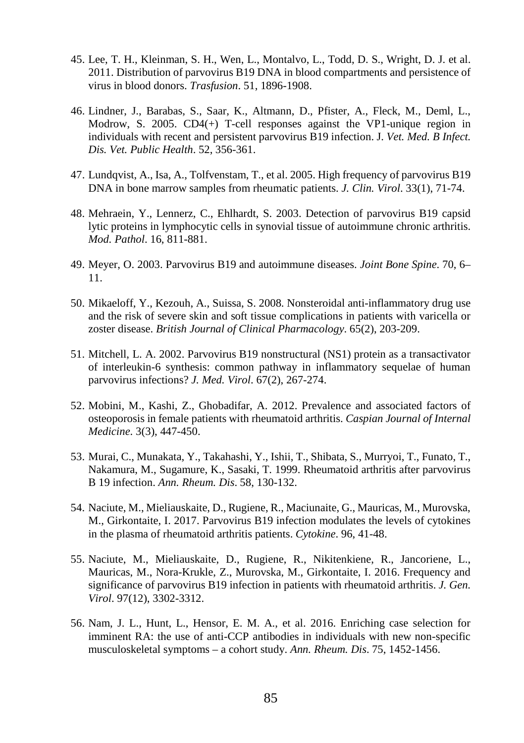45. Lee, T. H., Kleinman, S. H., Wen, L., Montalvo, L., Todd, D. S., Wright, D. J. et al. 2011. Distribution of parvovirus B19 DNA in blood compartments and persistence of virus in blood donors. *Trasfusion*. 51, 1896-1908.

46. Lindner, J., Barabas, S., Saar, K., Altmann, D., Pfister, A., Fleck, M., Deml, L., Modrow, S. 2005. CD4(+) T-cell responses against the VP1-unique region in individuals with recent and persistent parvovirus B19 infection. J. *Vet. Med. B Infect. Dis. Vet. Public Health*. 52, 356-361.

47. Lundqvist, A., Isa, A., Tolfvenstam, T., et al. 2005. High frequency of parvovirus B19 DNA in bone marrow samples from rheumatic patients. *J. Clin. Virol*. 33(1), 71-74.

48. Mehraein, Y., Lennerz, C., Ehlhardt, S. 2003. Detection of parvovirus B19 capsid lytic proteins in lymphocytic cells in synovial tissue of autoimmune chronic arthritis. *Mod. Pathol*. 16, 811-881.

49. Meyer, O. 2003. Parvovirus B19 and autoimmune diseases. *Joint Bone Spine*. 70, 6–11.

50. Mikaeloff, Y., Kezouh, A., Suissa, S. 2008. Nonsteroidal anti-inflammatory drug use and the risk of severe skin and soft tissue complications in patients with varicella or zoster disease. *British Journal of Clinical Pharmacology*. 65(2), 203-209.

51. Mitchell, L. A. 2002. Parvovirus B19 nonstructural (NS1) protein as a transactivator of interleukin-6 synthesis: common pathway in inflammatory sequelae of human parvovirus infections? *J. Med. Virol*. 67(2), 267-274.

52. Mobini, M., Kashi, Z., Ghobadifar, A. 2012. Prevalence and associated factors of osteoporosis in female patients with rheumatoid arthritis. *Caspian Journal of Internal Medicine*. 3(3), 447-450.

53. Murai, C., Munakata, Y., Takahashi, Y., Ishii, T., Shibata, S., Murryoi, T., Funato, T., Nakamura, M., Sugamure, K., Sasaki, T. 1999. Rheumatoid arthritis after parvovirus B 19 infection. *Ann. Rheum. Dis*. 58, 130-132.

54. Naciute, M., Mieliauskaite, D., Rugiene, R., Maciunaite, G., Mauricas, M., Murovska, M., Girkontaite, I. 2017. Parvovirus B19 infection modulates the levels of cytokines in the plasma of rheumatoid arthritis patients. *Cytokine*. 96, 41-48.

55. Naciute, M., Mieliauskaite, D., Rugiene, R., Nikitenkiene, R., Jancoriene, L., Mauricas, M., Nora-Krukle, Z., Murovska, M., Girkontaite, I. 2016. Frequency and significance of parvovirus B19 infection in patients with rheumatoid arthritis. *J. Gen. Virol*. 97(12), 3302-3312.

56. Nam, J. L., Hunt, L., Hensor, E. M. A., et al. 2016. Enriching case selection for imminent RA: the use of anti-CCP antibodies in individuals with new non-specific musculoskeletal symptoms – a cohort study. *Ann. Rheum. Dis*. 75, 1452-1456.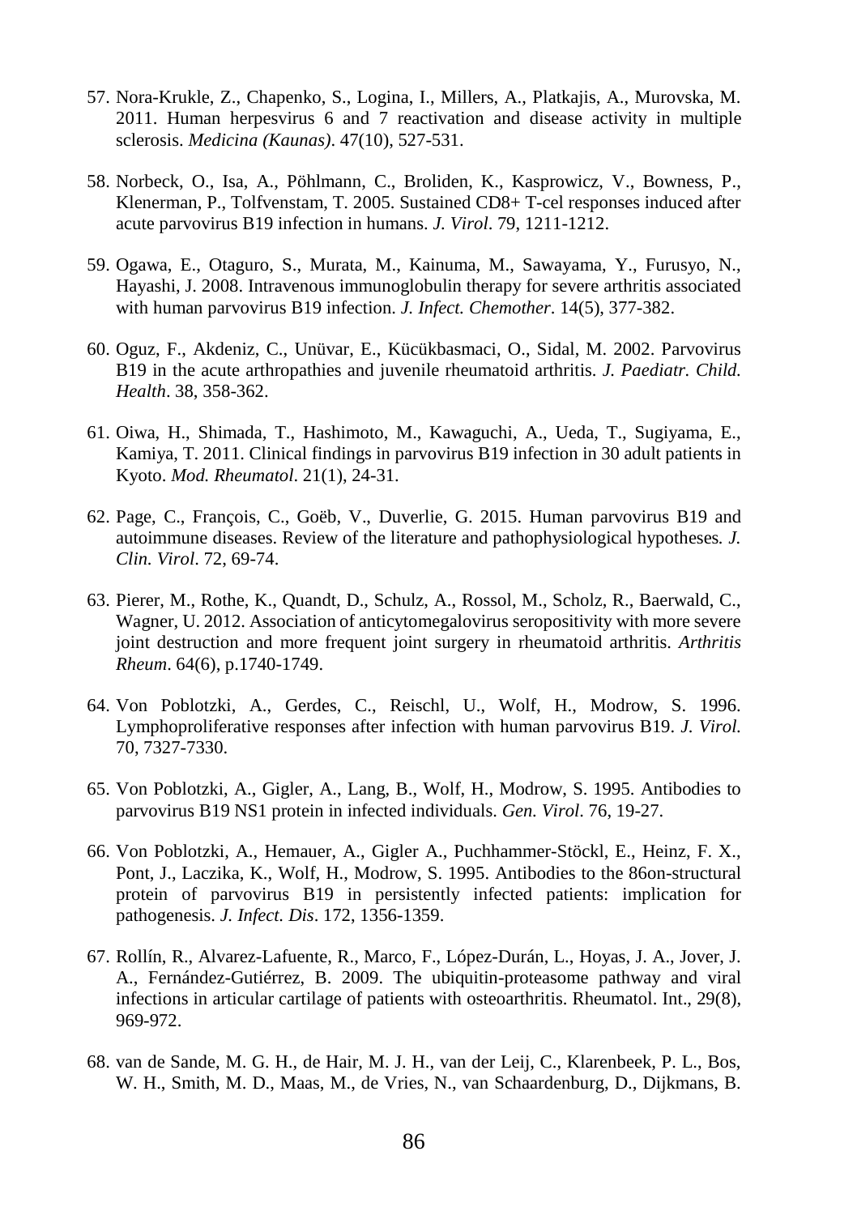57. Nora-Krukle, Z., Chapenko, S., Logina, I., Millers, A., Platkajis, A., Murovska, M. 2011. Human herpesvirus 6 and 7 reactivation and disease activity in multiple sclerosis. *Medicina (Kaunas)*. 47(10), 527-531.

58. Norbeck, O., Isa, A., Pöhlmann, C., Broliden, K., Kasprowicz, V., Bowness, P., Klenerman, P., Tolfvenstam, T. 2005. Sustained CD8+ T-cel responses induced after acute parvovirus B19 infection in humans. *J. Virol*. 79, 1211-1212.

59. Ogawa, E., Otaguro, S., Murata, M., Kainuma, M., Sawayama, Y., Furusyo, N., Hayashi, J. 2008. Intravenous immunoglobulin therapy for severe arthritis associated with human parvovirus B19 infection. *J. Infect. Chemother*. 14(5), 377-382.

60. Oguz, F., Akdeniz, C., Unüvar, E., Kücükbasmaci, O., Sidal, M. 2002. Parvovirus B19 in the acute arthropathies and juvenile rheumatoid arthritis. *J. Paediatr. Child. Health*. 38, 358-362.

61. Oiwa, H., Shimada, T., Hashimoto, M., Kawaguchi, A., Ueda, T., Sugiyama, E., Kamiya, T. 2011. Clinical findings in parvovirus B19 infection in 30 adult patients in Kyoto. *Mod. Rheumatol*. 21(1), 24-31.

62. Page, C., François, C., Goëb, V., Duverlie, G. 2015. Human parvovirus B19 and autoimmune diseases. Review of the literature and pathophysiological hypotheses. *J. Clin. Virol*. 72, 69-74.

63. Pierer, M., Rothe, K., Quandt, D., Schulz, A., Rossol, M., Scholz, R., Baerwald, C., Wagner, U. 2012. Association of anticytomegalovirus seropositivity with more severe joint destruction and more frequent joint surgery in rheumatoid arthritis. *Arthritis Rheum*. 64(6), p.1740-1749.

64. Von Poblotzki, A., Gerdes, C., Reischl, U., Wolf, H., Modrow, S. 1996. Lymphoproliferative responses after infection with human parvovirus B19. *J. Virol.* 70, 7327-7330.

65. Von Poblotzki, A., Gigler, A., Lang, B., Wolf, H., Modrow, S. 1995. Antibodies to parvovirus B19 NS1 protein in infected individuals. *Gen. Virol*. 76, 19-27.

66. Von Poblotzki, A., Hemauer, A., Gigler A., Puchhammer-Stöckl, E., Heinz, F. X., Pont, J., Laczika, K., Wolf, H., Modrow, S. 1995. Antibodies to the 86on-structural protein of parvovirus B19 in persistently infected patients: implication for pathogenesis. *J. Infect. Dis*. 172, 1356-1359.

67. Rollín, R., Alvarez-Lafuente, R., Marco, F., López-Durán, L., Hoyas, J. A., Jover, J. A., Fernández-Gutiérrez, B. 2009. The ubiquitin-proteasome pathway and viral infections in articular cartilage of patients with osteoarthritis. Rheumatol. Int., 29(8), 969-972.

68. van de Sande, M. G. H., de Hair, M. J. H., van der Leij, C., Klarenbeek, P. L., Bos, W. H., Smith, M. D., Maas, M., de Vries, N., van Schaardenburg, D., Dijkmans, B.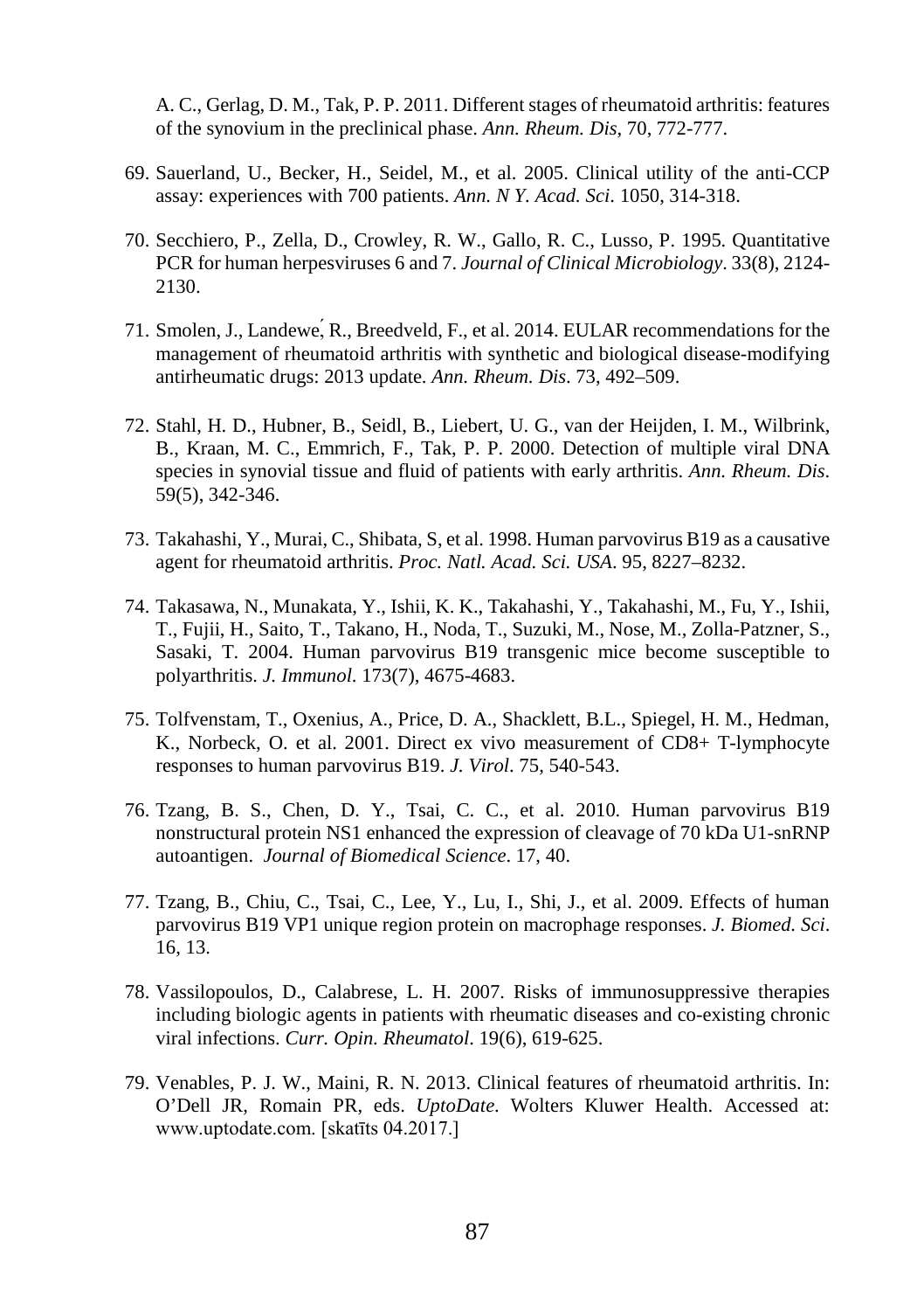A. C., Gerlag, D. M., Tak, P. P. 2011. Different stages of rheumatoid arthritis: features of the synovium in the preclinical phase. *Ann. Rheum. Dis*, 70, 772-777.

69. Sauerland, U., Becker, H., Seidel, M., et al. 2005. Clinical utility of the anti-CCP assay: experiences with 700 patients. *Ann. N Y. Acad. Sci*. 1050, 314-318.

70. Secchiero, P., Zella, D., Crowley, R. W., Gallo, R. C., Lusso, P. 1995. Quantitative PCR for human herpesviruses 6 and 7. *Journal of Clinical Microbiology*. 33(8), 2124-2130.

71. Smolen, J., Landewé, R., Breedveld, F., et al. 2014. EULAR recommendations for the management of rheumatoid arthritis with synthetic and biological disease-modifying antirheumatic drugs: 2013 update. *Ann. Rheum. Dis*. 73, 492–509.

72. Stahl, H. D., Hubner, B., Seidl, B., Liebert, U. G., van der Heijden, I. M., Wilbrink, B., Kraan, M. C., Emmrich, F., Tak, P. P. 2000. Detection of multiple viral DNA species in synovial tissue and fluid of patients with early arthritis. *Ann. Rheum. Dis*. 59(5), 342-346.

73. Takahashi, Y., Murai, C., Shibata, S, et al. 1998. Human parvovirus B19 as a causative agent for rheumatoid arthritis. *Proc. Natl. Acad. Sci. USA*. 95, 8227–8232.

74. Takasawa, N., Munakata, Y., Ishii, K. K., Takahashi, Y., Takahashi, M., Fu, Y., Ishii, T., Fujii, H., Saito, T., Takano, H., Noda, T., Suzuki, M., Nose, M., Zolla-Patzner, S., Sasaki, T. 2004. Human parvovirus B19 transgenic mice become susceptible to polyarthritis. *J. Immunol*. 173(7), 4675-4683.

75. Tolfvenstam, T., Oxenius, A., Price, D. A., Shacklett, B.L., Spiegel, H. M., Hedman, K., Norbeck, O. et al. 2001. Direct ex vivo measurement of CD8+ T-lymphocyte responses to human parvovirus B19. *J. Virol*. 75, 540-543.

76. Tzang, B. S., Chen, D. Y., Tsai, C. C., et al. 2010. Human parvovirus B19 nonstructural protein NS1 enhanced the expression of cleavage of 70 kDa U1-snRNP autoantigen. *Journal of Biomedical Science*. 17, 40.

77. Tzang, B., Chiu, C., Tsai, C., Lee, Y., Lu, I., Shi, J., et al. 2009. Effects of human parvovirus B19 VP1 unique region protein on macrophage responses. *J. Biomed. Sci*. 16, 13.

78. Vassilopoulos, D., Calabrese, L. H. 2007. Risks of immunosuppressive therapies including biologic agents in patients with rheumatic diseases and co-existing chronic viral infections. *Curr. Opin. Rheumatol*. 19(6), 619-625.

79. Venables, P. J. W., Maini, R. N. 2013. Clinical features of rheumatoid arthritis. In: O'Dell JR, Romain PR, eds. *UptoDate*. Wolters Kluwer Health. Accessed at: www.uptodate.com. [skatīts 04.2017.]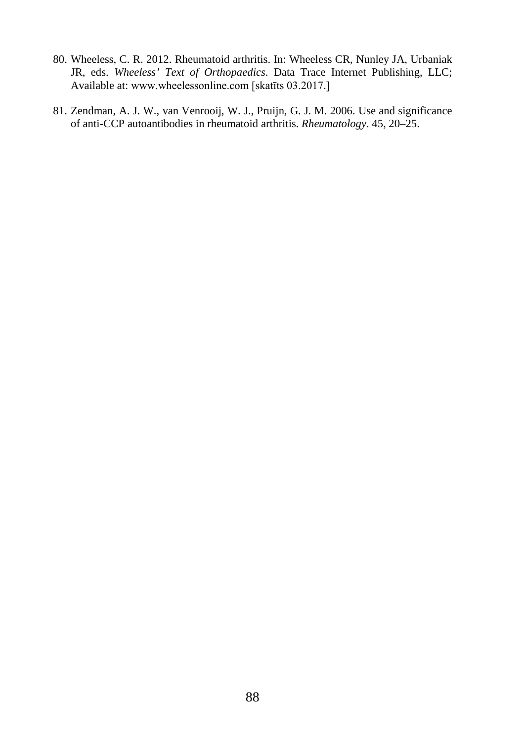80. Wheeless, C. R. 2012. Rheumatoid arthritis. In: Wheeless CR, Nunley JA, Urbaniak JR, eds. *Wheeless' Text of Orthopaedics*. Data Trace Internet Publishing, LLC; Available at: www.wheelessonline.com [skatīts 03.2017.]

81. Zendman, A. J. W., van Venrooij, W. J., Pruijn, G. J. M. 2006. Use and significance of anti-CCP autoantibodies in rheumatoid arthritis. *Rheumatology*. 45, 20–25.